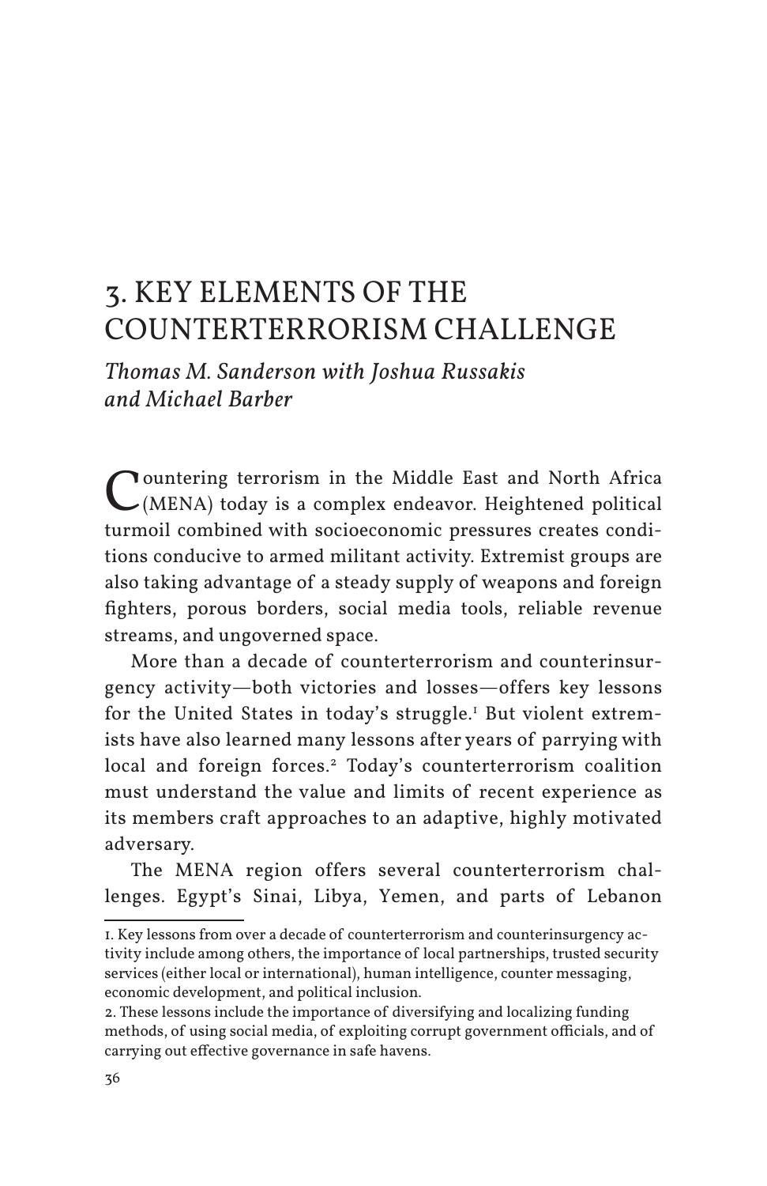# 3. KEY ELEMENTS OF THE COUNTERTERRORISM CHALLENGE

*Thomas M. Sanderson with Joshua Russakis and Michael Barber*

Countering terrorism in the Middle East and North Africa (MENA) today is a complex endeavor. Heightened political turmoil combined with socioeconomic pressures creates conditions conducive to armed militant activity. Extremist groups are also taking advantage of a steady supply of weapons and foreign fighters, porous borders, social media tools, reliable revenue streams, and ungoverned space.

More than a decade of counterterrorism and counterinsurgency activity—both victories and losses—offers key lessons for the United States in today's struggle.[1] But violent extremists have also learned many lessons after years of parrying with local and foreign forces.[2] Today's counterterrorism coalition must understand the value and limits of recent experience as its members craft approaches to an adaptive, highly motivated adversary.

The MENA region offers several counterterrorism challenges. Egypt's Sinai, Libya, Yemen, and parts of Lebanon

---

1. Key lessons from over a decade of counterterrorism and counterinsurgency activity include among others, the importance of local partnerships, trusted security services (either local or international), human intelligence, counter messaging, economic development, and political inclusion.

2. These lessons include the importance of diversifying and localizing funding methods, of using social media, of exploiting corrupt government officials, and of carrying out effective governance in safe havens.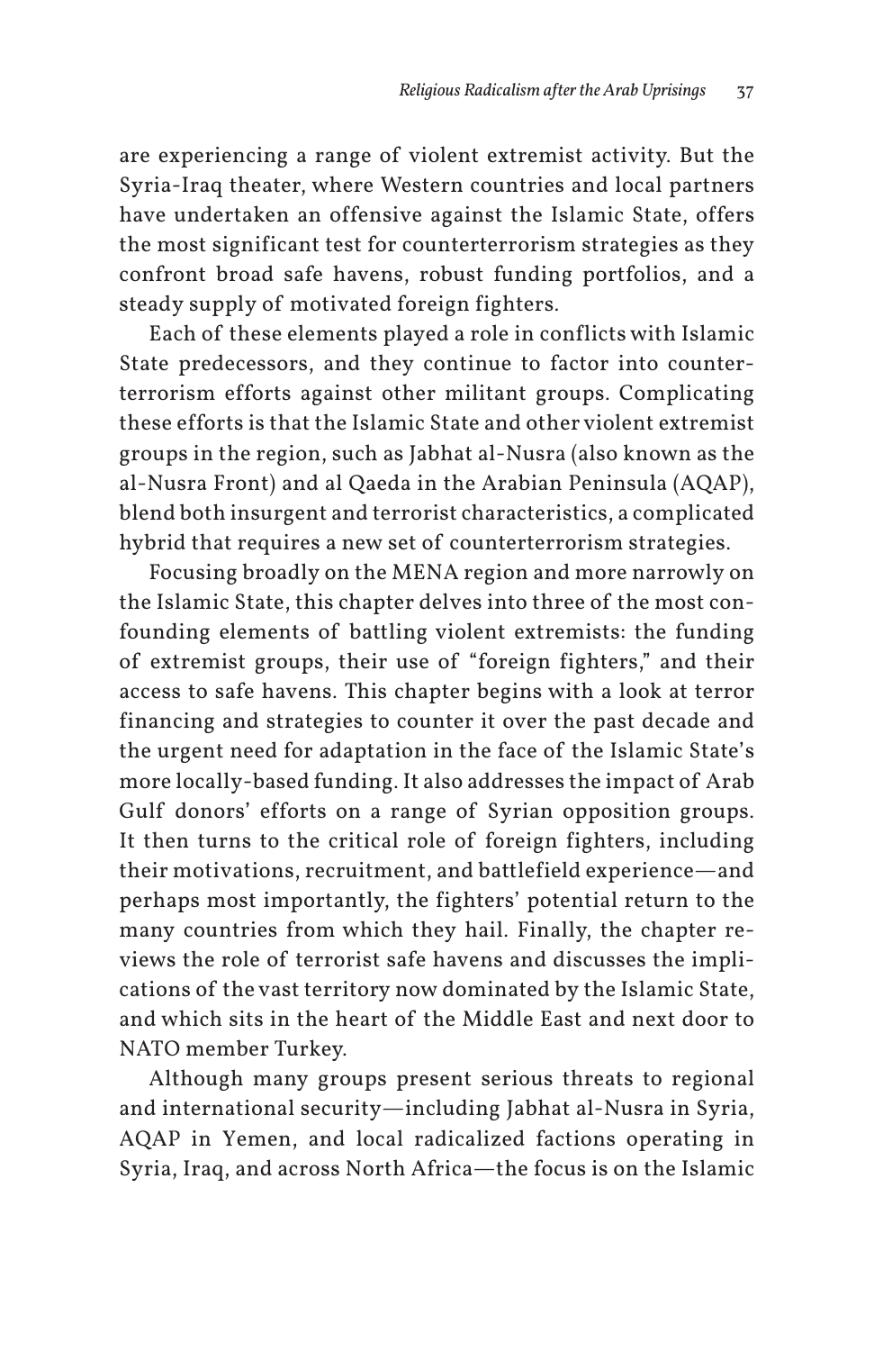are experiencing a range of violent extremist activity. But the Syria-Iraq theater, where Western countries and local partners have undertaken an offensive against the Islamic State, offers the most significant test for counterterrorism strategies as they confront broad safe havens, robust funding portfolios, and a steady supply of motivated foreign fighters.

Each of these elements played a role in conflicts with Islamic State predecessors, and they continue to factor into counterterrorism efforts against other militant groups. Complicating these efforts is that the Islamic State and other violent extremist groups in the region, such as Jabhat al-Nusra (also known as the al-Nusra Front) and al Qaeda in the Arabian Peninsula (AQAP), blend both insurgent and terrorist characteristics, a complicated hybrid that requires a new set of counterterrorism strategies.

Focusing broadly on the MENA region and more narrowly on the Islamic State, this chapter delves into three of the most confounding elements of battling violent extremists: the funding of extremist groups, their use of "foreign fighters," and their access to safe havens. This chapter begins with a look at terror financing and strategies to counter it over the past decade and the urgent need for adaptation in the face of the Islamic State's more locally-based funding. It also addresses the impact of Arab Gulf donors' efforts on a range of Syrian opposition groups. It then turns to the critical role of foreign fighters, including their motivations, recruitment, and battlefield experience—and perhaps most importantly, the fighters' potential return to the many countries from which they hail. Finally, the chapter reviews the role of terrorist safe havens and discusses the implications of the vast territory now dominated by the Islamic State, and which sits in the heart of the Middle East and next door to NATO member Turkey.

Although many groups present serious threats to regional and international security—including Jabhat al-Nusra in Syria, AQAP in Yemen, and local radicalized factions operating in Syria, Iraq, and across North Africa—the focus is on the Islamic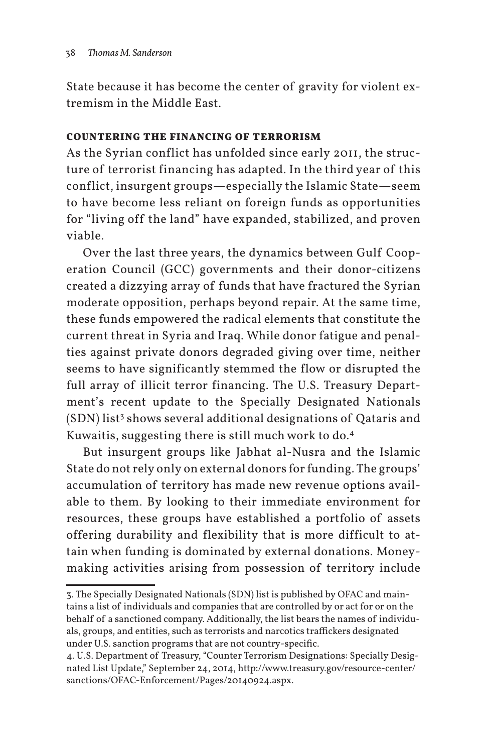State because it has become the center of gravity for violent extremism in the Middle East.

## COUNTERING THE FINANCING OF TERRORISM

As the Syrian conflict has unfolded since early 2011, the structure of terrorist financing has adapted. In the third year of this conflict, insurgent groups—especially the Islamic State—seem to have become less reliant on foreign funds as opportunities for "living off the land" have expanded, stabilized, and proven viable.

Over the last three years, the dynamics between Gulf Cooperation Council (GCC) governments and their donor-citizens created a dizzying array of funds that have fractured the Syrian moderate opposition, perhaps beyond repair. At the same time, these funds empowered the radical elements that constitute the current threat in Syria and Iraq. While donor fatigue and penalties against private donors degraded giving over time, neither seems to have significantly stemmed the flow or disrupted the full array of illicit terror financing. The U.S. Treasury Department's recent update to the Specially Designated Nationals (SDN) list[3] shows several additional designations of Qataris and Kuwaitis, suggesting there is still much work to do.[4]

But insurgent groups like Jabhat al-Nusra and the Islamic State do not rely only on external donors for funding. The groups' accumulation of territory has made new revenue options available to them. By looking to their immediate environment for resources, these groups have established a portfolio of assets offering durability and flexibility that is more difficult to attain when funding is dominated by external donations. Money-making activities arising from possession of territory include

---

3. The Specially Designated Nationals (SDN) list is published by OFAC and maintains a list of individuals and companies that are controlled by or act for or on the behalf of a sanctioned company. Additionally, the list bears the names of individuals, groups, and entities, such as terrorists and narcotics traffickers designated under U.S. sanction programs that are not country-specific.

4. U.S. Department of Treasury, "Counter Terrorism Designations: Specially Designated List Update," September 24, 2014, http://www.treasury.gov/resource-center/sanctions/OFAC-Enforcement/Pages/20140924.aspx.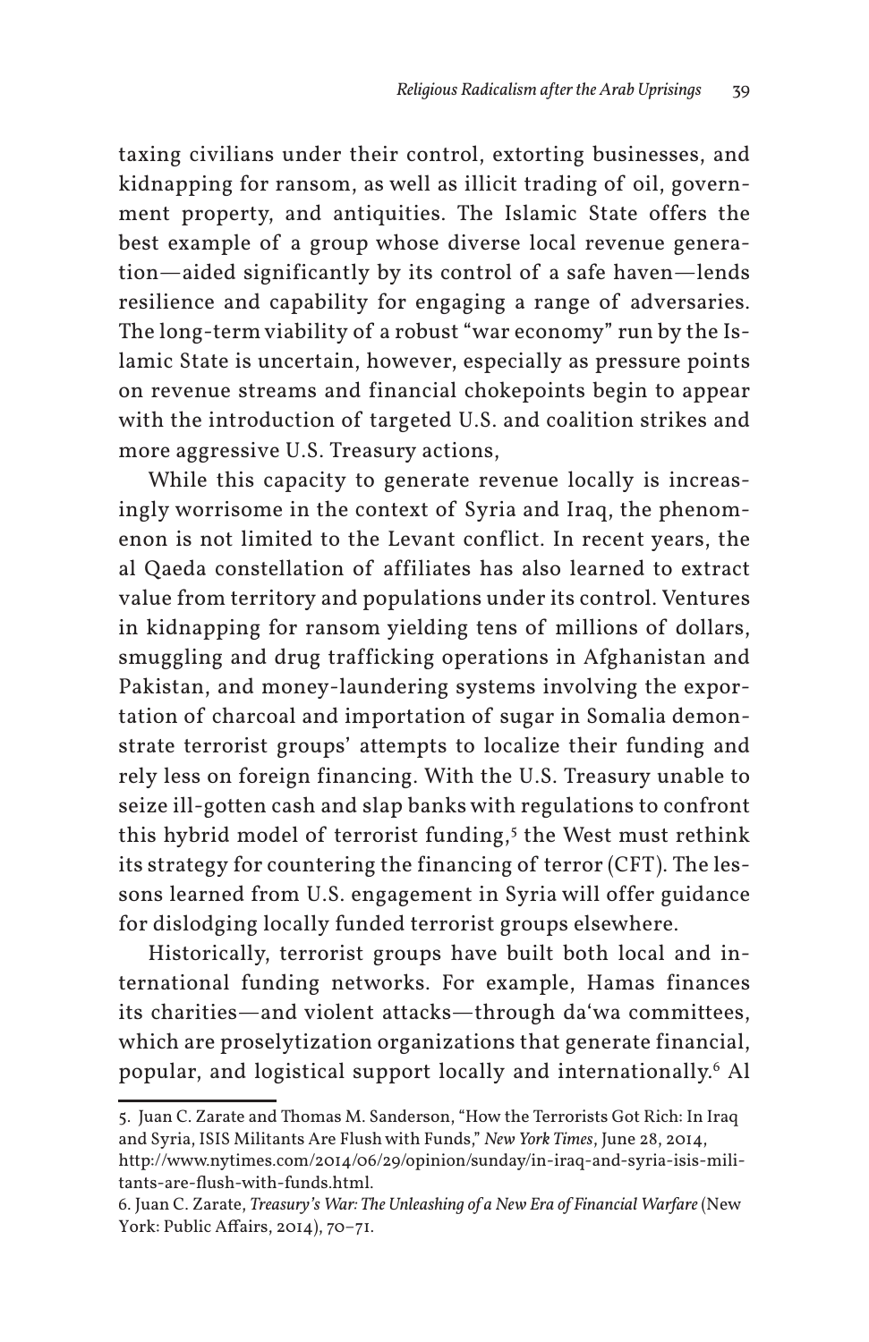taxing civilians under their control, extorting businesses, and kidnapping for ransom, as well as illicit trading of oil, government property, and antiquities. The Islamic State offers the best example of a group whose diverse local revenue generation—aided significantly by its control of a safe haven—lends resilience and capability for engaging a range of adversaries. The long-term viability of a robust "war economy" run by the Islamic State is uncertain, however, especially as pressure points on revenue streams and financial chokepoints begin to appear with the introduction of targeted U.S. and coalition strikes and more aggressive U.S. Treasury actions,

While this capacity to generate revenue locally is increasingly worrisome in the context of Syria and Iraq, the phenomenon is not limited to the Levant conflict. In recent years, the al Qaeda constellation of affiliates has also learned to extract value from territory and populations under its control. Ventures in kidnapping for ransom yielding tens of millions of dollars, smuggling and drug trafficking operations in Afghanistan and Pakistan, and money-laundering systems involving the exportation of charcoal and importation of sugar in Somalia demonstrate terrorist groups' attempts to localize their funding and rely less on foreign financing. With the U.S. Treasury unable to seize ill-gotten cash and slap banks with regulations to confront this hybrid model of terrorist funding,[5] the West must rethink its strategy for countering the financing of terror (CFT). The lessons learned from U.S. engagement in Syria will offer guidance for dislodging locally funded terrorist groups elsewhere.

Historically, terrorist groups have built both local and international funding networks. For example, Hamas finances its charities—and violent attacks—through da'wa committees, which are proselytization organizations that generate financial, popular, and logistical support locally and internationally.[6] Al

---

5. Juan C. Zarate and Thomas M. Sanderson, "How the Terrorists Got Rich: In Iraq and Syria, ISIS Militants Are Flush with Funds," *New York Times*, June 28, 2014, http://www.nytimes.com/2014/06/29/opinion/sunday/in-iraq-and-syria-isis-militants-are-flush-with-funds.html.

6. Juan C. Zarate, *Treasury's War: The Unleashing of a New Era of Financial Warfare* (New York: Public Affairs, 2014), 70–71.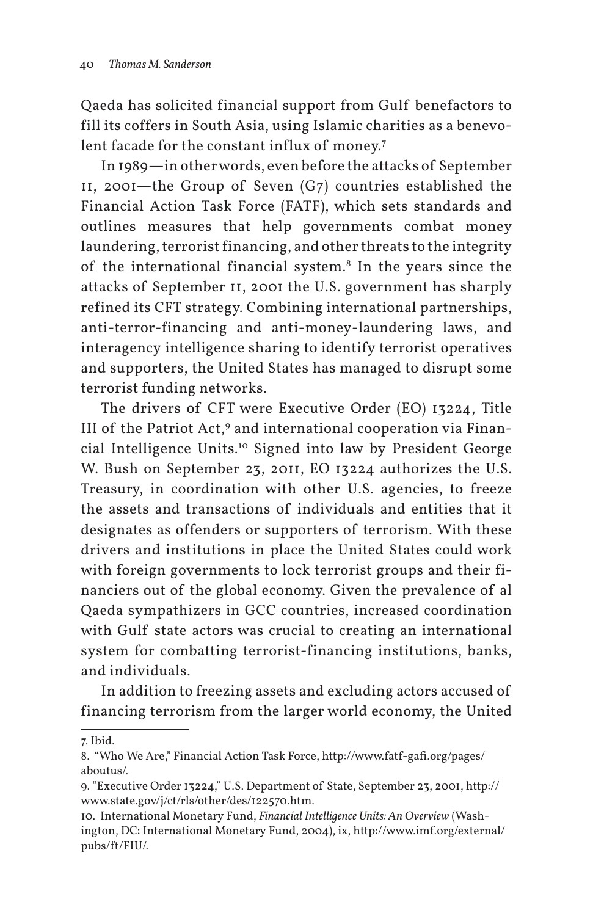Qaeda has solicited financial support from Gulf benefactors to fill its coffers in South Asia, using Islamic charities as a benevolent facade for the constant influx of money.[7]

In 1989—in other words, even before the attacks of September 11, 2001—the Group of Seven (G7) countries established the Financial Action Task Force (FATF), which sets standards and outlines measures that help governments combat money laundering, terrorist financing, and other threats to the integrity of the international financial system.[8] In the years since the attacks of September 11, 2001 the U.S. government has sharply refined its CFT strategy. Combining international partnerships, anti-terror-financing and anti-money-laundering laws, and interagency intelligence sharing to identify terrorist operatives and supporters, the United States has managed to disrupt some terrorist funding networks.

The drivers of CFT were Executive Order (EO) 13224, Title III of the Patriot Act,[9] and international cooperation via Financial Intelligence Units.[10] Signed into law by President George W. Bush on September 23, 2011, EO 13224 authorizes the U.S. Treasury, in coordination with other U.S. agencies, to freeze the assets and transactions of individuals and entities that it designates as offenders or supporters of terrorism. With these drivers and institutions in place the United States could work with foreign governments to lock terrorist groups and their financiers out of the global economy. Given the prevalence of al Qaeda sympathizers in GCC countries, increased coordination with Gulf state actors was crucial to creating an international system for combatting terrorist-financing institutions, banks, and individuals.

In addition to freezing assets and excluding actors accused of financing terrorism from the larger world economy, the United

---

7. Ibid.

8. "Who We Are," Financial Action Task Force, http://www.fatf-gafi.org/pages/aboutus/.

9. "Executive Order 13224," U.S. Department of State, September 23, 2001, http://www.state.gov/j/ct/rls/other/des/122570.htm.

10. International Monetary Fund, *Financial Intelligence Units: An Overview* (Washington, DC: International Monetary Fund, 2004), ix, http://www.imf.org/external/pubs/ft/FIU/.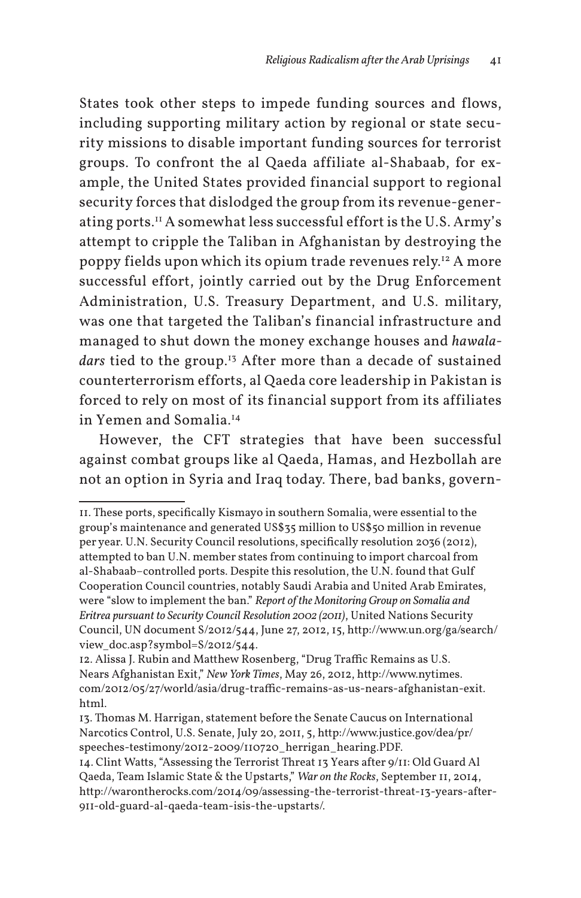States took other steps to impede funding sources and flows, including supporting military action by regional or state security missions to disable important funding sources for terrorist groups. To confront the al Qaeda affiliate al-Shabaab, for example, the United States provided financial support to regional security forces that dislodged the group from its revenue-generating ports.[11] A somewhat less successful effort is the U.S. Army's attempt to cripple the Taliban in Afghanistan by destroying the poppy fields upon which its opium trade revenues rely.[12] A more successful effort, jointly carried out by the Drug Enforcement Administration, U.S. Treasury Department, and U.S. military, was one that targeted the Taliban's financial infrastructure and managed to shut down the money exchange houses and *hawaladars* tied to the group.[13] After more than a decade of sustained counterterrorism efforts, al Qaeda core leadership in Pakistan is forced to rely on most of its financial support from its affiliates in Yemen and Somalia.[14]

However, the CFT strategies that have been successful against combat groups like al Qaeda, Hamas, and Hezbollah are not an option in Syria and Iraq today. There, bad banks, govern-

---

11. These ports, specifically Kismayo in southern Somalia, were essential to the group's maintenance and generated US$35 million to US$50 million in revenue per year. U.N. Security Council resolutions, specifically resolution 2036 (2012), attempted to ban U.N. member states from continuing to import charcoal from al-Shabaab–controlled ports. Despite this resolution, the U.N. found that Gulf Cooperation Council countries, notably Saudi Arabia and United Arab Emirates, were "slow to implement the ban." *Report of the Monitoring Group on Somalia and Eritrea pursuant to Security Council Resolution 2002 (2011)*, United Nations Security Council, UN document S/2012/544, June 27, 2012, 15, http://www.un.org/ga/search/view_doc.asp?symbol=S/2012/544.

12. Alissa J. Rubin and Matthew Rosenberg, "Drug Traffic Remains as U.S. Nears Afghanistan Exit," *New York Times*, May 26, 2012, http://www.nytimes.com/2012/05/27/world/asia/drug-traffic-remains-as-us-nears-afghanistan-exit.html.

13. Thomas M. Harrigan, statement before the Senate Caucus on International Narcotics Control, U.S. Senate, July 20, 2011, 5, http://www.justice.gov/dea/pr/speeches-testimony/2012-2009/110720_herrigan_hearing.PDF.

14. Clint Watts, "Assessing the Terrorist Threat 13 Years after 9/11: Old Guard Al Qaeda, Team Islamic State & the Upstarts," *War on the Rocks*, September 11, 2014, http://warontherocks.com/2014/09/assessing-the-terrorist-threat-13-years-after-911-old-guard-al-qaeda-team-isis-the-upstarts/.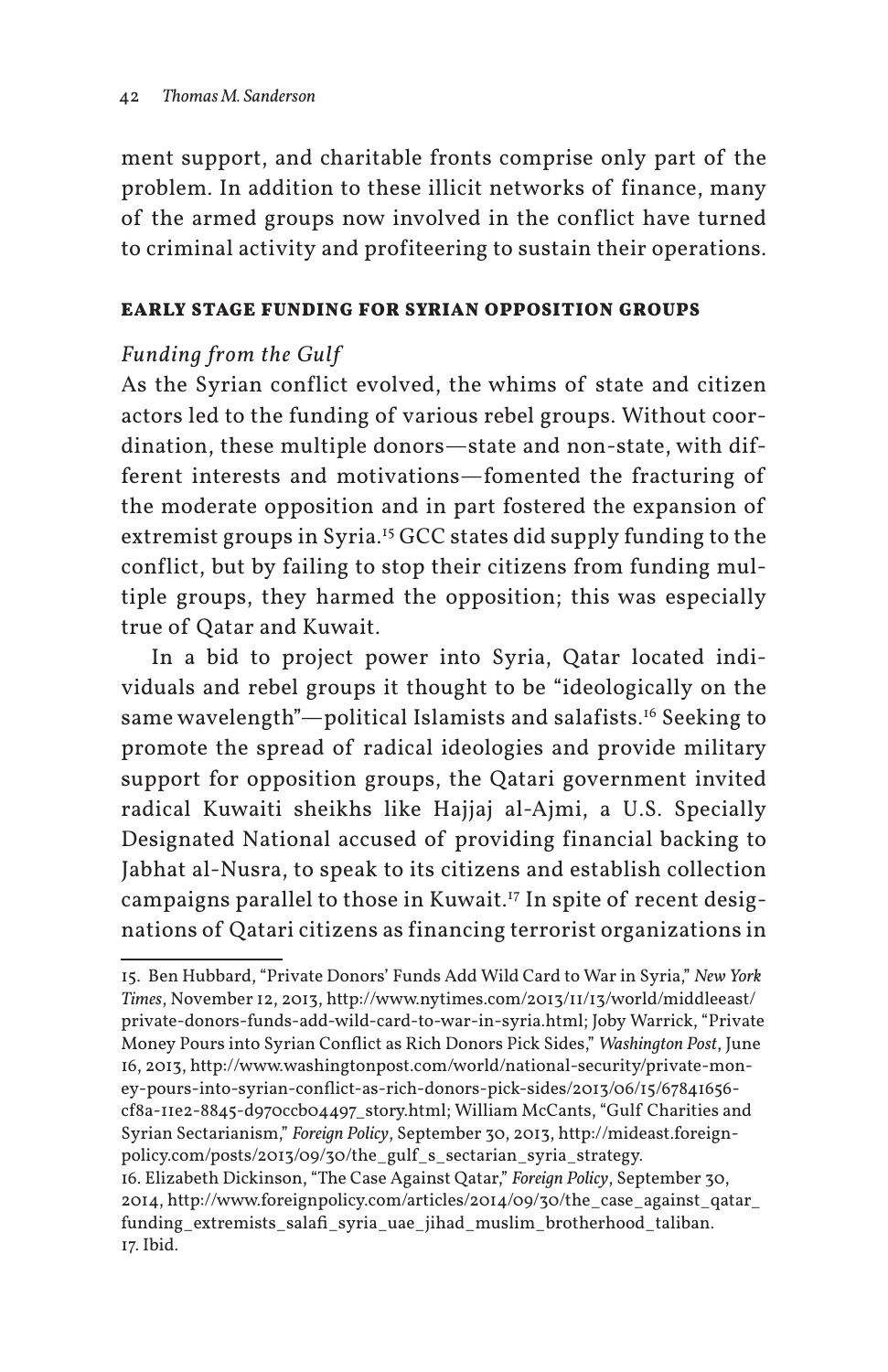ment support, and charitable fronts comprise only part of the problem. In addition to these illicit networks of finance, many of the armed groups now involved in the conflict have turned to criminal activity and profiteering to sustain their operations.

## EARLY STAGE FUNDING FOR SYRIAN OPPOSITION GROUPS

### *Funding from the Gulf*

As the Syrian conflict evolved, the whims of state and citizen actors led to the funding of various rebel groups. Without coordination, these multiple donors—state and non-state, with different interests and motivations—fomented the fracturing of the moderate opposition and in part fostered the expansion of extremist groups in Syria.[15] GCC states did supply funding to the conflict, but by failing to stop their citizens from funding multiple groups, they harmed the opposition; this was especially true of Qatar and Kuwait.

In a bid to project power into Syria, Qatar located individuals and rebel groups it thought to be "ideologically on the same wavelength"—political Islamists and salafists.[16] Seeking to promote the spread of radical ideologies and provide military support for opposition groups, the Qatari government invited radical Kuwaiti sheikhs like Hajjaj al-Ajmi, a U.S. Specially Designated National accused of providing financial backing to Jabhat al-Nusra, to speak to its citizens and establish collection campaigns parallel to those in Kuwait.[17] In spite of recent designations of Qatari citizens as financing terrorist organizations in

---

15. Ben Hubbard, "Private Donors' Funds Add Wild Card to War in Syria," *New York Times*, November 12, 2013, http://www.nytimes.com/2013/11/13/world/middleeast/private-donors-funds-add-wild-card-to-war-in-syria.html; Joby Warrick, "Private Money Pours into Syrian Conflict as Rich Donors Pick Sides," *Washington Post*, June 16, 2013, http://www.washingtonpost.com/world/national-security/private-money-pours-into-syrian-conflict-as-rich-donors-pick-sides/2013/06/15/67841656-cf8a-11e2-8845-d970ccb04497_story.html; William McCants, "Gulf Charities and Syrian Sectarianism," *Foreign Policy*, September 30, 2013, http://mideast.foreignpolicy.com/posts/2013/09/30/the_gulf_s_sectarian_syria_strategy.

16. Elizabeth Dickinson, "The Case Against Qatar," *Foreign Policy*, September 30, 2014, http://www.foreignpolicy.com/articles/2014/09/30/the_case_against_qatar_funding_extremists_salafi_syria_uae_jihad_muslim_brotherhood_taliban.

17. Ibid.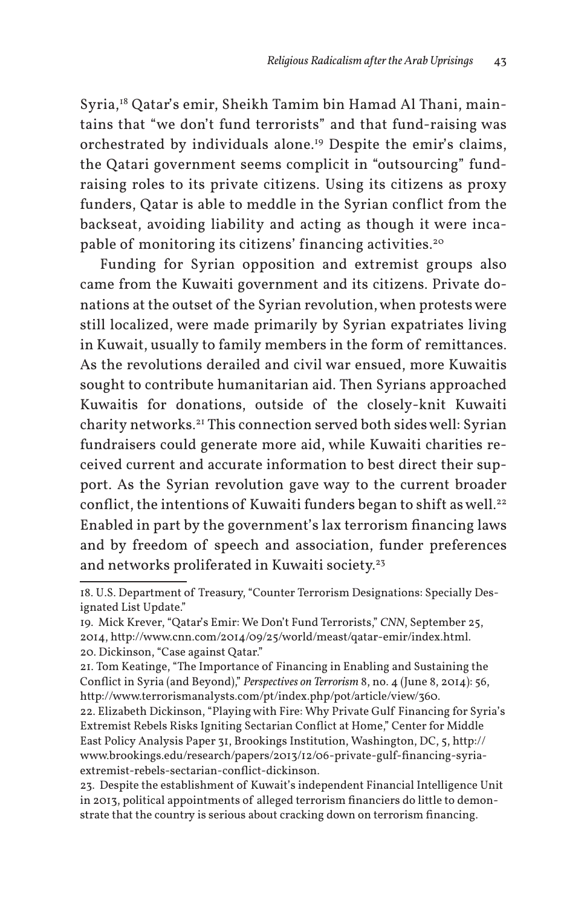Syria,[18] Qatar's emir, Sheikh Tamim bin Hamad Al Thani, maintains that "we don't fund terrorists" and that fund-raising was orchestrated by individuals alone.[19] Despite the emir's claims, the Qatari government seems complicit in "outsourcing" fund-raising roles to its private citizens. Using its citizens as proxy funders, Qatar is able to meddle in the Syrian conflict from the backseat, avoiding liability and acting as though it were incapable of monitoring its citizens' financing activities.[20]

Funding for Syrian opposition and extremist groups also came from the Kuwaiti government and its citizens. Private donations at the outset of the Syrian revolution, when protests were still localized, were made primarily by Syrian expatriates living in Kuwait, usually to family members in the form of remittances. As the revolutions derailed and civil war ensued, more Kuwaitis sought to contribute humanitarian aid. Then Syrians approached Kuwaitis for donations, outside of the closely-knit Kuwaiti charity networks.[21] This connection served both sides well: Syrian fundraisers could generate more aid, while Kuwaiti charities received current and accurate information to best direct their support. As the Syrian revolution gave way to the current broader conflict, the intentions of Kuwaiti funders began to shift as well.[22] Enabled in part by the government's lax terrorism financing laws and by freedom of speech and association, funder preferences and networks proliferated in Kuwaiti society.[23]

---

18. U.S. Department of Treasury, "Counter Terrorism Designations: Specially Designated List Update."

19. Mick Krever, "Qatar's Emir: We Don't Fund Terrorists," *CNN*, September 25, 2014, http://www.cnn.com/2014/09/25/world/meast/qatar-emir/index.html.

20. Dickinson, "Case against Qatar."

21. Tom Keatinge, "The Importance of Financing in Enabling and Sustaining the Conflict in Syria (and Beyond)," *Perspectives on Terrorism* 8, no. 4 (June 8, 2014): 56, http://www.terrorismanalysts.com/pt/index.php/pot/article/view/360.

22. Elizabeth Dickinson, "Playing with Fire: Why Private Gulf Financing for Syria's Extremist Rebels Risks Igniting Sectarian Conflict at Home," Center for Middle East Policy Analysis Paper 31, Brookings Institution, Washington, DC, 5, http://www.brookings.edu/research/papers/2013/12/06-private-gulf-financing-syria-extremist-rebels-sectarian-conflict-dickinson.

23. Despite the establishment of Kuwait's independent Financial Intelligence Unit in 2013, political appointments of alleged terrorism financiers do little to demonstrate that the country is serious about cracking down on terrorism financing.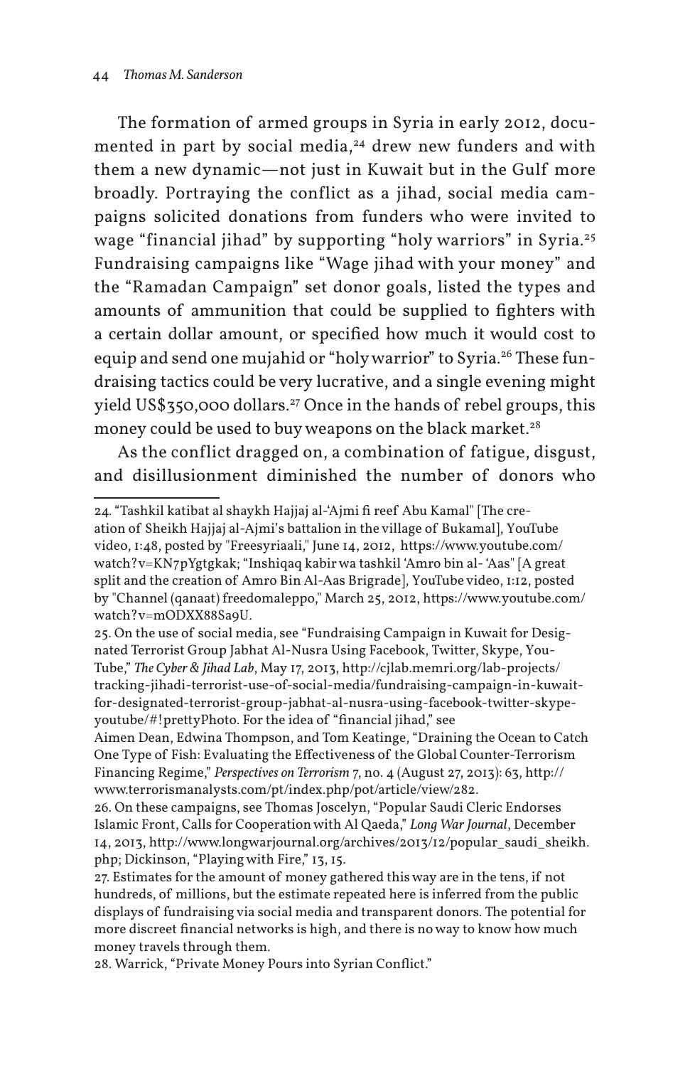The formation of armed groups in Syria in early 2012, documented in part by social media,[24] drew new funders and with them a new dynamic—not just in Kuwait but in the Gulf more broadly. Portraying the conflict as a jihad, social media campaigns solicited donations from funders who were invited to wage "financial jihad" by supporting "holy warriors" in Syria.[25] Fundraising campaigns like "Wage jihad with your money" and the "Ramadan Campaign" set donor goals, listed the types and amounts of ammunition that could be supplied to fighters with a certain dollar amount, or specified how much it would cost to equip and send one mujahid or "holy warrior" to Syria.[26] These fundraising tactics could be very lucrative, and a single evening might yield US$350,000 dollars.[27] Once in the hands of rebel groups, this money could be used to buy weapons on the black market.[28]

As the conflict dragged on, a combination of fatigue, disgust, and disillusionment diminished the number of donors who

---

24. "Tashkil katibat al shaykh Hajjaj al-'Ajmi fi reef Abu Kamal" [The creation of Sheikh Hajjaj al-Ajmi's battalion in the village of Bukamal], YouTube video, 1:48, posted by "Freesyriaali," June 14, 2012, https://www.youtube.com/watch?v=KN7pYgtgkak; "Inshiqaq kabir wa tashkil 'Amro bin al- 'Aas" [A great split and the creation of Amro Bin Al-Aas Brigrade], YouTube video, 1:12, posted by "Channel (qanaat) freedomaleppo," March 25, 2012, https://www.youtube.com/watch?v=mODXX88Sa9U.

25. On the use of social media, see "Fundraising Campaign in Kuwait for Designated Terrorist Group Jabhat Al-Nusra Using Facebook, Twitter, Skype, YouTube," *The Cyber & Jihad Lab*, May 17, 2013, http://cjlab.memri.org/lab-projects/tracking-jihadi-terrorist-use-of-social-media/fundraising-campaign-in-kuwait-for-designated-terrorist-group-jabhat-al-nusra-using-facebook-twitter-skype-youtube/#!prettyPhoto. For the idea of "financial jihad," see Aimen Dean, Edwina Thompson, and Tom Keatinge, "Draining the Ocean to Catch One Type of Fish: Evaluating the Effectiveness of the Global Counter-Terrorism Financing Regime," *Perspectives on Terrorism* 7, no. 4 (August 27, 2013): 63, http://www.terrorismanalysts.com/pt/index.php/pot/article/view/282.

26. On these campaigns, see Thomas Joscelyn, "Popular Saudi Cleric Endorses Islamic Front, Calls for Cooperation with Al Qaeda," *Long War Journal*, December 14, 2013, http://www.longwarjournal.org/archives/2013/12/popular_saudi_sheikh.php; Dickinson, "Playing with Fire," 13, 15.

27. Estimates for the amount of money gathered this way are in the tens, if not hundreds, of millions, but the estimate repeated here is inferred from the public displays of fundraising via social media and transparent donors. The potential for more discreet financial networks is high, and there is no way to know how much money travels through them.

28. Warrick, "Private Money Pours into Syrian Conflict."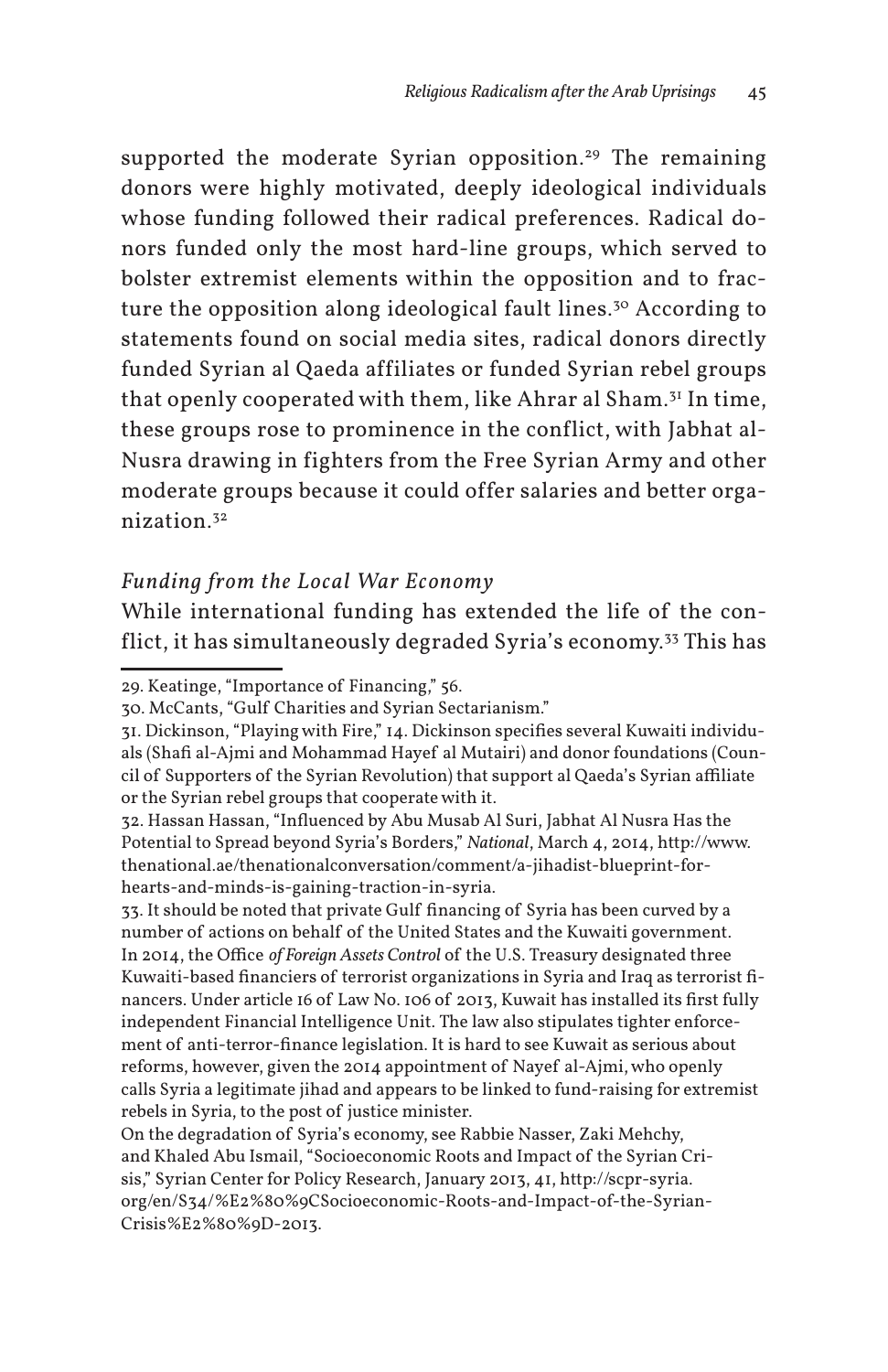supported the moderate Syrian opposition.[29] The remaining donors were highly motivated, deeply ideological individuals whose funding followed their radical preferences. Radical donors funded only the most hard-line groups, which served to bolster extremist elements within the opposition and to fracture the opposition along ideological fault lines.[30] According to statements found on social media sites, radical donors directly funded Syrian al Qaeda affiliates or funded Syrian rebel groups that openly cooperated with them, like Ahrar al Sham.[31] In time, these groups rose to prominence in the conflict, with Jabhat al-Nusra drawing in fighters from the Free Syrian Army and other moderate groups because it could offer salaries and better organization.[32]

### *Funding from the Local War Economy*

While international funding has extended the life of the conflict, it has simultaneously degraded Syria's economy.[33] This has

---

29. Keatinge, "Importance of Financing," 56.

30. McCants, "Gulf Charities and Syrian Sectarianism."

31. Dickinson, "Playing with Fire," 14. Dickinson specifies several Kuwaiti individuals (Shafi al-Ajmi and Mohammad Hayef al Mutairi) and donor foundations (Council of Supporters of the Syrian Revolution) that support al Qaeda's Syrian affiliate or the Syrian rebel groups that cooperate with it.

32. Hassan Hassan, "Influenced by Abu Musab Al Suri, Jabhat Al Nusra Has the Potential to Spread beyond Syria's Borders," *National*, March 4, 2014, http://www.thenational.ae/thenationalconversation/comment/a-jihadist-blueprint-for-hearts-and-minds-is-gaining-traction-in-syria.

33. It should be noted that private Gulf financing of Syria has been curved by a number of actions on behalf of the United States and the Kuwaiti government. In 2014, the Office *of Foreign Assets Control* of the U.S. Treasury designated three Kuwaiti-based financiers of terrorist organizations in Syria and Iraq as terrorist financers. Under article 16 of Law No. 106 of 2013, Kuwait has installed its first fully independent Financial Intelligence Unit. The law also stipulates tighter enforcement of anti-terror-finance legislation. It is hard to see Kuwait as serious about reforms, however, given the 2014 appointment of Nayef al-Ajmi, who openly calls Syria a legitimate jihad and appears to be linked to fund-raising for extremist rebels in Syria, to the post of justice minister.
On the degradation of Syria's economy, see Rabbie Nasser, Zaki Mehchy, and Khaled Abu Ismail, "Socioeconomic Roots and Impact of the Syrian Crisis," Syrian Center for Policy Research, January 2013, 41, http://scpr-syria.org/en/S34/%E2%80%9CSocioeconomic-Roots-and-Impact-of-the-Syrian-Crisis%E2%80%9D-2013.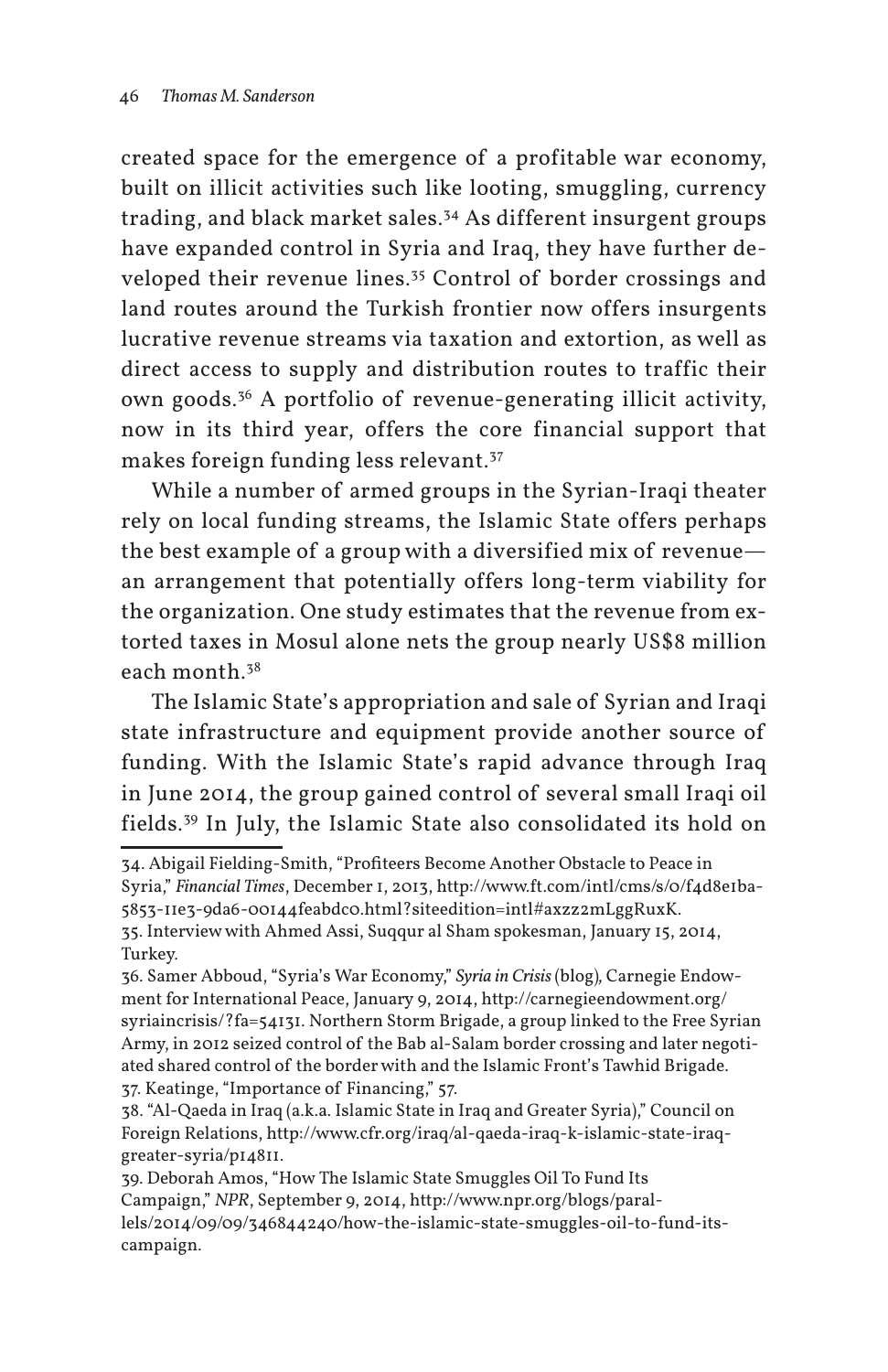created space for the emergence of a profitable war economy, built on illicit activities such like looting, smuggling, currency trading, and black market sales.[34] As different insurgent groups have expanded control in Syria and Iraq, they have further developed their revenue lines.[35] Control of border crossings and land routes around the Turkish frontier now offers insurgents lucrative revenue streams via taxation and extortion, as well as direct access to supply and distribution routes to traffic their own goods.[36] A portfolio of revenue-generating illicit activity, now in its third year, offers the core financial support that makes foreign funding less relevant.[37]

While a number of armed groups in the Syrian-Iraqi theater rely on local funding streams, the Islamic State offers perhaps the best example of a group with a diversified mix of revenue—an arrangement that potentially offers long-term viability for the organization. One study estimates that the revenue from extorted taxes in Mosul alone nets the group nearly US$8 million each month.[38]

The Islamic State's appropriation and sale of Syrian and Iraqi state infrastructure and equipment provide another source of funding. With the Islamic State's rapid advance through Iraq in June 2014, the group gained control of several small Iraqi oil fields.[39] In July, the Islamic State also consolidated its hold on

---

34. Abigail Fielding-Smith, "Profiteers Become Another Obstacle to Peace in Syria," *Financial Times*, December 1, 2013, http://www.ft.com/intl/cms/s/0/f4d8e1ba-5853-11e3-9da6-00144feabdc0.html?siteedition=intl#axzz2mLggRuxK.

35. Interview with Ahmed Assi, Suqqur al Sham spokesman, January 15, 2014, Turkey.

36. Samer Abboud, "Syria's War Economy," *Syria in Crisis* (blog), Carnegie Endowment for International Peace, January 9, 2014, http://carnegieendowment.org/syriaincrisis/?fa=54131. Northern Storm Brigade, a group linked to the Free Syrian Army, in 2012 seized control of the Bab al-Salam border crossing and later negotiated shared control of the border with and the Islamic Front's Tawhid Brigade.

37. Keatinge, "Importance of Financing," 57.

38. "Al-Qaeda in Iraq (a.k.a. Islamic State in Iraq and Greater Syria)," Council on Foreign Relations, http://www.cfr.org/iraq/al-qaeda-iraq-k-islamic-state-iraq-greater-syria/p14811.

39. Deborah Amos, "How The Islamic State Smuggles Oil To Fund Its Campaign," *NPR*, September 9, 2014, http://www.npr.org/blogs/parallels/2014/09/09/346844240/how-the-islamic-state-smuggles-oil-to-fund-its-campaign.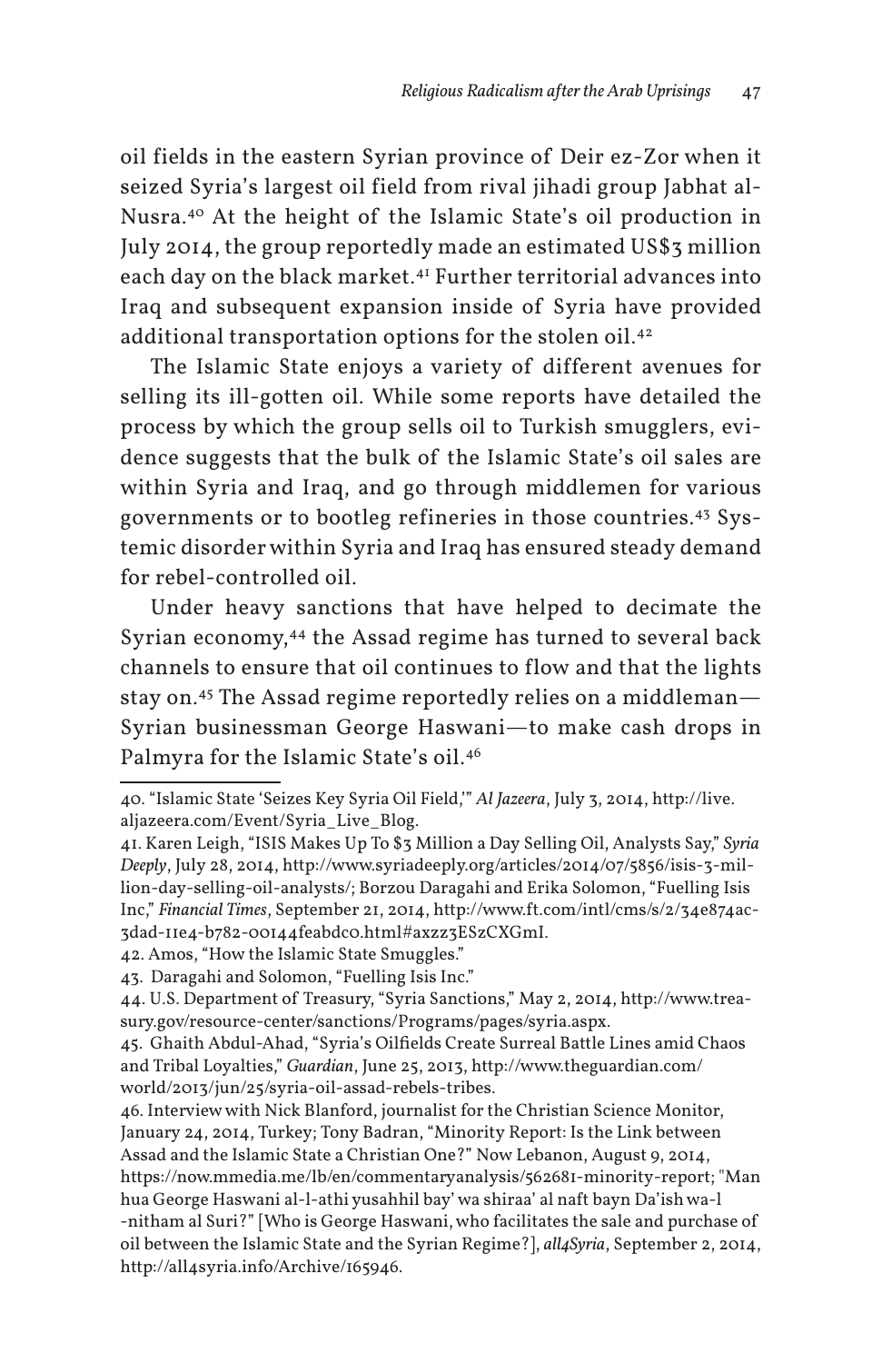oil fields in the eastern Syrian province of Deir ez-Zor when it seized Syria's largest oil field from rival jihadi group Jabhat al-Nusra.[40] At the height of the Islamic State's oil production in July 2014, the group reportedly made an estimated US$3 million each day on the black market.[41] Further territorial advances into Iraq and subsequent expansion inside of Syria have provided additional transportation options for the stolen oil.[42]

The Islamic State enjoys a variety of different avenues for selling its ill-gotten oil. While some reports have detailed the process by which the group sells oil to Turkish smugglers, evidence suggests that the bulk of the Islamic State's oil sales are within Syria and Iraq, and go through middlemen for various governments or to bootleg refineries in those countries.[43] Systemic disorder within Syria and Iraq has ensured steady demand for rebel-controlled oil.

Under heavy sanctions that have helped to decimate the Syrian economy,[44] the Assad regime has turned to several back channels to ensure that oil continues to flow and that the lights stay on.[45] The Assad regime reportedly relies on a middleman—Syrian businessman George Haswani—to make cash drops in Palmyra for the Islamic State's oil.[46]

---

40. "Islamic State 'Seizes Key Syria Oil Field,'" *Al Jazeera*, July 3, 2014, http://live.aljazeera.com/Event/Syria_Live_Blog.

41. Karen Leigh, "ISIS Makes Up To $3 Million a Day Selling Oil, Analysts Say," *Syria Deeply*, July 28, 2014, http://www.syriadeeply.org/articles/2014/07/5856/isis-3-million-day-selling-oil-analysts/; Borzou Daragahi and Erika Solomon, "Fuelling Isis Inc," *Financial Times*, September 21, 2014, http://www.ft.com/intl/cms/s/2/34e874ac-3dad-11e4-b782-00144feabdc0.html#axzz3ESzCXGmI.

42. Amos, "How the Islamic State Smuggles."

43. Daragahi and Solomon, "Fuelling Isis Inc."

44. U.S. Department of Treasury, "Syria Sanctions," May 2, 2014, http://www.treasury.gov/resource-center/sanctions/Programs/pages/syria.aspx.

45. Ghaith Abdul-Ahad, "Syria's Oilfields Create Surreal Battle Lines amid Chaos and Tribal Loyalties," *Guardian*, June 25, 2013, http://www.theguardian.com/world/2013/jun/25/syria-oil-assad-rebels-tribes.

46. Interview with Nick Blanford, journalist for the Christian Science Monitor, January 24, 2014, Turkey; Tony Badran, "Minority Report: Is the Link between Assad and the Islamic State a Christian One?" Now Lebanon, August 9, 2014, https://now.mmedia.me/lb/en/commentaryanalysis/562681-minority-report; "Man hua George Haswani al-l-athi yusahhil bay' wa shiraa' al naft bayn Da'ish wa-l-nitham al Suri?" [Who is George Haswani, who facilitates the sale and purchase of oil between the Islamic State and the Syrian Regime?], *all4Syria*, September 2, 2014, http://all4syria.info/Archive/165946.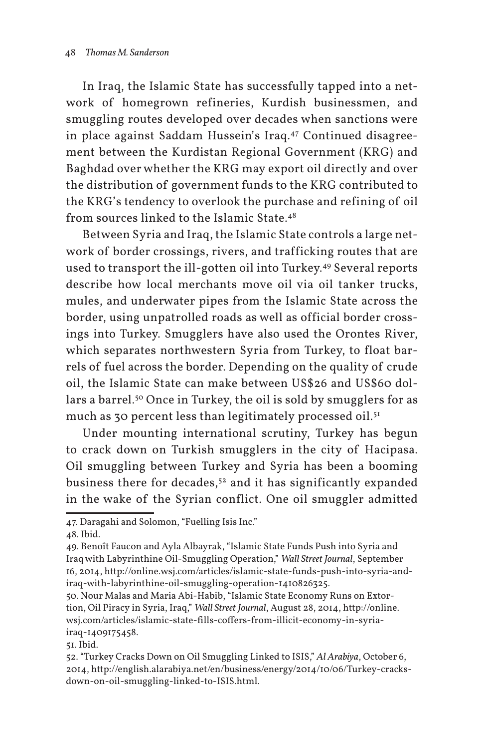In Iraq, the Islamic State has successfully tapped into a network of homegrown refineries, Kurdish businessmen, and smuggling routes developed over decades when sanctions were in place against Saddam Hussein's Iraq.[47] Continued disagreement between the Kurdistan Regional Government (KRG) and Baghdad over whether the KRG may export oil directly and over the distribution of government funds to the KRG contributed to the KRG's tendency to overlook the purchase and refining of oil from sources linked to the Islamic State.[48]

Between Syria and Iraq, the Islamic State controls a large network of border crossings, rivers, and trafficking routes that are used to transport the ill-gotten oil into Turkey.[49] Several reports describe how local merchants move oil via oil tanker trucks, mules, and underwater pipes from the Islamic State across the border, using unpatrolled roads as well as official border crossings into Turkey. Smugglers have also used the Orontes River, which separates northwestern Syria from Turkey, to float barrels of fuel across the border. Depending on the quality of crude oil, the Islamic State can make between US$26 and US$60 dollars a barrel.[50] Once in Turkey, the oil is sold by smugglers for as much as 30 percent less than legitimately processed oil.[51]

Under mounting international scrutiny, Turkey has begun to crack down on Turkish smugglers in the city of Hacipasa. Oil smuggling between Turkey and Syria has been a booming business there for decades,[52] and it has significantly expanded in the wake of the Syrian conflict. One oil smuggler admitted

47. Daragahi and Solomon, "Fuelling Isis Inc."

48. Ibid.

49. Benoît Faucon and Ayla Albayrak, "Islamic State Funds Push into Syria and Iraq with Labyrinthine Oil-Smuggling Operation," *Wall Street Journal*, September 16, 2014, http://online.wsj.com/articles/islamic-state-funds-push-into-syria-and-iraq-with-labyrinthine-oil-smuggling-operation-1410826325.

50. Nour Malas and Maria Abi-Habib, "Islamic State Economy Runs on Extortion, Oil Piracy in Syria, Iraq," *Wall Street Journal*, August 28, 2014, http://online.wsj.com/articles/islamic-state-fills-coffers-from-illicit-economy-in-syria-iraq-1409175458.

51. Ibid.

52. "Turkey Cracks Down on Oil Smuggling Linked to ISIS," *Al Arabiya*, October 6, 2014, http://english.alarabiya.net/en/business/energy/2014/10/06/Turkey-cracks-down-on-oil-smuggling-linked-to-ISIS.html.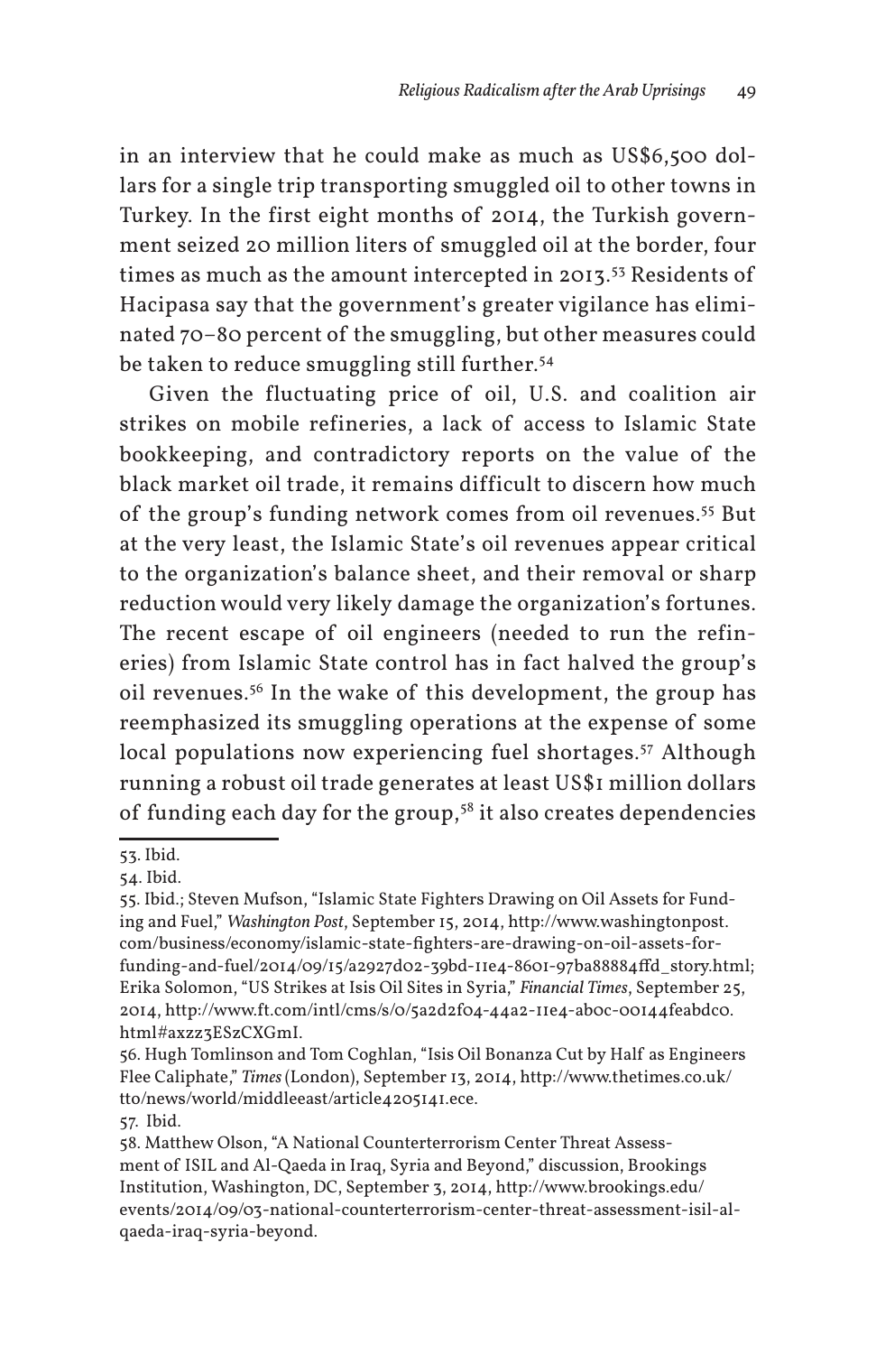in an interview that he could make as much as US$6,500 dollars for a single trip transporting smuggled oil to other towns in Turkey. In the first eight months of 2014, the Turkish government seized 20 million liters of smuggled oil at the border, four times as much as the amount intercepted in 2013.[53] Residents of Hacipasa say that the government's greater vigilance has eliminated 70–80 percent of the smuggling, but other measures could be taken to reduce smuggling still further.[54]

Given the fluctuating price of oil, U.S. and coalition air strikes on mobile refineries, a lack of access to Islamic State bookkeeping, and contradictory reports on the value of the black market oil trade, it remains difficult to discern how much of the group's funding network comes from oil revenues.[55] But at the very least, the Islamic State's oil revenues appear critical to the organization's balance sheet, and their removal or sharp reduction would very likely damage the organization's fortunes. The recent escape of oil engineers (needed to run the refineries) from Islamic State control has in fact halved the group's oil revenues.[56] In the wake of this development, the group has reemphasized its smuggling operations at the expense of some local populations now experiencing fuel shortages.[57] Although running a robust oil trade generates at least US$1 million dollars of funding each day for the group,[58] it also creates dependencies

53. Ibid.

54. Ibid.

55. Ibid.; Steven Mufson, "Islamic State Fighters Drawing on Oil Assets for Funding and Fuel," *Washington Post*, September 15, 2014, http://www.washingtonpost.com/business/economy/islamic-state-fighters-are-drawing-on-oil-assets-for-funding-and-fuel/2014/09/15/a2927d02-39bd-11e4-8601-97ba88884ffd_story.html; Erika Solomon, "US Strikes at Isis Oil Sites in Syria," *Financial Times*, September 25, 2014, http://www.ft.com/intl/cms/s/0/5a2d2f04-44a2-11e4-ab0c-00144feabdc0.html#axzz3ESzCXGmI.

56. Hugh Tomlinson and Tom Coghlan, "Isis Oil Bonanza Cut by Half as Engineers Flee Caliphate," *Times* (London), September 13, 2014, http://www.thetimes.co.uk/tto/news/world/middleeast/article4205141.ece.

57. Ibid.

58. Matthew Olson, "A National Counterterrorism Center Threat Assessment of ISIL and Al-Qaeda in Iraq, Syria and Beyond," discussion, Brookings Institution, Washington, DC, September 3, 2014, http://www.brookings.edu/events/2014/09/03-national-counterterrorism-center-threat-assessment-isil-al-qaeda-iraq-syria-beyond.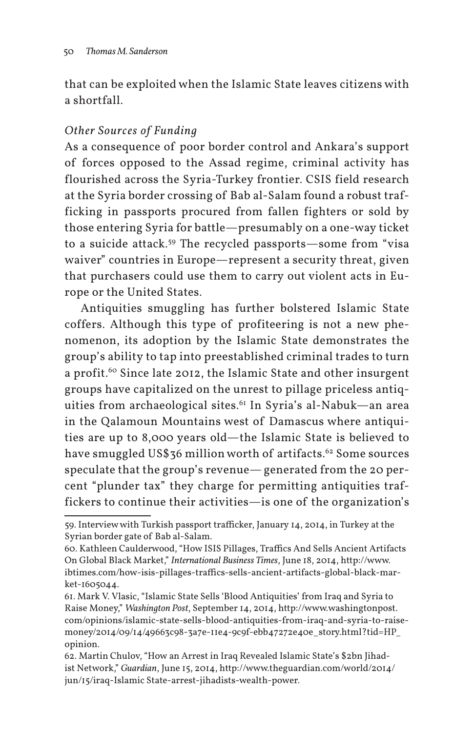that can be exploited when the Islamic State leaves citizens with a shortfall.

### *Other Sources of Funding*

As a consequence of poor border control and Ankara's support of forces opposed to the Assad regime, criminal activity has flourished across the Syria-Turkey frontier. CSIS field research at the Syria border crossing of Bab al-Salam found a robust trafficking in passports procured from fallen fighters or sold by those entering Syria for battle—presumably on a one-way ticket to a suicide attack.[59] The recycled passports—some from "visa waiver" countries in Europe—represent a security threat, given that purchasers could use them to carry out violent acts in Europe or the United States.

Antiquities smuggling has further bolstered Islamic State coffers. Although this type of profiteering is not a new phenomenon, its adoption by the Islamic State demonstrates the group's ability to tap into preestablished criminal trades to turn a profit.[60] Since late 2012, the Islamic State and other insurgent groups have capitalized on the unrest to pillage priceless antiquities from archaeological sites.[61] In Syria's al-Nabuk—an area in the Qalamoun Mountains west of Damascus where antiquities are up to 8,000 years old—the Islamic State is believed to have smuggled US$36 million worth of artifacts.[62] Some sources speculate that the group's revenue— generated from the 20 percent "plunder tax" they charge for permitting antiquities traffickers to continue their activities—is one of the organization's

---

59. Interview with Turkish passport trafficker, January 14, 2014, in Turkey at the Syrian border gate of Bab al-Salam.

60. Kathleen Caulderwood, "How ISIS Pillages, Traffics And Sells Ancient Artifacts On Global Black Market," *International Business Times*, June 18, 2014, http://www.ibtimes.com/how-isis-pillages-traffics-sells-ancient-artifacts-global-black-market-1605044.

61. Mark V. Vlasic, "Islamic State Sells 'Blood Antiquities' from Iraq and Syria to Raise Money," *Washington Post*, September 14, 2014, http://www.washingtonpost.com/opinions/islamic-state-sells-blood-antiquities-from-iraq-and-syria-to-raise-money/2014/09/14/49663c98-3a7e-11e4-9c9f-ebb47272e40e_story.html?tid=HP_opinion.

62. Martin Chulov, "How an Arrest in Iraq Revealed Islamic State's $2bn Jihadist Network," *Guardian*, June 15, 2014, http://www.theguardian.com/world/2014/jun/15/iraq-Islamic State-arrest-jihadists-wealth-power.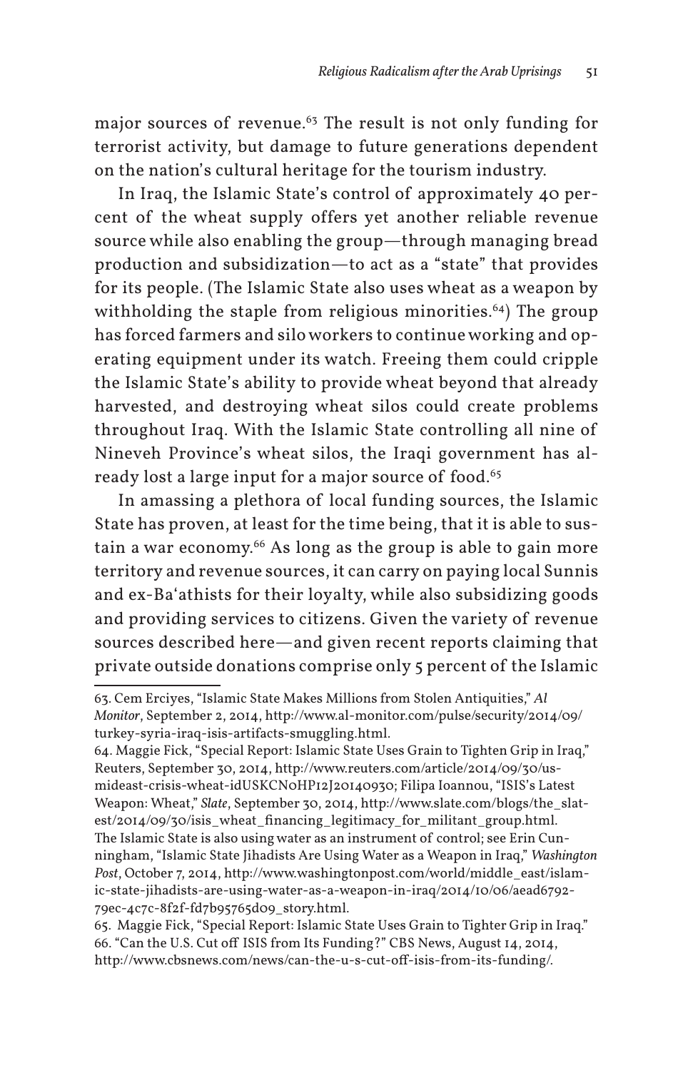major sources of revenue.[63] The result is not only funding for terrorist activity, but damage to future generations dependent on the nation's cultural heritage for the tourism industry.

In Iraq, the Islamic State's control of approximately 40 percent of the wheat supply offers yet another reliable revenue source while also enabling the group—through managing bread production and subsidization—to act as a "state" that provides for its people. (The Islamic State also uses wheat as a weapon by withholding the staple from religious minorities.[64]) The group has forced farmers and silo workers to continue working and operating equipment under its watch. Freeing them could cripple the Islamic State's ability to provide wheat beyond that already harvested, and destroying wheat silos could create problems throughout Iraq. With the Islamic State controlling all nine of Nineveh Province's wheat silos, the Iraqi government has already lost a large input for a major source of food.[65]

In amassing a plethora of local funding sources, the Islamic State has proven, at least for the time being, that it is able to sustain a war economy.[66] As long as the group is able to gain more territory and revenue sources, it can carry on paying local Sunnis and ex-Ba'athists for their loyalty, while also subsidizing goods and providing services to citizens. Given the variety of revenue sources described here—and given recent reports claiming that private outside donations comprise only 5 percent of the Islamic

---

63. Cem Erciyes, "Islamic State Makes Millions from Stolen Antiquities," *Al Monitor*, September 2, 2014, http://www.al-monitor.com/pulse/security/2014/09/turkey-syria-iraq-isis-artifacts-smuggling.html.

64. Maggie Fick, "Special Report: Islamic State Uses Grain to Tighten Grip in Iraq," Reuters, September 30, 2014, http://www.reuters.com/article/2014/09/30/us-mideast-crisis-wheat-idUSKCN0HP12J20140930; Filipa Ioannou, "ISIS's Latest Weapon: Wheat," *Slate*, September 30, 2014, http://www.slate.com/blogs/the_slatest/2014/09/30/isis_wheat_financing_legitimacy_for_militant_group.html. The Islamic State is also using water as an instrument of control; see Erin Cunningham, "Islamic State Jihadists Are Using Water as a Weapon in Iraq," *Washington Post*, October 7, 2014, http://www.washingtonpost.com/world/middle_east/islamic-state-jihadists-are-using-water-as-a-weapon-in-iraq/2014/10/06/aead6792-79ec-4c7c-8f2f-fd7b95765d09_story.html.

65. Maggie Fick, "Special Report: Islamic State Uses Grain to Tighter Grip in Iraq."

66. "Can the U.S. Cut off ISIS from Its Funding?" CBS News, August 14, 2014, http://www.cbsnews.com/news/can-the-u-s-cut-off-isis-from-its-funding/.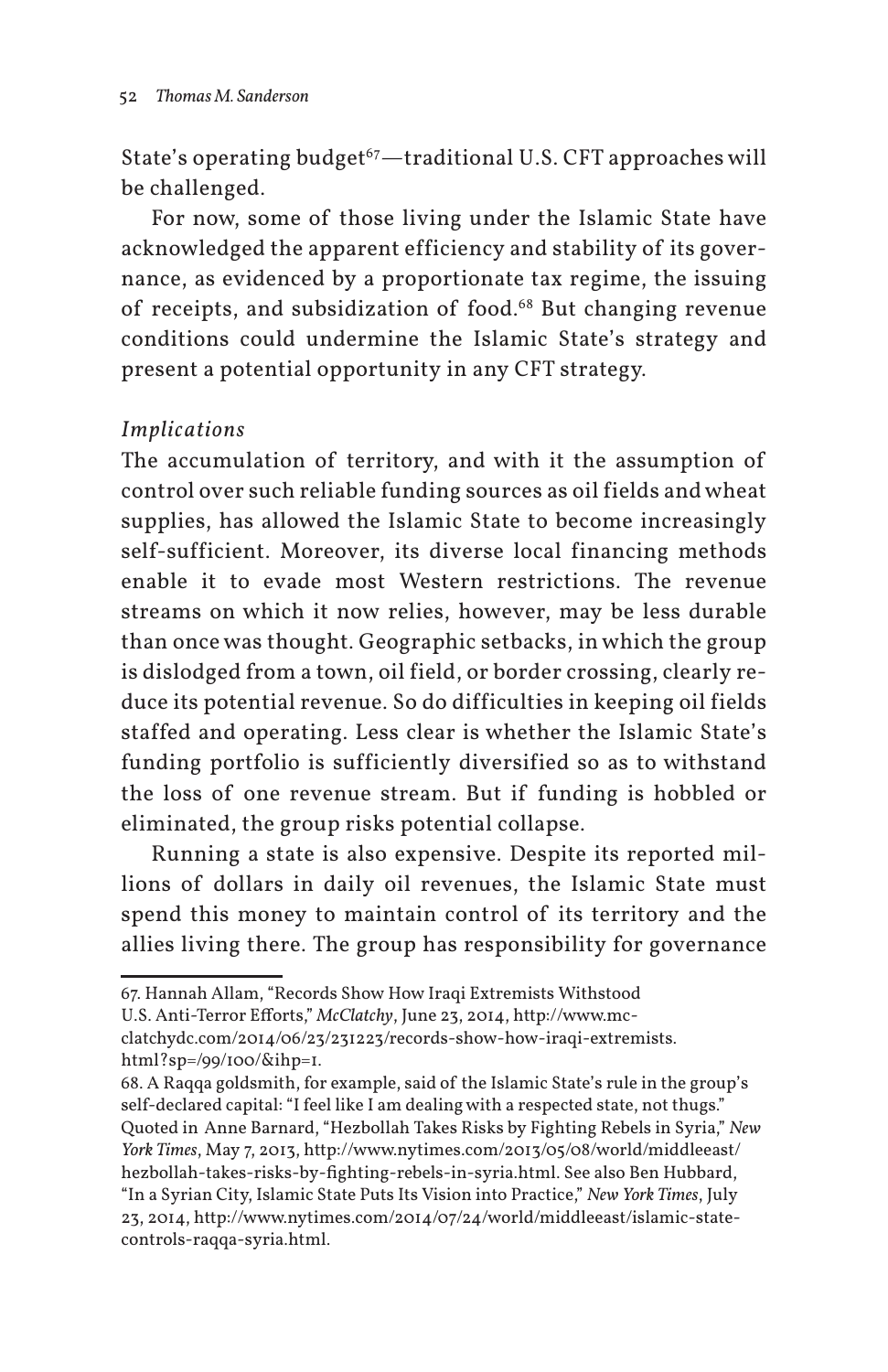State's operating budget[67]—traditional U.S. CFT approaches will be challenged.

For now, some of those living under the Islamic State have acknowledged the apparent efficiency and stability of its governance, as evidenced by a proportionate tax regime, the issuing of receipts, and subsidization of food.[68] But changing revenue conditions could undermine the Islamic State's strategy and present a potential opportunity in any CFT strategy.

### *Implications*

The accumulation of territory, and with it the assumption of control over such reliable funding sources as oil fields and wheat supplies, has allowed the Islamic State to become increasingly self-sufficient. Moreover, its diverse local financing methods enable it to evade most Western restrictions. The revenue streams on which it now relies, however, may be less durable than once was thought. Geographic setbacks, in which the group is dislodged from a town, oil field, or border crossing, clearly reduce its potential revenue. So do difficulties in keeping oil fields staffed and operating. Less clear is whether the Islamic State's funding portfolio is sufficiently diversified so as to withstand the loss of one revenue stream. But if funding is hobbled or eliminated, the group risks potential collapse.

Running a state is also expensive. Despite its reported millions of dollars in daily oil revenues, the Islamic State must spend this money to maintain control of its territory and the allies living there. The group has responsibility for governance

---

67. Hannah Allam, "Records Show How Iraqi Extremists Withstood U.S. Anti-Terror Efforts," *McClatchy*, June 23, 2014, http://www.mcclatchydc.com/2014/06/23/231223/records-show-how-iraqi-extremists.html?sp=/99/100/&ihp=1.

68. A Raqqa goldsmith, for example, said of the Islamic State's rule in the group's self-declared capital: "I feel like I am dealing with a respected state, not thugs." Quoted in Anne Barnard, "Hezbollah Takes Risks by Fighting Rebels in Syria," *New York Times*, May 7, 2013, http://www.nytimes.com/2013/05/08/world/middleeast/hezbollah-takes-risks-by-fighting-rebels-in-syria.html. See also Ben Hubbard, "In a Syrian City, Islamic State Puts Its Vision into Practice," *New York Times*, July 23, 2014, http://www.nytimes.com/2014/07/24/world/middleeast/islamic-state-controls-raqqa-syria.html.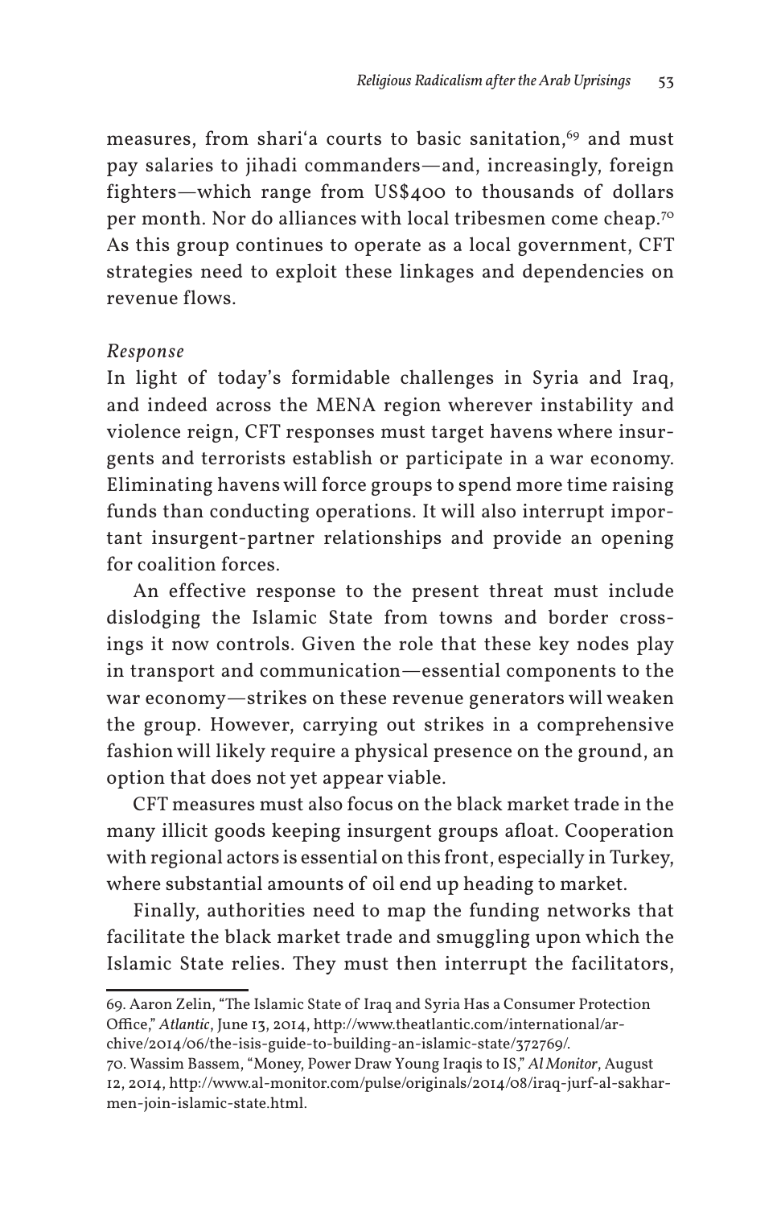measures, from shari'a courts to basic sanitation,[69] and must pay salaries to jihadi commanders—and, increasingly, foreign fighters—which range from US$400 to thousands of dollars per month. Nor do alliances with local tribesmen come cheap.[70] As this group continues to operate as a local government, CFT strategies need to exploit these linkages and dependencies on revenue flows.

*Response*

In light of today's formidable challenges in Syria and Iraq, and indeed across the MENA region wherever instability and violence reign, CFT responses must target havens where insurgents and terrorists establish or participate in a war economy. Eliminating havens will force groups to spend more time raising funds than conducting operations. It will also interrupt important insurgent-partner relationships and provide an opening for coalition forces.

An effective response to the present threat must include dislodging the Islamic State from towns and border crossings it now controls. Given the role that these key nodes play in transport and communication—essential components to the war economy—strikes on these revenue generators will weaken the group. However, carrying out strikes in a comprehensive fashion will likely require a physical presence on the ground, an option that does not yet appear viable.

CFT measures must also focus on the black market trade in the many illicit goods keeping insurgent groups afloat. Cooperation with regional actors is essential on this front, especially in Turkey, where substantial amounts of oil end up heading to market.

Finally, authorities need to map the funding networks that facilitate the black market trade and smuggling upon which the Islamic State relies. They must then interrupt the facilitators,

69. Aaron Zelin, "The Islamic State of Iraq and Syria Has a Consumer Protection Office," *Atlantic*, June 13, 2014, http://www.theatlantic.com/international/archive/2014/06/the-isis-guide-to-building-an-islamic-state/372769/.

70. Wassim Bassem, "Money, Power Draw Young Iraqis to IS," *Al Monitor*, August 12, 2014, http://www.al-monitor.com/pulse/originals/2014/08/iraq-jurf-al-sakhar-men-join-islamic-state.html.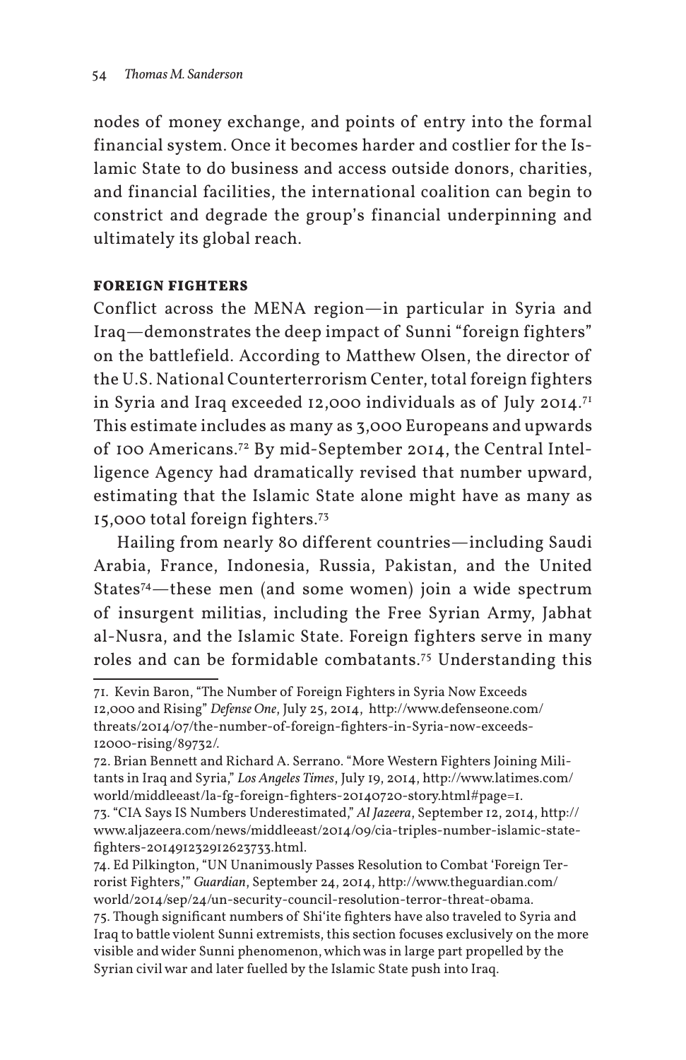nodes of money exchange, and points of entry into the formal financial system. Once it becomes harder and costlier for the Islamic State to do business and access outside donors, charities, and financial facilities, the international coalition can begin to constrict and degrade the group's financial underpinning and ultimately its global reach.

### FOREIGN FIGHTERS

Conflict across the MENA region—in particular in Syria and Iraq—demonstrates the deep impact of Sunni "foreign fighters" on the battlefield. According to Matthew Olsen, the director of the U.S. National Counterterrorism Center, total foreign fighters in Syria and Iraq exceeded 12,000 individuals as of July 2014.[71] This estimate includes as many as 3,000 Europeans and upwards of 100 Americans.[72] By mid-September 2014, the Central Intelligence Agency had dramatically revised that number upward, estimating that the Islamic State alone might have as many as 15,000 total foreign fighters.[73]

Hailing from nearly 80 different countries—including Saudi Arabia, France, Indonesia, Russia, Pakistan, and the United States[74]—these men (and some women) join a wide spectrum of insurgent militias, including the Free Syrian Army, Jabhat al-Nusra, and the Islamic State. Foreign fighters serve in many roles and can be formidable combatants.[75] Understanding this

71. Kevin Baron, "The Number of Foreign Fighters in Syria Now Exceeds 12,000 and Rising" *Defense One*, July 25, 2014, http://www.defenseone.com/threats/2014/07/the-number-of-foreign-fighters-in-Syria-now-exceeds-12000-rising/89732/.

72. Brian Bennett and Richard A. Serrano. "More Western Fighters Joining Militants in Iraq and Syria," *Los Angeles Times*, July 19, 2014, http://www.latimes.com/world/middleeast/la-fg-foreign-fighters-20140720-story.html#page=1.

73. "CIA Says IS Numbers Underestimated," *Al Jazeera*, September 12, 2014, http://www.aljazeera.com/news/middleeast/2014/09/cia-triples-number-islamic-state-fighters-201491232912623733.html.

74. Ed Pilkington, "UN Unanimously Passes Resolution to Combat 'Foreign Terrorist Fighters,'" *Guardian*, September 24, 2014, http://www.theguardian.com/world/2014/sep/24/un-security-council-resolution-terror-threat-obama.

75. Though significant numbers of Shi'ite fighters have also traveled to Syria and Iraq to battle violent Sunni extremists, this section focuses exclusively on the more visible and wider Sunni phenomenon, which was in large part propelled by the Syrian civil war and later fuelled by the Islamic State push into Iraq.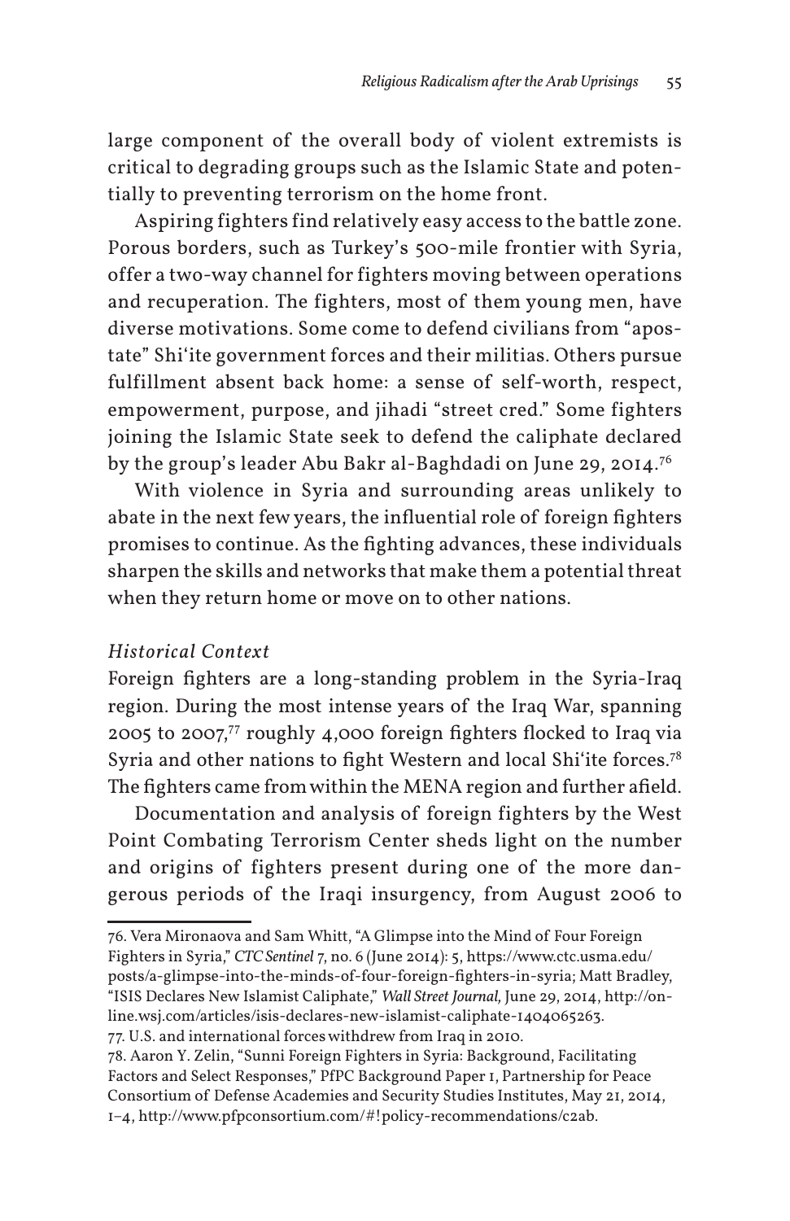large component of the overall body of violent extremists is critical to degrading groups such as the Islamic State and potentially to preventing terrorism on the home front.

Aspiring fighters find relatively easy access to the battle zone. Porous borders, such as Turkey's 500-mile frontier with Syria, offer a two-way channel for fighters moving between operations and recuperation. The fighters, most of them young men, have diverse motivations. Some come to defend civilians from "apostate" Shi'ite government forces and their militias. Others pursue fulfillment absent back home: a sense of self-worth, respect, empowerment, purpose, and jihadi "street cred." Some fighters joining the Islamic State seek to defend the caliphate declared by the group's leader Abu Bakr al-Baghdadi on June 29, 2014.[76]

With violence in Syria and surrounding areas unlikely to abate in the next few years, the influential role of foreign fighters promises to continue. As the fighting advances, these individuals sharpen the skills and networks that make them a potential threat when they return home or move on to other nations.

*Historical Context*

Foreign fighters are a long-standing problem in the Syria-Iraq region. During the most intense years of the Iraq War, spanning 2005 to 2007,[77] roughly 4,000 foreign fighters flocked to Iraq via Syria and other nations to fight Western and local Shi'ite forces.[78] The fighters came from within the MENA region and further afield.

Documentation and analysis of foreign fighters by the West Point Combating Terrorism Center sheds light on the number and origins of fighters present during one of the more dangerous periods of the Iraqi insurgency, from August 2006 to

---

76. Vera Mironaova and Sam Whitt, "A Glimpse into the Mind of Four Foreign Fighters in Syria," *CTC Sentinel* 7, no. 6 (June 2014): 5, https://www.ctc.usma.edu/posts/a-glimpse-into-the-minds-of-four-foreign-fighters-in-syria; Matt Bradley, "ISIS Declares New Islamist Caliphate," *Wall Street Journal,* June 29, 2014, http://online.wsj.com/articles/isis-declares-new-islamist-caliphate-1404065263.

77. U.S. and international forces withdrew from Iraq in 2010.

78. Aaron Y. Zelin, "Sunni Foreign Fighters in Syria: Background, Facilitating Factors and Select Responses," PfPC Background Paper 1, Partnership for Peace Consortium of Defense Academies and Security Studies Institutes, May 21, 2014, 1–4, http://www.pfpconsortium.com/#!policy-recommendations/c2ab.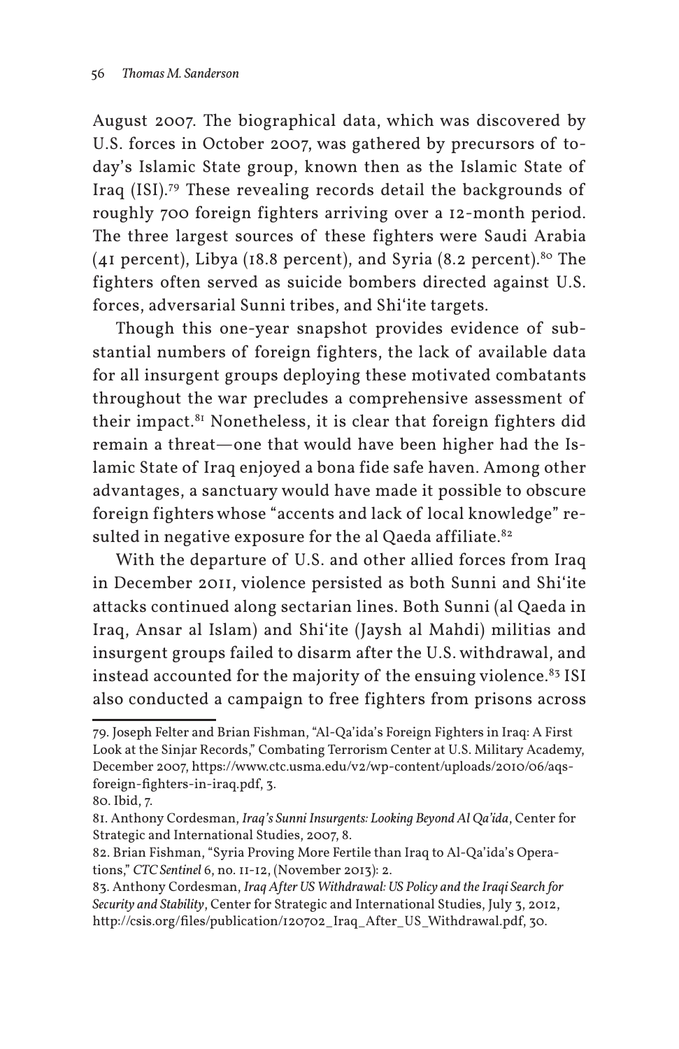August 2007. The biographical data, which was discovered by U.S. forces in October 2007, was gathered by precursors of today's Islamic State group, known then as the Islamic State of Iraq (ISI).[79] These revealing records detail the backgrounds of roughly 700 foreign fighters arriving over a 12-month period. The three largest sources of these fighters were Saudi Arabia (41 percent), Libya (18.8 percent), and Syria (8.2 percent).[80] The fighters often served as suicide bombers directed against U.S. forces, adversarial Sunni tribes, and Shi'ite targets.

Though this one-year snapshot provides evidence of substantial numbers of foreign fighters, the lack of available data for all insurgent groups deploying these motivated combatants throughout the war precludes a comprehensive assessment of their impact.[81] Nonetheless, it is clear that foreign fighters did remain a threat—one that would have been higher had the Islamic State of Iraq enjoyed a bona fide safe haven. Among other advantages, a sanctuary would have made it possible to obscure foreign fighters whose "accents and lack of local knowledge" resulted in negative exposure for the al Qaeda affiliate.[82]

With the departure of U.S. and other allied forces from Iraq in December 2011, violence persisted as both Sunni and Shi'ite attacks continued along sectarian lines. Both Sunni (al Qaeda in Iraq, Ansar al Islam) and Shi'ite (Jaysh al Mahdi) militias and insurgent groups failed to disarm after the U.S. withdrawal, and instead accounted for the majority of the ensuing violence.[83] ISI also conducted a campaign to free fighters from prisons across

---

79. Joseph Felter and Brian Fishman, "Al-Qa'ida's Foreign Fighters in Iraq: A First Look at the Sinjar Records," Combating Terrorism Center at U.S. Military Academy, December 2007, https://www.ctc.usma.edu/v2/wp-content/uploads/2010/06/aqs-foreign-fighters-in-iraq.pdf, 3.

80. Ibid, 7.

81. Anthony Cordesman, *Iraq's Sunni Insurgents: Looking Beyond Al Qa'ida*, Center for Strategic and International Studies, 2007, 8.

82. Brian Fishman, "Syria Proving More Fertile than Iraq to Al-Qa'ida's Operations," *CTC Sentinel* 6, no. 11-12, (November 2013): 2.

83. Anthony Cordesman, *Iraq After US Withdrawal: US Policy and the Iraqi Search for Security and Stability*, Center for Strategic and International Studies, July 3, 2012, http://csis.org/files/publication/120702_Iraq_After_US_Withdrawal.pdf, 30.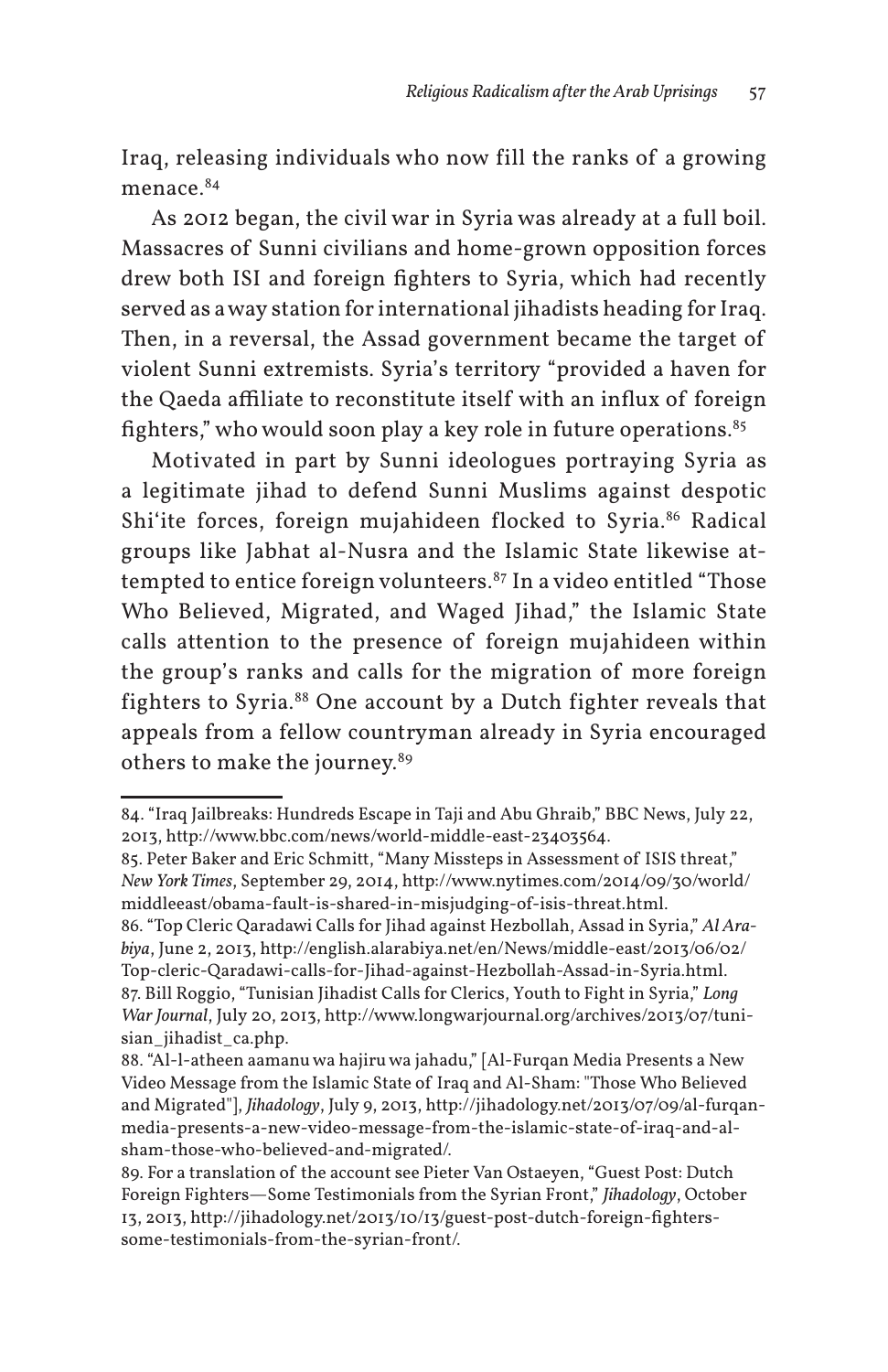Iraq, releasing individuals who now fill the ranks of a growing menace.[84]

As 2012 began, the civil war in Syria was already at a full boil. Massacres of Sunni civilians and home-grown opposition forces drew both ISI and foreign fighters to Syria, which had recently served as a way station for international jihadists heading for Iraq. Then, in a reversal, the Assad government became the target of violent Sunni extremists. Syria's territory "provided a haven for the Qaeda affiliate to reconstitute itself with an influx of foreign fighters," who would soon play a key role in future operations.[85]

Motivated in part by Sunni ideologues portraying Syria as a legitimate jihad to defend Sunni Muslims against despotic Shi'ite forces, foreign mujahideen flocked to Syria.[86] Radical groups like Jabhat al-Nusra and the Islamic State likewise attempted to entice foreign volunteers.[87] In a video entitled "Those Who Believed, Migrated, and Waged Jihad," the Islamic State calls attention to the presence of foreign mujahideen within the group's ranks and calls for the migration of more foreign fighters to Syria.[88] One account by a Dutch fighter reveals that appeals from a fellow countryman already in Syria encouraged others to make the journey.[89]

---

84. "Iraq Jailbreaks: Hundreds Escape in Taji and Abu Ghraib," BBC News, July 22, 2013, http://www.bbc.com/news/world-middle-east-23403564.

85. Peter Baker and Eric Schmitt, "Many Missteps in Assessment of ISIS threat," *New York Times*, September 29, 2014, http://www.nytimes.com/2014/09/30/world/middleeast/obama-fault-is-shared-in-misjudging-of-isis-threat.html.

86. "Top Cleric Qaradawi Calls for Jihad against Hezbollah, Assad in Syria," *Al Arabiya*, June 2, 2013, http://english.alarabiya.net/en/News/middle-east/2013/06/02/Top-cleric-Qaradawi-calls-for-Jihad-against-Hezbollah-Assad-in-Syria.html.

87. Bill Roggio, "Tunisian Jihadist Calls for Clerics, Youth to Fight in Syria," *Long War Journal*, July 20, 2013, http://www.longwarjournal.org/archives/2013/07/tunisian_jihadist_ca.php.

88. "Al-l-atheen aamanu wa hajiru wa jahadu," [Al-Furqan Media Presents a New Video Message from the Islamic State of Iraq and Al-Sham: "Those Who Believed and Migrated"], *Jihadology*, July 9, 2013, http://jihadology.net/2013/07/09/al-furqan-media-presents-a-new-video-message-from-the-islamic-state-of-iraq-and-al-sham-those-who-believed-and-migrated/.

89. For a translation of the account see Pieter Van Ostaeyen, "Guest Post: Dutch Foreign Fighters—Some Testimonials from the Syrian Front," *Jihadology*, October 13, 2013, http://jihadology.net/2013/10/13/guest-post-dutch-foreign-fighters-some-testimonials-from-the-syrian-front/.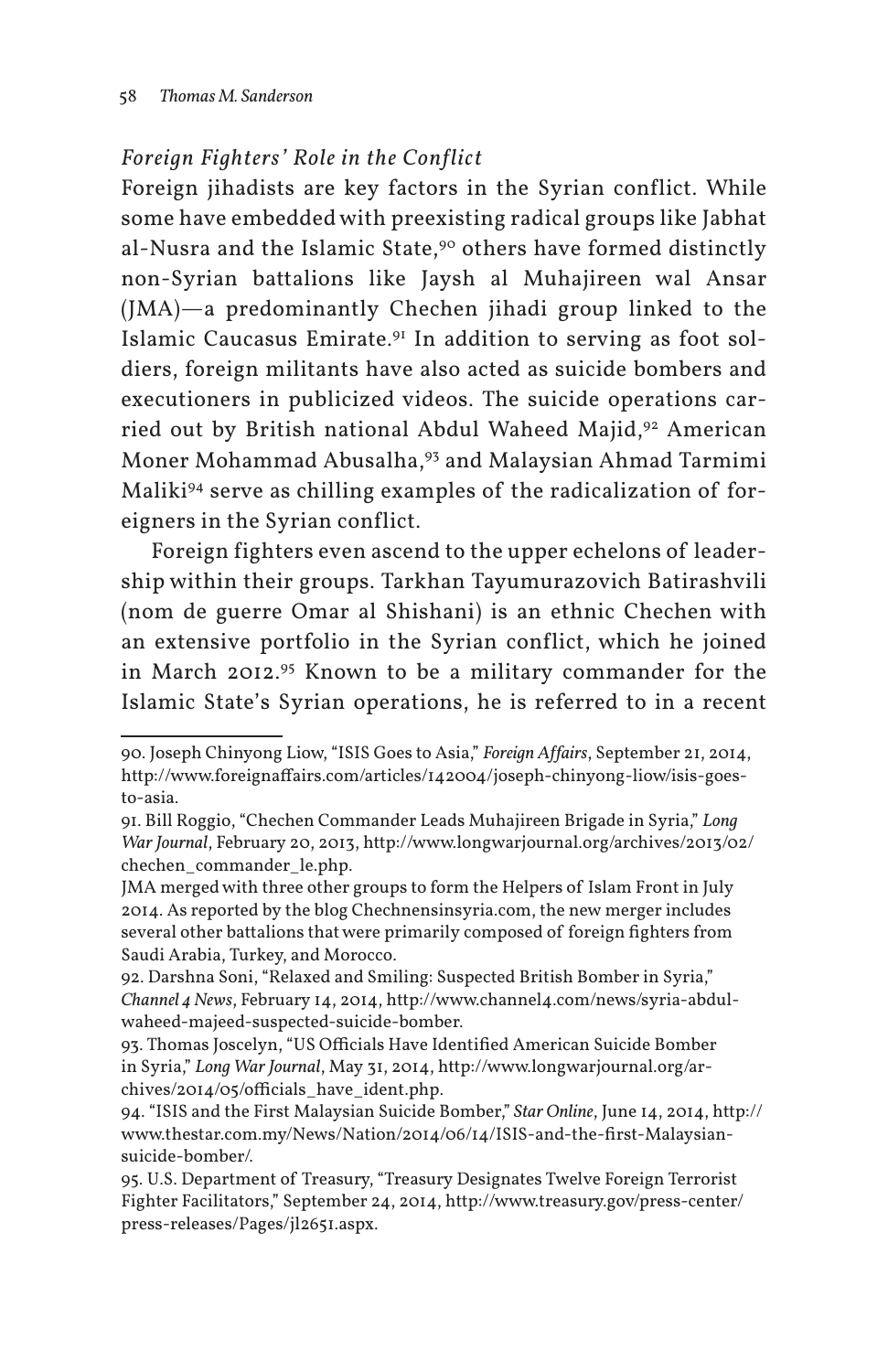*Foreign Fighters' Role in the Conflict*

Foreign jihadists are key factors in the Syrian conflict. While some have embedded with preexisting radical groups like Jabhat al-Nusra and the Islamic State,[90] others have formed distinctly non-Syrian battalions like Jaysh al Muhajireen wal Ansar (JMA)—a predominantly Chechen jihadi group linked to the Islamic Caucasus Emirate.[91] In addition to serving as foot soldiers, foreign militants have also acted as suicide bombers and executioners in publicized videos. The suicide operations carried out by British national Abdul Waheed Majid,[92] American Moner Mohammad Abusalha,[93] and Malaysian Ahmad Tarmimi Maliki[94] serve as chilling examples of the radicalization of foreigners in the Syrian conflict.

Foreign fighters even ascend to the upper echelons of leadership within their groups. Tarkhan Tayumurazovich Batirashvili (nom de guerre Omar al Shishani) is an ethnic Chechen with an extensive portfolio in the Syrian conflict, which he joined in March 2012.[95] Known to be a military commander for the Islamic State's Syrian operations, he is referred to in a recent

---

90. Joseph Chinyong Liow, "ISIS Goes to Asia," *Foreign Affairs*, September 21, 2014, http://www.foreignaffairs.com/articles/142004/joseph-chinyong-liow/isis-goes-to-asia.

91. Bill Roggio, "Chechen Commander Leads Muhajireen Brigade in Syria," *Long War Journal*, February 20, 2013, http://www.longwarjournal.org/archives/2013/02/chechen_commander_le.php.

JMA merged with three other groups to form the Helpers of Islam Front in July 2014. As reported by the blog Chechnensinsyria.com, the new merger includes several other battalions that were primarily composed of foreign fighters from Saudi Arabia, Turkey, and Morocco.

92. Darshna Soni, "Relaxed and Smiling: Suspected British Bomber in Syria," *Channel 4 News*, February 14, 2014, http://www.channel4.com/news/syria-abdul-waheed-majeed-suspected-suicide-bomber.

93. Thomas Joscelyn, "US Officials Have Identified American Suicide Bomber in Syria," *Long War Journal*, May 31, 2014, http://www.longwarjournal.org/archives/2014/05/officials_have_ident.php.

94. "ISIS and the First Malaysian Suicide Bomber," *Star Online*, June 14, 2014, http://www.thestar.com.my/News/Nation/2014/06/14/ISIS-and-the-first-Malaysian-suicide-bomber/.

95. U.S. Department of Treasury, "Treasury Designates Twelve Foreign Terrorist Fighter Facilitators," September 24, 2014, http://www.treasury.gov/press-center/press-releases/Pages/jl2651.aspx.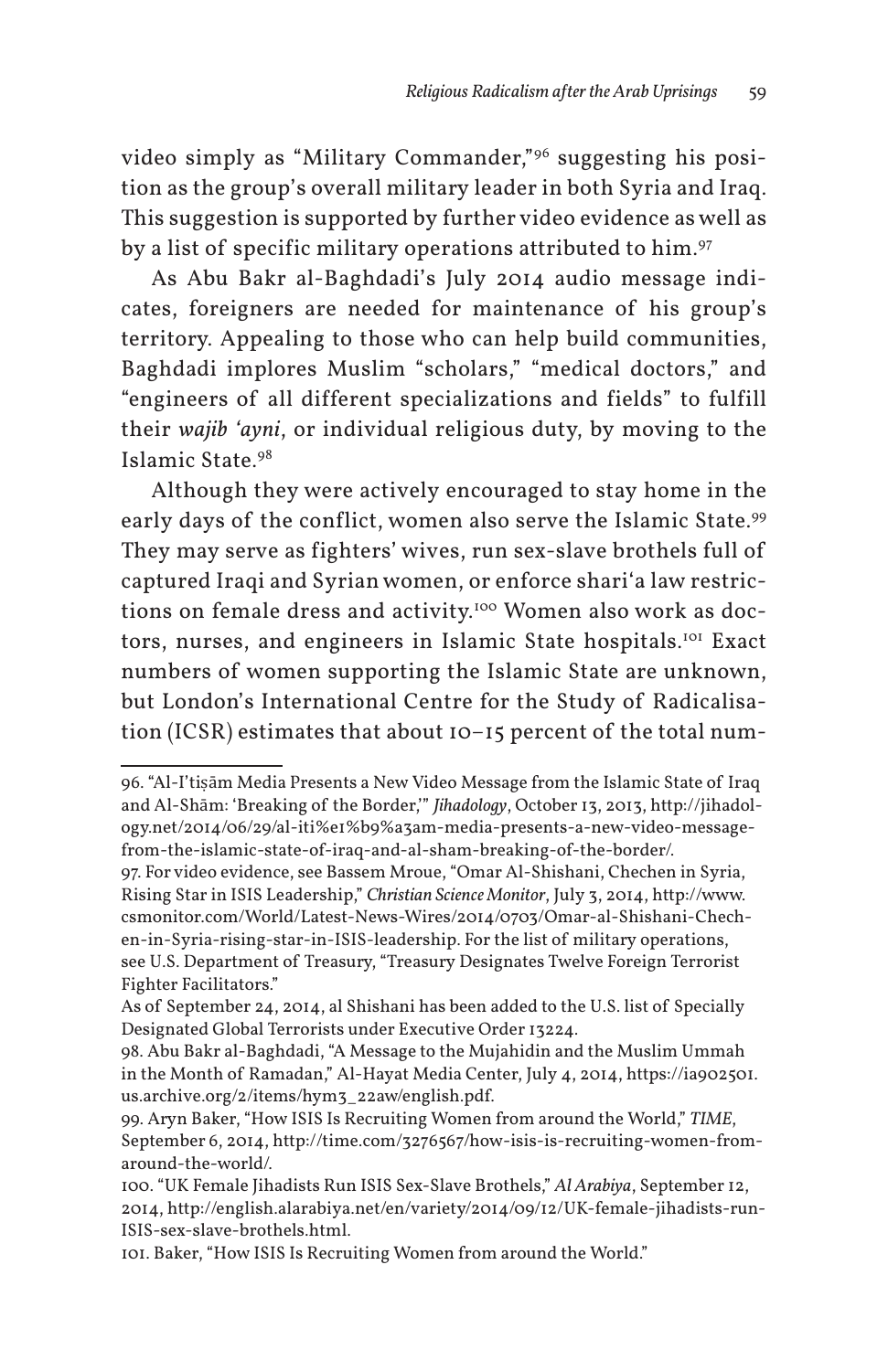video simply as "Military Commander,"[96] suggesting his position as the group's overall military leader in both Syria and Iraq. This suggestion is supported by further video evidence as well as by a list of specific military operations attributed to him.[97]

As Abu Bakr al-Baghdadi's July 2014 audio message indicates, foreigners are needed for maintenance of his group's territory. Appealing to those who can help build communities, Baghdadi implores Muslim "scholars," "medical doctors," and "engineers of all different specializations and fields" to fulfill their *wajib 'ayni*, or individual religious duty, by moving to the Islamic State.[98]

Although they were actively encouraged to stay home in the early days of the conflict, women also serve the Islamic State.[99] They may serve as fighters' wives, run sex-slave brothels full of captured Iraqi and Syrian women, or enforce shari'a law restrictions on female dress and activity.[100] Women also work as doctors, nurses, and engineers in Islamic State hospitals.[101] Exact numbers of women supporting the Islamic State are unknown, but London's International Centre for the Study of Radicalisation (ICSR) estimates that about 10–15 percent of the total num-

---

96. "Al-I'tiṣām Media Presents a New Video Message from the Islamic State of Iraq and Al-Shām: 'Breaking of the Border,'" *Jihadology*, October 13, 2013, http://jihadology.net/2014/06/29/al-iti%e1%b9%a3am-media-presents-a-new-video-message-from-the-islamic-state-of-iraq-and-al-sham-breaking-of-the-border/.

97. For video evidence, see Bassem Mroue, "Omar Al-Shishani, Chechen in Syria, Rising Star in ISIS Leadership," *Christian Science Monitor*, July 3, 2014, http://www.csmonitor.com/World/Latest-News-Wires/2014/0703/Omar-al-Shishani-Chechen-in-Syria-rising-star-in-ISIS-leadership. For the list of military operations, see U.S. Department of Treasury, "Treasury Designates Twelve Foreign Terrorist Fighter Facilitators."

As of September 24, 2014, al Shishani has been added to the U.S. list of Specially Designated Global Terrorists under Executive Order 13224.

98. Abu Bakr al-Baghdadi, "A Message to the Mujahidin and the Muslim Ummah in the Month of Ramadan," Al-Hayat Media Center, July 4, 2014, https://ia902501.us.archive.org/2/items/hym3_22aw/english.pdf.

99. Aryn Baker, "How ISIS Is Recruiting Women from around the World," *TIME*, September 6, 2014, http://time.com/3276567/how-isis-is-recruiting-women-from-around-the-world/.

100. "UK Female Jihadists Run ISIS Sex-Slave Brothels," *Al Arabiya*, September 12, 2014, http://english.alarabiya.net/en/variety/2014/09/12/UK-female-jihadists-run-ISIS-sex-slave-brothels.html.

101. Baker, "How ISIS Is Recruiting Women from around the World."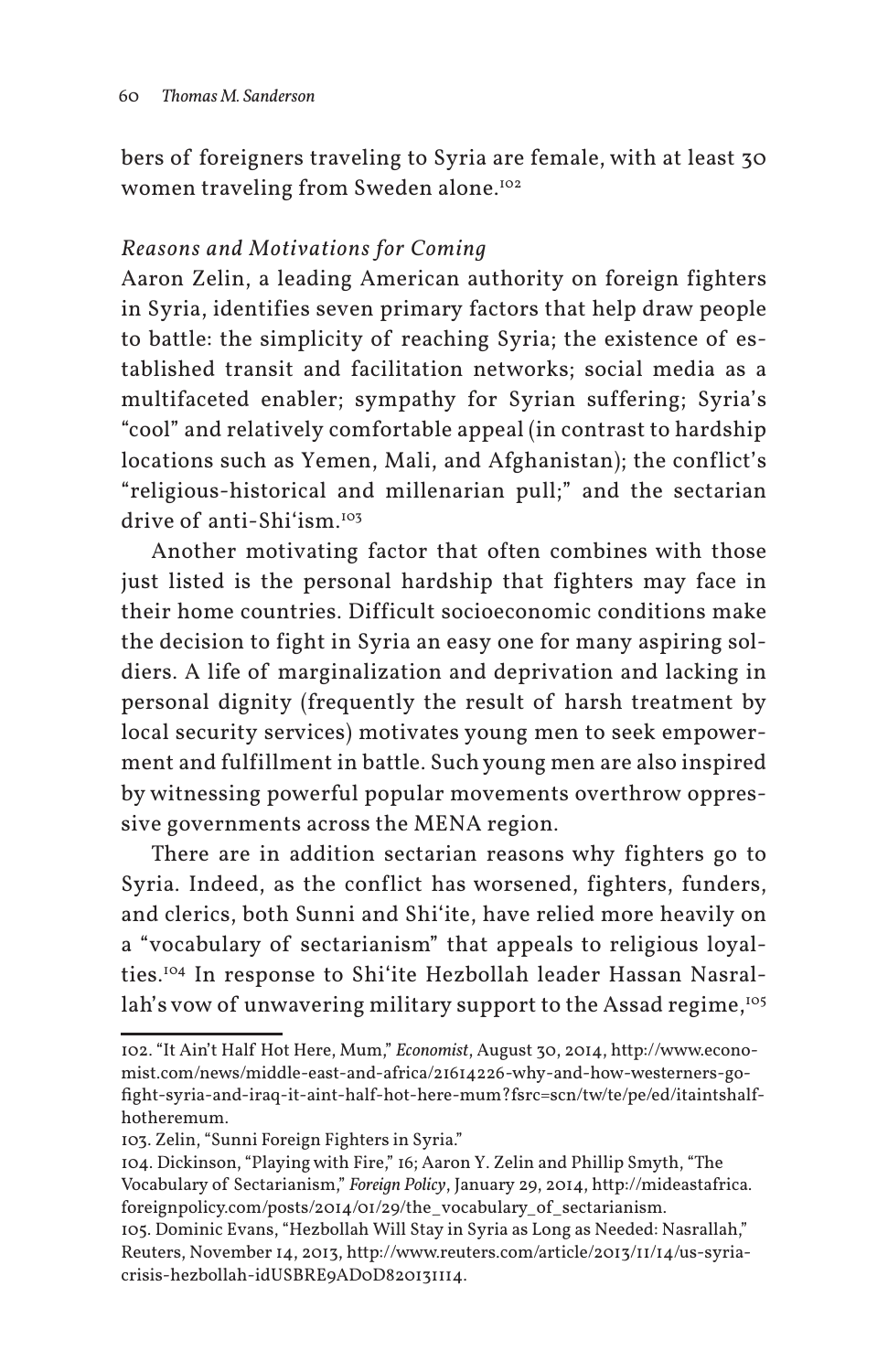bers of foreigners traveling to Syria are female, with at least 30 women traveling from Sweden alone.[102]

*Reasons and Motivations for Coming*

Aaron Zelin, a leading American authority on foreign fighters in Syria, identifies seven primary factors that help draw people to battle: the simplicity of reaching Syria; the existence of established transit and facilitation networks; social media as a multifaceted enabler; sympathy for Syrian suffering; Syria's "cool" and relatively comfortable appeal (in contrast to hardship locations such as Yemen, Mali, and Afghanistan); the conflict's "religious-historical and millenarian pull;" and the sectarian drive of anti-Shi'ism.[103]

Another motivating factor that often combines with those just listed is the personal hardship that fighters may face in their home countries. Difficult socioeconomic conditions make the decision to fight in Syria an easy one for many aspiring soldiers. A life of marginalization and deprivation and lacking in personal dignity (frequently the result of harsh treatment by local security services) motivates young men to seek empowerment and fulfillment in battle. Such young men are also inspired by witnessing powerful popular movements overthrow oppressive governments across the MENA region.

There are in addition sectarian reasons why fighters go to Syria. Indeed, as the conflict has worsened, fighters, funders, and clerics, both Sunni and Shi'ite, have relied more heavily on a "vocabulary of sectarianism" that appeals to religious loyalties.[104] In response to Shi'ite Hezbollah leader Hassan Nasrallah's vow of unwavering military support to the Assad regime,[105]

---

102. "It Ain't Half Hot Here, Mum," *Economist*, August 30, 2014, http://www.economist.com/news/middle-east-and-africa/21614226-why-and-how-westerners-go-fight-syria-and-iraq-it-aint-half-hot-here-mum?fsrc=scn/tw/te/pe/ed/itaintshalfhotheremum.

103. Zelin, "Sunni Foreign Fighters in Syria."

104. Dickinson, "Playing with Fire," 16; Aaron Y. Zelin and Phillip Smyth, "The Vocabulary of Sectarianism," *Foreign Policy*, January 29, 2014, http://mideastafrica.foreignpolicy.com/posts/2014/01/29/the_vocabulary_of_sectarianism.

105. Dominic Evans, "Hezbollah Will Stay in Syria as Long as Needed: Nasrallah," Reuters, November 14, 2013, http://www.reuters.com/article/2013/11/14/us-syria-crisis-hezbollah-idUSBRE9AD0D820131114.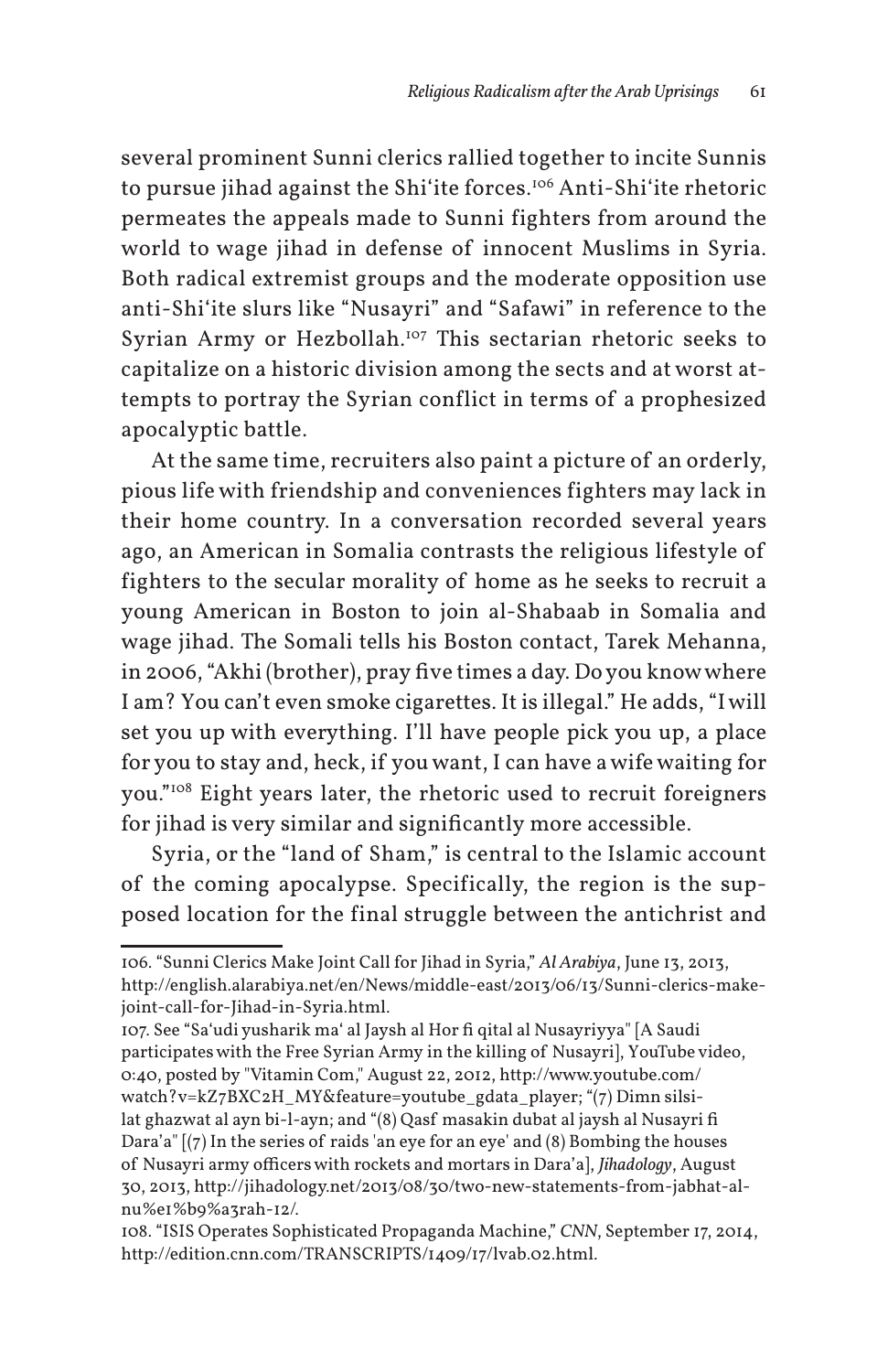several prominent Sunni clerics rallied together to incite Sunnis to pursue jihad against the Shi'ite forces.[106] Anti-Shi'ite rhetoric permeates the appeals made to Sunni fighters from around the world to wage jihad in defense of innocent Muslims in Syria. Both radical extremist groups and the moderate opposition use anti-Shi'ite slurs like "Nusayri" and "Safawi" in reference to the Syrian Army or Hezbollah.[107] This sectarian rhetoric seeks to capitalize on a historic division among the sects and at worst attempts to portray the Syrian conflict in terms of a prophesized apocalyptic battle.

At the same time, recruiters also paint a picture of an orderly, pious life with friendship and conveniences fighters may lack in their home country. In a conversation recorded several years ago, an American in Somalia contrasts the religious lifestyle of fighters to the secular morality of home as he seeks to recruit a young American in Boston to join al-Shabaab in Somalia and wage jihad. The Somali tells his Boston contact, Tarek Mehanna, in 2006, "Akhi (brother), pray five times a day. Do you know where I am? You can't even smoke cigarettes. It is illegal." He adds, "I will set you up with everything. I'll have people pick you up, a place for you to stay and, heck, if you want, I can have a wife waiting for you."[108] Eight years later, the rhetoric used to recruit foreigners for jihad is very similar and significantly more accessible.

Syria, or the "land of Sham," is central to the Islamic account of the coming apocalypse. Specifically, the region is the supposed location for the final struggle between the antichrist and

---

106. "Sunni Clerics Make Joint Call for Jihad in Syria," *Al Arabiya*, June 13, 2013, http://english.alarabiya.net/en/News/middle-east/2013/06/13/Sunni-clerics-make-joint-call-for-Jihad-in-Syria.html.

107. See "Sa'udi yusharik ma' al Jaysh al Hor fi qital al Nusayriyya" [A Saudi participates with the Free Syrian Army in the killing of Nusayri], YouTube video, 0:40, posted by "Vitamin Com," August 22, 2012, http://www.youtube.com/watch?v=kZ7BXC2H_MY&feature=youtube_gdata_player; "(7) Dimn silsilat ghazwat al ayn bi-l-ayn; and "(8) Qasf masakin dubat al jaysh al Nusayri fi Dara'a" [(7) In the series of raids 'an eye for an eye' and (8) Bombing the houses of Nusayri army officers with rockets and mortars in Dara'a], *Jihadology*, August 30, 2013, http://jihadology.net/2013/08/30/two-new-statements-from-jabhat-al-nu%e1%b9%a3rah-12/.

108. "ISIS Operates Sophisticated Propaganda Machine," *CNN*, September 17, 2014, http://edition.cnn.com/TRANSCRIPTS/1409/17/lvab.02.html.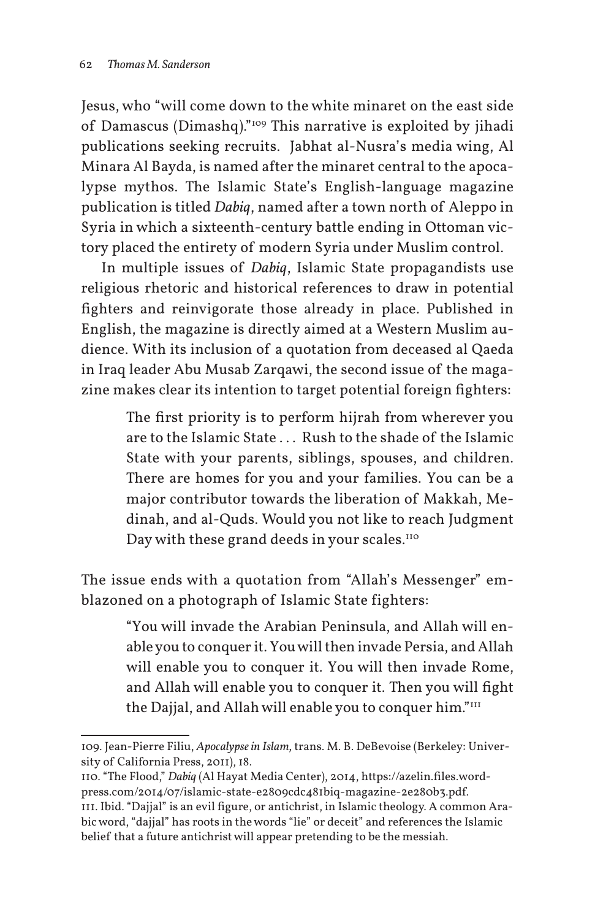Jesus, who "will come down to the white minaret on the east side of Damascus (Dimashq)."[109] This narrative is exploited by jihadi publications seeking recruits. Jabhat al-Nusra's media wing, Al Minara Al Bayda, is named after the minaret central to the apocalypse mythos. The Islamic State's English-language magazine publication is titled *Dabiq*, named after a town north of Aleppo in Syria in which a sixteenth-century battle ending in Ottoman victory placed the entirety of modern Syria under Muslim control.

In multiple issues of *Dabiq*, Islamic State propagandists use religious rhetoric and historical references to draw in potential fighters and reinvigorate those already in place. Published in English, the magazine is directly aimed at a Western Muslim audience. With its inclusion of a quotation from deceased al Qaeda in Iraq leader Abu Musab Zarqawi, the second issue of the magazine makes clear its intention to target potential foreign fighters:

> The first priority is to perform hijrah from wherever you are to the Islamic State . . . Rush to the shade of the Islamic State with your parents, siblings, spouses, and children. There are homes for you and your families. You can be a major contributor towards the liberation of Makkah, Medinah, and al-Quds. Would you not like to reach Judgment Day with these grand deeds in your scales.[110]

The issue ends with a quotation from "Allah's Messenger" emblazoned on a photograph of Islamic State fighters:

> "You will invade the Arabian Peninsula, and Allah will enable you to conquer it. You will then invade Persia, and Allah will enable you to conquer it. You will then invade Rome, and Allah will enable you to conquer it. Then you will fight the Dajjal, and Allah will enable you to conquer him."[111]

---

109. Jean-Pierre Filiu, *Apocalypse in Islam*, trans. M. B. DeBevoise (Berkeley: University of California Press, 2011), 18.

110. "The Flood," *Dabiq* (Al Hayat Media Center), 2014, https://azelin.files.wordpress.com/2014/07/islamic-state-e2809cdc481biq-magazine-2e280b3.pdf.

111. Ibid. "Dajjal" is an evil figure, or antichrist, in Islamic theology. A common Arabic word, "dajjal" has roots in the words "lie" or deceit" and references the Islamic belief that a future antichrist will appear pretending to be the messiah.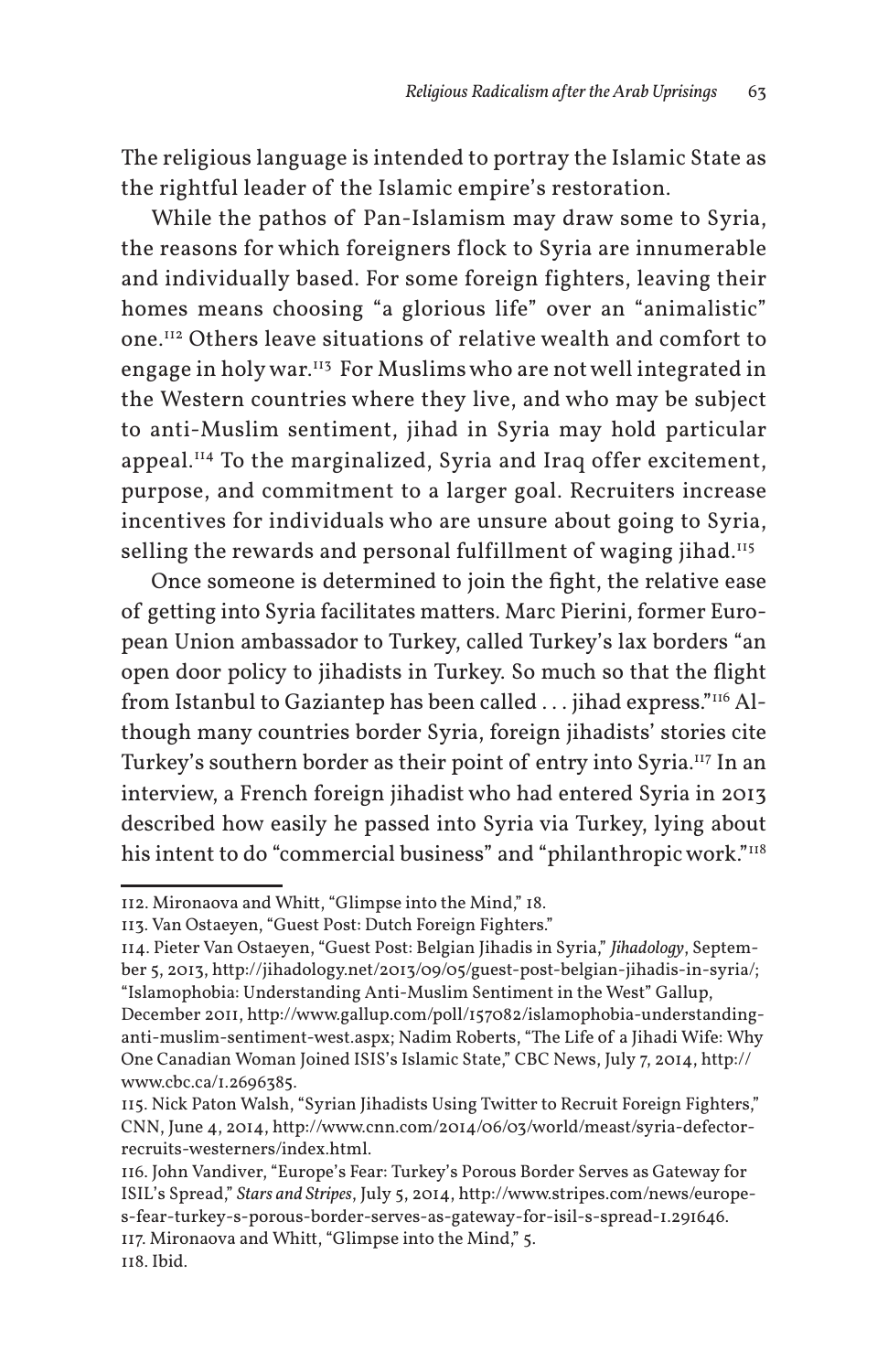The religious language is intended to portray the Islamic State as the rightful leader of the Islamic empire's restoration.

While the pathos of Pan-Islamism may draw some to Syria, the reasons for which foreigners flock to Syria are innumerable and individually based. For some foreign fighters, leaving their homes means choosing "a glorious life" over an "animalistic" one.[112] Others leave situations of relative wealth and comfort to engage in holy war.[113] For Muslims who are not well integrated in the Western countries where they live, and who may be subject to anti-Muslim sentiment, jihad in Syria may hold particular appeal.[114] To the marginalized, Syria and Iraq offer excitement, purpose, and commitment to a larger goal. Recruiters increase incentives for individuals who are unsure about going to Syria, selling the rewards and personal fulfillment of waging jihad.[115]

Once someone is determined to join the fight, the relative ease of getting into Syria facilitates matters. Marc Pierini, former European Union ambassador to Turkey, called Turkey's lax borders "an open door policy to jihadists in Turkey. So much so that the flight from Istanbul to Gaziantep has been called . . . jihad express."[116] Although many countries border Syria, foreign jihadists' stories cite Turkey's southern border as their point of entry into Syria.[117] In an interview, a French foreign jihadist who had entered Syria in 2013 described how easily he passed into Syria via Turkey, lying about his intent to do "commercial business" and "philanthropic work."[118]

---

112. Mironaova and Whitt, "Glimpse into the Mind," 18.

113. Van Ostaeyen, "Guest Post: Dutch Foreign Fighters."

114. Pieter Van Ostaeyen, "Guest Post: Belgian Jihadis in Syria," *Jihadology*, September 5, 2013, http://jihadology.net/2013/09/05/guest-post-belgian-jihadis-in-syria/; "Islamophobia: Understanding Anti-Muslim Sentiment in the West" Gallup, December 2011, http://www.gallup.com/poll/157082/islamophobia-understanding-anti-muslim-sentiment-west.aspx; Nadim Roberts, "The Life of a Jihadi Wife: Why One Canadian Woman Joined ISIS's Islamic State," CBC News, July 7, 2014, http://www.cbc.ca/1.2696385.

115. Nick Paton Walsh, "Syrian Jihadists Using Twitter to Recruit Foreign Fighters," CNN, June 4, 2014, http://www.cnn.com/2014/06/03/world/meast/syria-defector-recruits-westerners/index.html.

116. John Vandiver, "Europe's Fear: Turkey's Porous Border Serves as Gateway for ISIL's Spread," *Stars and Stripes*, July 5, 2014, http://www.stripes.com/news/europe-s-fear-turkey-s-porous-border-serves-as-gateway-for-isil-s-spread-1.291646.

117. Mironaova and Whitt, "Glimpse into the Mind," 5.

118. Ibid.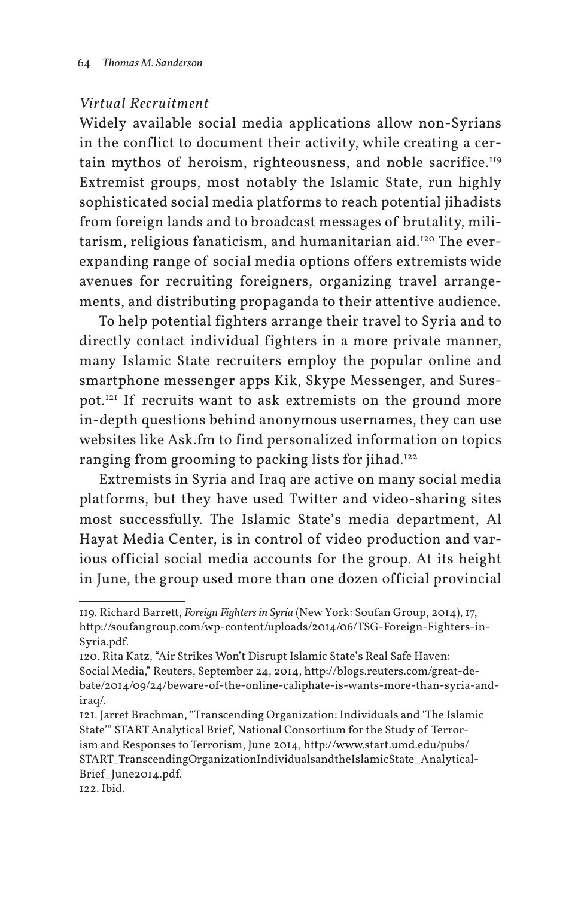### *Virtual Recruitment*

Widely available social media applications allow non-Syrians in the conflict to document their activity, while creating a certain mythos of heroism, righteousness, and noble sacrifice.[119] Extremist groups, most notably the Islamic State, run highly sophisticated social media platforms to reach potential jihadists from foreign lands and to broadcast messages of brutality, militarism, religious fanaticism, and humanitarian aid.[120] The ever-expanding range of social media options offers extremists wide avenues for recruiting foreigners, organizing travel arrangements, and distributing propaganda to their attentive audience.

To help potential fighters arrange their travel to Syria and to directly contact individual fighters in a more private manner, many Islamic State recruiters employ the popular online and smartphone messenger apps Kik, Skype Messenger, and Surespot.[121] If recruits want to ask extremists on the ground more in-depth questions behind anonymous usernames, they can use websites like Ask.fm to find personalized information on topics ranging from grooming to packing lists for jihad.[122]

Extremists in Syria and Iraq are active on many social media platforms, but they have used Twitter and video-sharing sites most successfully. The Islamic State's media department, Al Hayat Media Center, is in control of video production and various official social media accounts for the group. At its height in June, the group used more than one dozen official provincial

---

119. Richard Barrett, *Foreign Fighters in Syria* (New York: Soufan Group, 2014), 17, http://soufangroup.com/wp-content/uploads/2014/06/TSG-Foreign-Fighters-in-Syria.pdf.

120. Rita Katz, "Air Strikes Won't Disrupt Islamic State's Real Safe Haven: Social Media," Reuters, September 24, 2014, http://blogs.reuters.com/great-debate/2014/09/24/beware-of-the-online-caliphate-is-wants-more-than-syria-and-iraq/.

121. Jarret Brachman, "Transcending Organization: Individuals and 'The Islamic State'" START Analytical Brief, National Consortium for the Study of Terrorism and Responses to Terrorism, June 2014, http://www.start.umd.edu/pubs/START_TranscendingOrganizationIndividualsandtheIslamicState_AnalyticalBrief_June2014.pdf.

122. Ibid.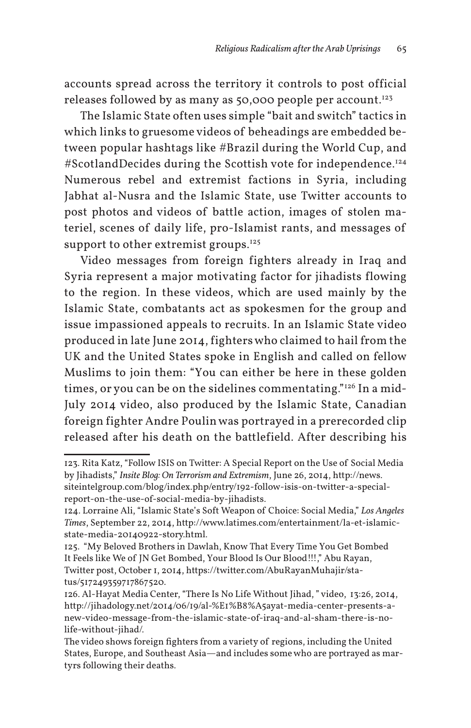accounts spread across the territory it controls to post official releases followed by as many as 50,000 people per account.[123]

The Islamic State often uses simple "bait and switch" tactics in which links to gruesome videos of beheadings are embedded between popular hashtags like #Brazil during the World Cup, and #ScotlandDecides during the Scottish vote for independence.[124] Numerous rebel and extremist factions in Syria, including Jabhat al-Nusra and the Islamic State, use Twitter accounts to post photos and videos of battle action, images of stolen materiel, scenes of daily life, pro-Islamist rants, and messages of support to other extremist groups.[125]

Video messages from foreign fighters already in Iraq and Syria represent a major motivating factor for jihadists flowing to the region. In these videos, which are used mainly by the Islamic State, combatants act as spokesmen for the group and issue impassioned appeals to recruits. In an Islamic State video produced in late June 2014, fighters who claimed to hail from the UK and the United States spoke in English and called on fellow Muslims to join them: "You can either be here in these golden times, or you can be on the sidelines commentating."[126] In a mid-July 2014 video, also produced by the Islamic State, Canadian foreign fighter Andre Poulin was portrayed in a prerecorded clip released after his death on the battlefield. After describing his

---

123. Rita Katz, "Follow ISIS on Twitter: A Special Report on the Use of Social Media by Jihadists," *Insite Blog: On Terrorism and Extremism*, June 26, 2014, http://news.siteintelgroup.com/blog/index.php/entry/192-follow-isis-on-twitter-a-special-report-on-the-use-of-social-media-by-jihadists.

124. Lorraine Ali, "Islamic State's Soft Weapon of Choice: Social Media," *Los Angeles Times*, September 22, 2014, http://www.latimes.com/entertainment/la-et-islamic-state-media-20140922-story.html.

125. "My Beloved Brothers in Dawlah, Know That Every Time You Get Bombed It Feels like We of JN Get Bombed, Your Blood Is Our Blood!!!," Abu Rayan, Twitter post, October 1, 2014, https://twitter.com/AbuRayanMuhajir/status/517249359717867520.

126. Al-Hayat Media Center, "There Is No Life Without Jihad," video, 13:26, 2014, http://jihadology.net/2014/06/19/al-%E1%B8%A5ayat-media-center-presents-a-new-video-message-from-the-islamic-state-of-iraq-and-al-sham-there-is-no-life-without-jihad/.

The video shows foreign fighters from a variety of regions, including the United States, Europe, and Southeast Asia—and includes some who are portrayed as martyrs following their deaths.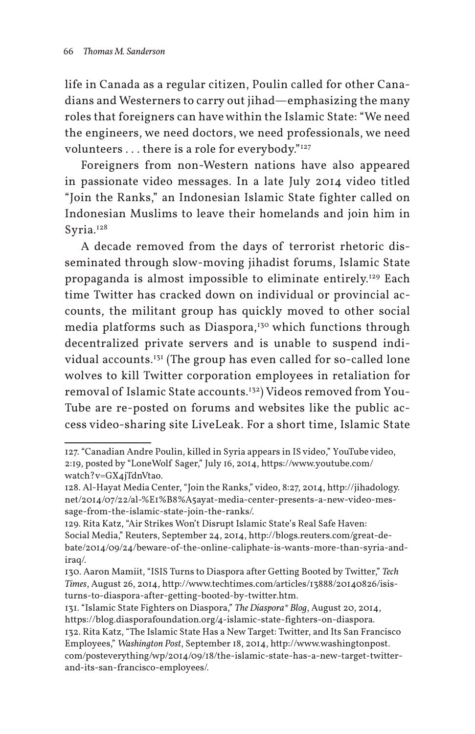life in Canada as a regular citizen, Poulin called for other Canadians and Westerners to carry out jihad—emphasizing the many roles that foreigners can have within the Islamic State: "We need the engineers, we need doctors, we need professionals, we need volunteers . . . there is a role for everybody."[127]

Foreigners from non-Western nations have also appeared in passionate video messages. In a late July 2014 video titled "Join the Ranks," an Indonesian Islamic State fighter called on Indonesian Muslims to leave their homelands and join him in Syria.[128]

A decade removed from the days of terrorist rhetoric disseminated through slow-moving jihadist forums, Islamic State propaganda is almost impossible to eliminate entirely.[129] Each time Twitter has cracked down on individual or provincial accounts, the militant group has quickly moved to other social media platforms such as Diaspora,[130] which functions through decentralized private servers and is unable to suspend individual accounts.[131] (The group has even called for so-called lone wolves to kill Twitter corporation employees in retaliation for removal of Islamic State accounts.[132]) Videos removed from YouTube are re-posted on forums and websites like the public access video-sharing site LiveLeak. For a short time, Islamic State

---

127. "Canadian Andre Poulin, killed in Syria appears in IS video," YouTube video, 2:19, posted by "LoneWolf Sager," July 16, 2014, https://www.youtube.com/watch?v=GX4jTdnVtao.

128. Al-Hayat Media Center, "Join the Ranks," video, 8:27, 2014, http://jihadology.net/2014/07/22/al-%E1%B8%A5ayat-media-center-presents-a-new-video-message-from-the-islamic-state-join-the-ranks/.

129. Rita Katz, "Air Strikes Won't Disrupt Islamic State's Real Safe Haven: Social Media," Reuters, September 24, 2014, http://blogs.reuters.com/great-debate/2014/09/24/beware-of-the-online-caliphate-is-wants-more-than-syria-and-iraq/.

130. Aaron Mamiit, "ISIS Turns to Diaspora after Getting Booted by Twitter," *Tech Times*, August 26, 2014, http://www.techtimes.com/articles/13888/20140826/isis-turns-to-diaspora-after-getting-booted-by-twitter.htm.

131. "Islamic State Fighters on Diaspora," *The Diaspora* Blog*, August 20, 2014, https://blog.diasporafoundation.org/4-islamic-state-fighters-on-diaspora.

132. Rita Katz, "The Islamic State Has a New Target: Twitter, and Its San Francisco Employees," *Washington Post*, September 18, 2014, http://www.washingtonpost.com/posteverything/wp/2014/09/18/the-islamic-state-has-a-new-target-twitter-and-its-san-francisco-employees/.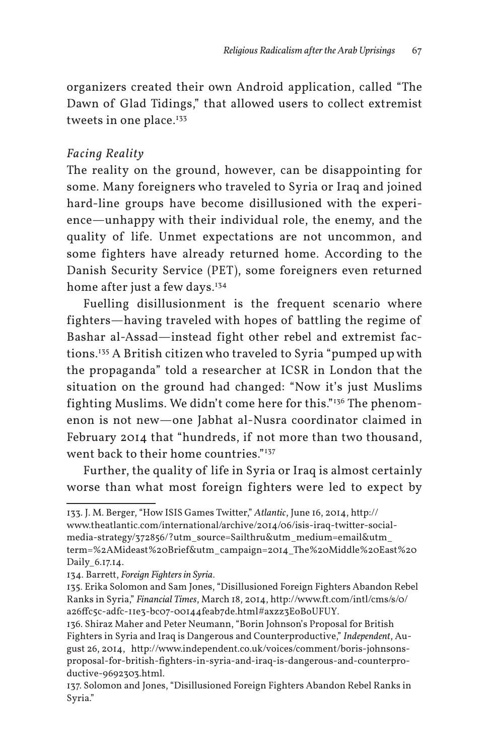organizers created their own Android application, called "The Dawn of Glad Tidings," that allowed users to collect extremist tweets in one place.[133]

### *Facing Reality*

The reality on the ground, however, can be disappointing for some. Many foreigners who traveled to Syria or Iraq and joined hard-line groups have become disillusioned with the experience—unhappy with their individual role, the enemy, and the quality of life. Unmet expectations are not uncommon, and some fighters have already returned home. According to the Danish Security Service (PET), some foreigners even returned home after just a few days.[134]

Fuelling disillusionment is the frequent scenario where fighters—having traveled with hopes of battling the regime of Bashar al-Assad—instead fight other rebel and extremist factions.[135] A British citizen who traveled to Syria "pumped up with the propaganda" told a researcher at ICSR in London that the situation on the ground had changed: "Now it's just Muslims fighting Muslims. We didn't come here for this."[136] The phenomenon is not new—one Jabhat al-Nusra coordinator claimed in February 2014 that "hundreds, if not more than two thousand, went back to their home countries."[137]

Further, the quality of life in Syria or Iraq is almost certainly worse than what most foreign fighters were led to expect by

---

133. J. M. Berger, "How ISIS Games Twitter," *Atlantic*, June 16, 2014, http://www.theatlantic.com/international/archive/2014/06/isis-iraq-twitter-social-media-strategy/372856/?utm_source=Sailthru&utm_medium=email&utm_term=%2AMideast%20Brief&utm_campaign=2014_The%20Middle%20East%20Daily_6.17.14.

134. Barrett, *Foreign Fighters in Syria*.

135. Erika Solomon and Sam Jones, "Disillusioned Foreign Fighters Abandon Rebel Ranks in Syria," *Financial Times*, March 18, 2014, http://www.ft.com/intl/cms/s/0/a26ffc5c-adfc-11e3-bc07-00144feab7de.html#axzz3E0B0UFUY.

136. Shiraz Maher and Peter Neumann, "Borin Johnson's Proposal for British Fighters in Syria and Iraq is Dangerous and Counterproductive," *Independent*, August 26, 2014, http://www.independent.co.uk/voices/comment/boris-johnsons-proposal-for-british-fighters-in-syria-and-iraq-is-dangerous-and-counterproductive-9692303.html.

137. Solomon and Jones, "Disillusioned Foreign Fighters Abandon Rebel Ranks in Syria."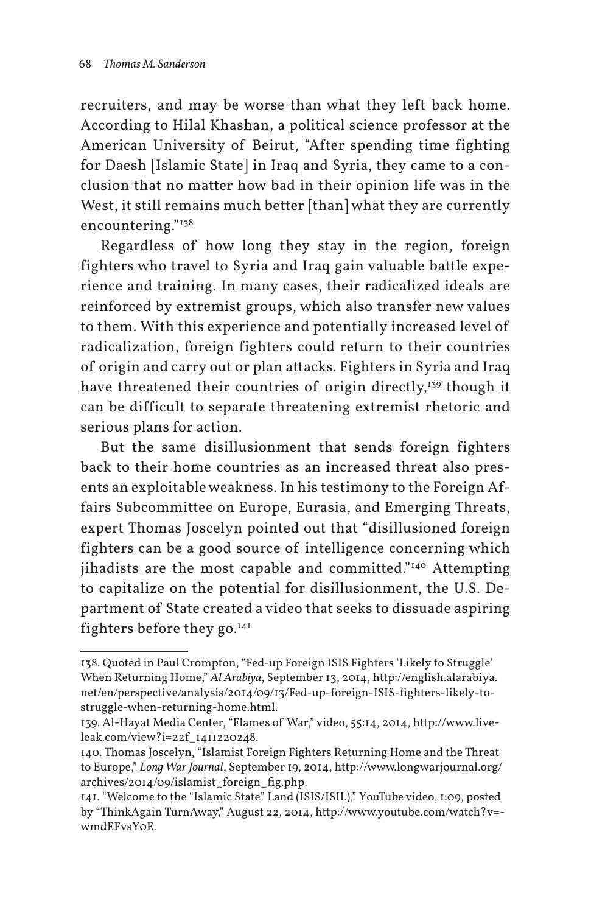recruiters, and may be worse than what they left back home. According to Hilal Khashan, a political science professor at the American University of Beirut, "After spending time fighting for Daesh [Islamic State] in Iraq and Syria, they came to a conclusion that no matter how bad in their opinion life was in the West, it still remains much better [than] what they are currently encountering."[138]

Regardless of how long they stay in the region, foreign fighters who travel to Syria and Iraq gain valuable battle experience and training. In many cases, their radicalized ideals are reinforced by extremist groups, which also transfer new values to them. With this experience and potentially increased level of radicalization, foreign fighters could return to their countries of origin and carry out or plan attacks. Fighters in Syria and Iraq have threatened their countries of origin directly,[139] though it can be difficult to separate threatening extremist rhetoric and serious plans for action.

But the same disillusionment that sends foreign fighters back to their home countries as an increased threat also presents an exploitable weakness. In his testimony to the Foreign Affairs Subcommittee on Europe, Eurasia, and Emerging Threats, expert Thomas Joscelyn pointed out that "disillusioned foreign fighters can be a good source of intelligence concerning which jihadists are the most capable and committed."[140] Attempting to capitalize on the potential for disillusionment, the U.S. Department of State created a video that seeks to dissuade aspiring fighters before they go.[141]

---

138. Quoted in Paul Crompton, "Fed-up Foreign ISIS Fighters 'Likely to Struggle' When Returning Home," *Al Arabiya*, September 13, 2014, http://english.alarabiya.net/en/perspective/analysis/2014/09/13/Fed-up-foreign-ISIS-fighters-likely-to-struggle-when-returning-home.html.

139. Al-Hayat Media Center, "Flames of War," video, 55:14, 2014, http://www.liveleak.com/view?i=22f_1411220248.

140. Thomas Joscelyn, "Islamist Foreign Fighters Returning Home and the Threat to Europe," *Long War Journal*, September 19, 2014, http://www.longwarjournal.org/archives/2014/09/islamist_foreign_fig.php.

141. "Welcome to the "Islamic State" Land (ISIS/ISIL)," YouTube video, 1:09, posted by "ThinkAgain TurnAway," August 22, 2014, http://www.youtube.com/watch?v=-wmdEFvsY0E.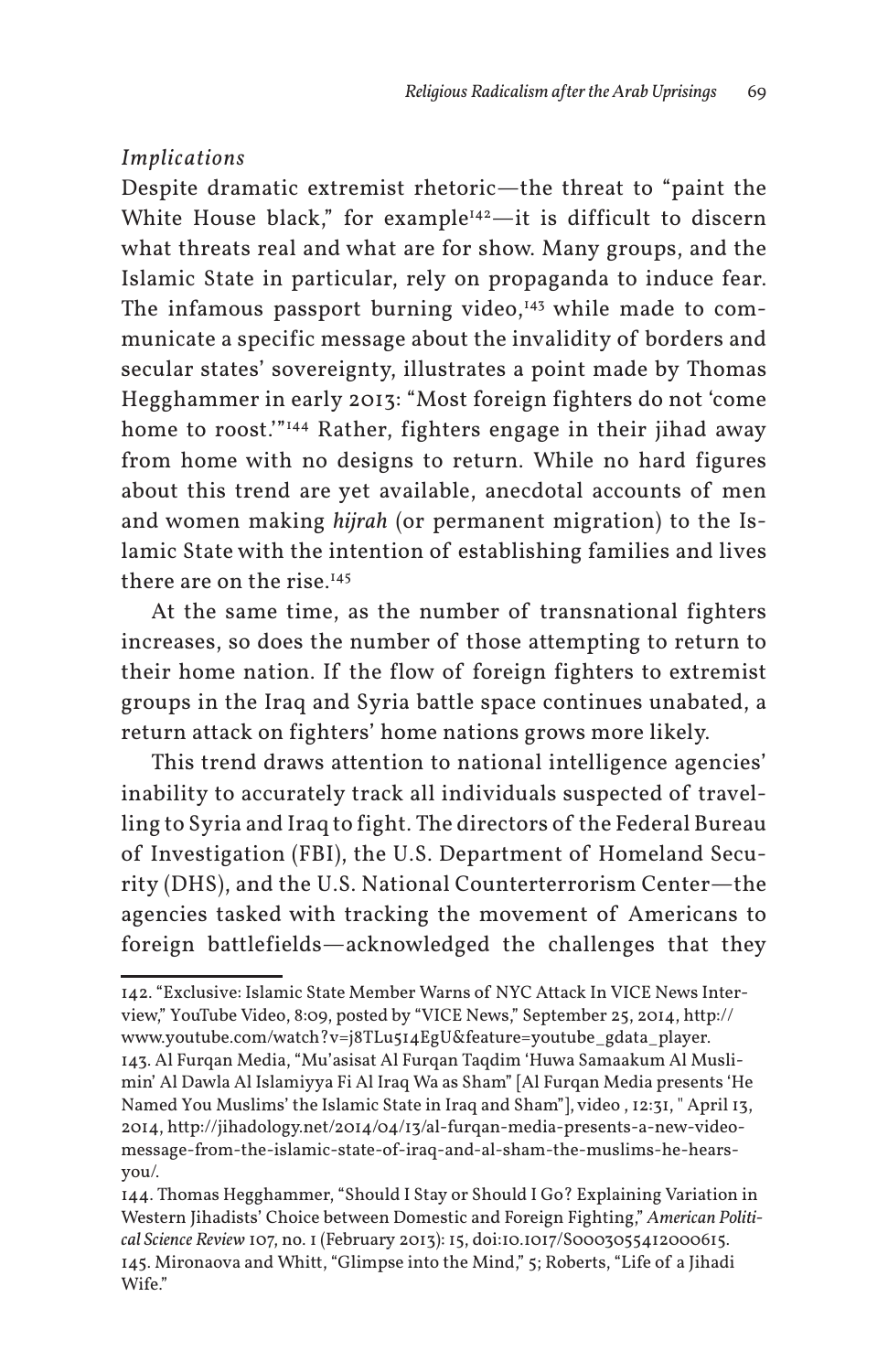*Implications*

Despite dramatic extremist rhetoric—the threat to "paint the White House black," for example[142]—it is difficult to discern what threats real and what are for show. Many groups, and the Islamic State in particular, rely on propaganda to induce fear. The infamous passport burning video,[143] while made to communicate a specific message about the invalidity of borders and secular states' sovereignty, illustrates a point made by Thomas Hegghammer in early 2013: "Most foreign fighters do not 'come home to roost.'"[144] Rather, fighters engage in their jihad away from home with no designs to return. While no hard figures about this trend are yet available, anecdotal accounts of men and women making *hijrah* (or permanent migration) to the Islamic State with the intention of establishing families and lives there are on the rise.[145]

At the same time, as the number of transnational fighters increases, so does the number of those attempting to return to their home nation. If the flow of foreign fighters to extremist groups in the Iraq and Syria battle space continues unabated, a return attack on fighters' home nations grows more likely.

This trend draws attention to national intelligence agencies' inability to accurately track all individuals suspected of travelling to Syria and Iraq to fight. The directors of the Federal Bureau of Investigation (FBI), the U.S. Department of Homeland Security (DHS), and the U.S. National Counterterrorism Center—the agencies tasked with tracking the movement of Americans to foreign battlefields—acknowledged the challenges that they

---

142. "Exclusive: Islamic State Member Warns of NYC Attack In VICE News Interview," YouTube Video, 8:09, posted by "VICE News," September 25, 2014, http://www.youtube.com/watch?v=j8TLu5I4EgU&feature=youtube_gdata_player.

143. Al Furqan Media, "Mu'asisat Al Furqan Taqdim 'Huwa Samaakum Al Muslimin' Al Dawla Al Islamiyya Fi Al Iraq Wa as Sham" [Al Furqan Media presents 'He Named You Muslims' the Islamic State in Iraq and Sham"], video , 12:31, " April 13, 2014, http://jihadology.net/2014/04/13/al-furqan-media-presents-a-new-video-message-from-the-islamic-state-of-iraq-and-al-sham-the-muslims-he-hears-you/.

144. Thomas Hegghammer, "Should I Stay or Should I Go? Explaining Variation in Western Jihadists' Choice between Domestic and Foreign Fighting," *American Political Science Review* 107, no. 1 (February 2013): 15, doi:10.1017/S0003055412000615.

145. Mironaova and Whitt, "Glimpse into the Mind," 5; Roberts, "Life of a Jihadi Wife."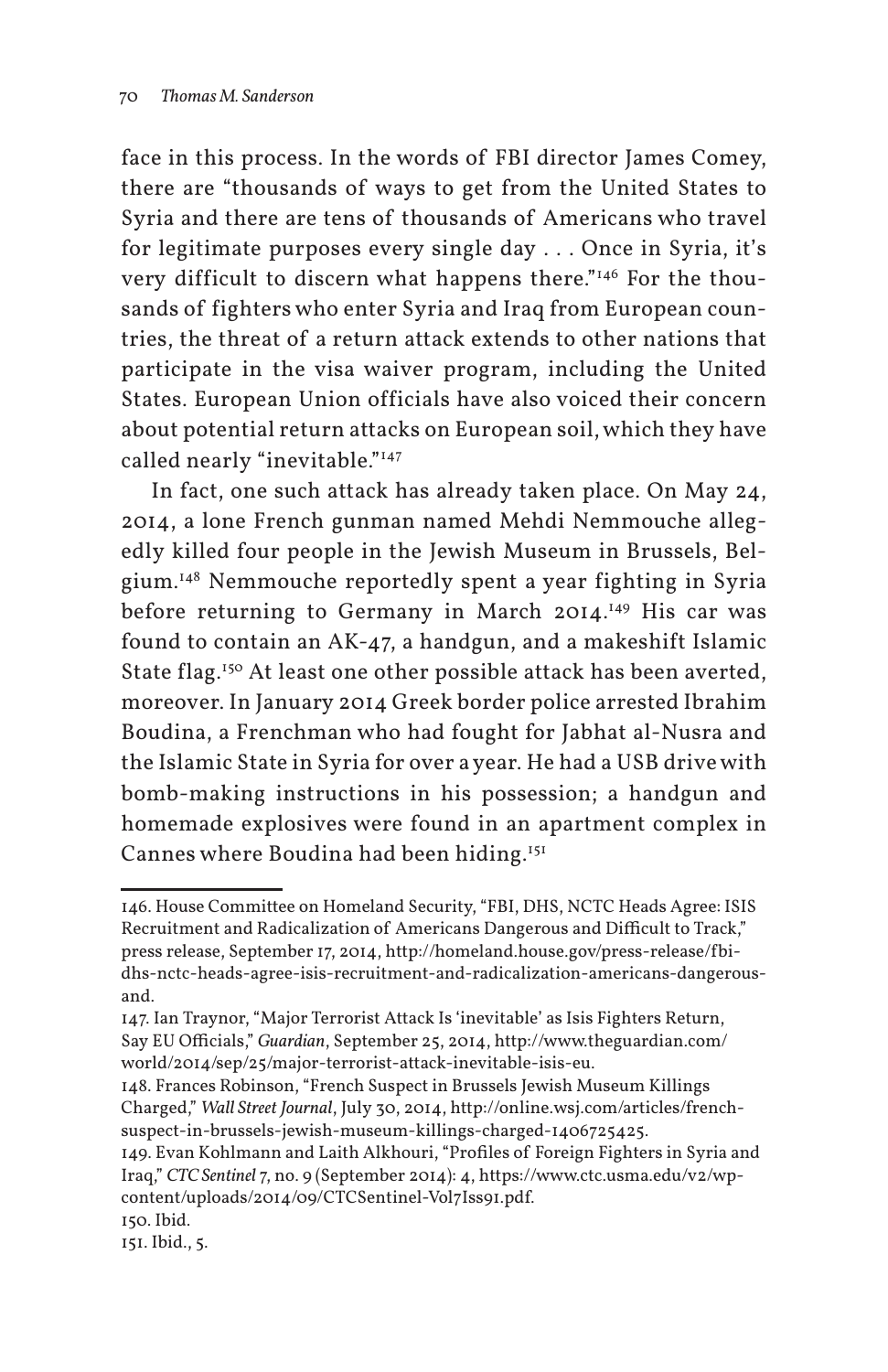face in this process. In the words of FBI director James Comey, there are "thousands of ways to get from the United States to Syria and there are tens of thousands of Americans who travel for legitimate purposes every single day . . . Once in Syria, it's very difficult to discern what happens there."[146] For the thousands of fighters who enter Syria and Iraq from European countries, the threat of a return attack extends to other nations that participate in the visa waiver program, including the United States. European Union officials have also voiced their concern about potential return attacks on European soil, which they have called nearly "inevitable."[147]

In fact, one such attack has already taken place. On May 24, 2014, a lone French gunman named Mehdi Nemmouche allegedly killed four people in the Jewish Museum in Brussels, Belgium.[148] Nemmouche reportedly spent a year fighting in Syria before returning to Germany in March 2014.[149] His car was found to contain an AK-47, a handgun, and a makeshift Islamic State flag.[150] At least one other possible attack has been averted, moreover. In January 2014 Greek border police arrested Ibrahim Boudina, a Frenchman who had fought for Jabhat al-Nusra and the Islamic State in Syria for over a year. He had a USB drive with bomb-making instructions in his possession; a handgun and homemade explosives were found in an apartment complex in Cannes where Boudina had been hiding.[151]

---

146. House Committee on Homeland Security, "FBI, DHS, NCTC Heads Agree: ISIS Recruitment and Radicalization of Americans Dangerous and Difficult to Track," press release, September 17, 2014, http://homeland.house.gov/press-release/fbi-dhs-nctc-heads-agree-isis-recruitment-and-radicalization-americans-dangerous-and.

147. Ian Traynor, "Major Terrorist Attack Is 'inevitable' as Isis Fighters Return, Say EU Officials," *Guardian*, September 25, 2014, http://www.theguardian.com/world/2014/sep/25/major-terrorist-attack-inevitable-isis-eu.

148. Frances Robinson, "French Suspect in Brussels Jewish Museum Killings Charged," *Wall Street Journal*, July 30, 2014, http://online.wsj.com/articles/french-suspect-in-brussels-jewish-museum-killings-charged-1406725425.

149. Evan Kohlmann and Laith Alkhouri, "Profiles of Foreign Fighters in Syria and Iraq," *CTC Sentinel* 7, no. 9 (September 2014): 4, https://www.ctc.usma.edu/v2/wp-content/uploads/2014/09/CTCSentinel-Vol7Iss91.pdf.

150. Ibid.

151. Ibid., 5.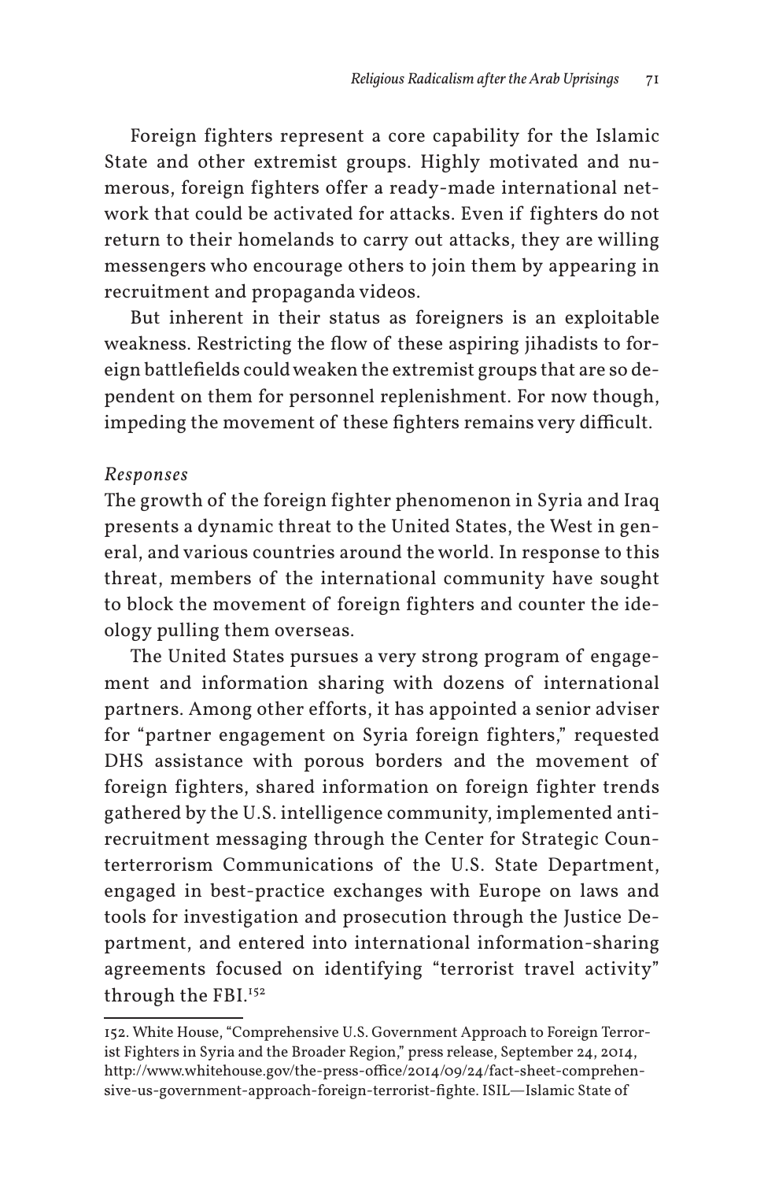Foreign fighters represent a core capability for the Islamic State and other extremist groups. Highly motivated and numerous, foreign fighters offer a ready-made international network that could be activated for attacks. Even if fighters do not return to their homelands to carry out attacks, they are willing messengers who encourage others to join them by appearing in recruitment and propaganda videos.

But inherent in their status as foreigners is an exploitable weakness. Restricting the flow of these aspiring jihadists to foreign battlefields could weaken the extremist groups that are so dependent on them for personnel replenishment. For now though, impeding the movement of these fighters remains very difficult.

### *Responses*

The growth of the foreign fighter phenomenon in Syria and Iraq presents a dynamic threat to the United States, the West in general, and various countries around the world. In response to this threat, members of the international community have sought to block the movement of foreign fighters and counter the ideology pulling them overseas.

The United States pursues a very strong program of engagement and information sharing with dozens of international partners. Among other efforts, it has appointed a senior adviser for "partner engagement on Syria foreign fighters," requested DHS assistance with porous borders and the movement of foreign fighters, shared information on foreign fighter trends gathered by the U.S. intelligence community, implemented anti-recruitment messaging through the Center for Strategic Counterterrorism Communications of the U.S. State Department, engaged in best-practice exchanges with Europe on laws and tools for investigation and prosecution through the Justice Department, and entered into international information-sharing agreements focused on identifying "terrorist travel activity" through the FBI.[152]

---

152. White House, "Comprehensive U.S. Government Approach to Foreign Terrorist Fighters in Syria and the Broader Region," press release, September 24, 2014, http://www.whitehouse.gov/the-press-office/2014/09/24/fact-sheet-comprehensive-us-government-approach-foreign-terrorist-fighte. ISIL—Islamic State of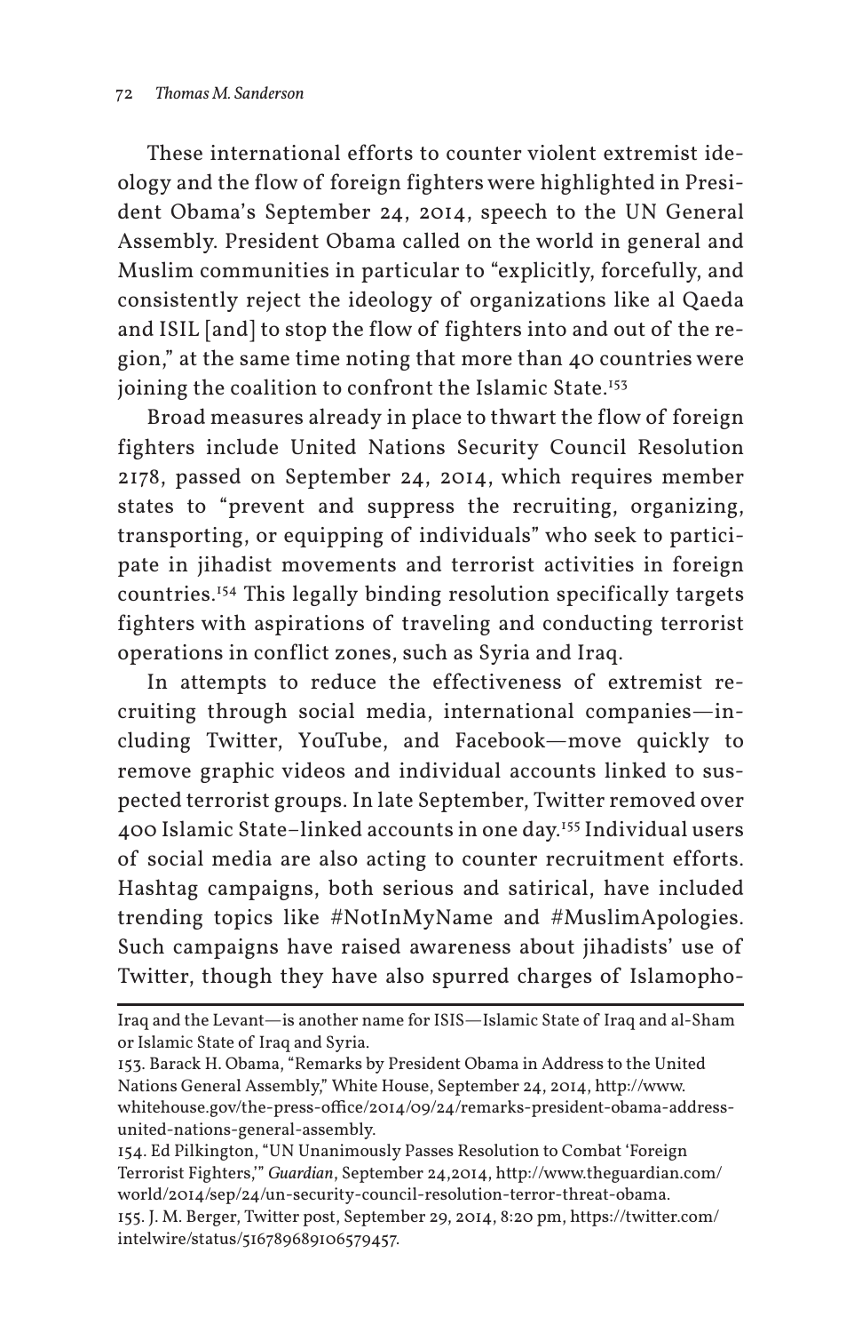These international efforts to counter violent extremist ideology and the flow of foreign fighters were highlighted in President Obama's September 24, 2014, speech to the UN General Assembly. President Obama called on the world in general and Muslim communities in particular to "explicitly, forcefully, and consistently reject the ideology of organizations like al Qaeda and ISIL [and] to stop the flow of fighters into and out of the region," at the same time noting that more than 40 countries were joining the coalition to confront the Islamic State.[153]

Broad measures already in place to thwart the flow of foreign fighters include United Nations Security Council Resolution 2178, passed on September 24, 2014, which requires member states to "prevent and suppress the recruiting, organizing, transporting, or equipping of individuals" who seek to participate in jihadist movements and terrorist activities in foreign countries.[154] This legally binding resolution specifically targets fighters with aspirations of traveling and conducting terrorist operations in conflict zones, such as Syria and Iraq.

In attempts to reduce the effectiveness of extremist recruiting through social media, international companies—including Twitter, YouTube, and Facebook—move quickly to remove graphic videos and individual accounts linked to suspected terrorist groups. In late September, Twitter removed over 400 Islamic State–linked accounts in one day.[155] Individual users of social media are also acting to counter recruitment efforts. Hashtag campaigns, both serious and satirical, have included trending topics like #NotInMyName and #MuslimApologies. Such campaigns have raised awareness about jihadists' use of Twitter, though they have also spurred charges of Islamopho-

---

Iraq and the Levant—is another name for ISIS—Islamic State of Iraq and al-Sham or Islamic State of Iraq and Syria.

153. Barack H. Obama, "Remarks by President Obama in Address to the United Nations General Assembly," White House, September 24, 2014, http://www.whitehouse.gov/the-press-office/2014/09/24/remarks-president-obama-address-united-nations-general-assembly.

154. Ed Pilkington, "UN Unanimously Passes Resolution to Combat 'Foreign Terrorist Fighters,'" *Guardian*, September 24,2014, http://www.theguardian.com/world/2014/sep/24/un-security-council-resolution-terror-threat-obama.

155. J. M. Berger, Twitter post, September 29, 2014, 8:20 pm, https://twitter.com/intelwire/status/516789689106579457.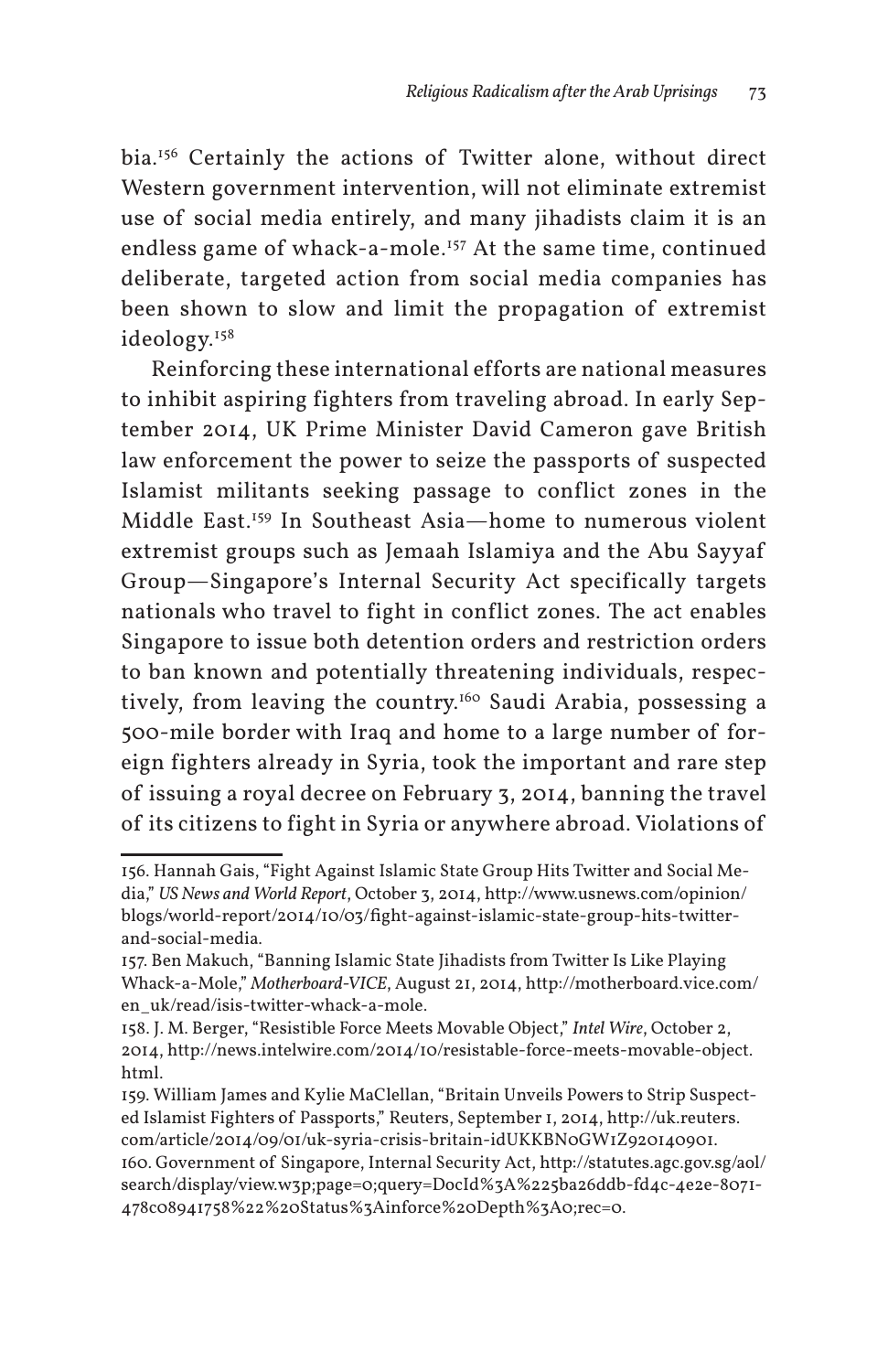bia.[156] Certainly the actions of Twitter alone, without direct Western government intervention, will not eliminate extremist use of social media entirely, and many jihadists claim it is an endless game of whack-a-mole.[157] At the same time, continued deliberate, targeted action from social media companies has been shown to slow and limit the propagation of extremist ideology.[158]

Reinforcing these international efforts are national measures to inhibit aspiring fighters from traveling abroad. In early September 2014, UK Prime Minister David Cameron gave British law enforcement the power to seize the passports of suspected Islamist militants seeking passage to conflict zones in the Middle East.[159] In Southeast Asia—home to numerous violent extremist groups such as Jemaah Islamiya and the Abu Sayyaf Group—Singapore's Internal Security Act specifically targets nationals who travel to fight in conflict zones. The act enables Singapore to issue both detention orders and restriction orders to ban known and potentially threatening individuals, respectively, from leaving the country.[160] Saudi Arabia, possessing a 500-mile border with Iraq and home to a large number of foreign fighters already in Syria, took the important and rare step of issuing a royal decree on February 3, 2014, banning the travel of its citizens to fight in Syria or anywhere abroad. Violations of

---

156. Hannah Gais, "Fight Against Islamic State Group Hits Twitter and Social Media," *US News and World Report*, October 3, 2014, http://www.usnews.com/opinion/blogs/world-report/2014/10/03/fight-against-islamic-state-group-hits-twitter-and-social-media.

157. Ben Makuch, "Banning Islamic State Jihadists from Twitter Is Like Playing Whack-a-Mole," *Motherboard-VICE*, August 21, 2014, http://motherboard.vice.com/en_uk/read/isis-twitter-whack-a-mole.

158. J. M. Berger, "Resistible Force Meets Movable Object," *Intel Wire*, October 2, 2014, http://news.intelwire.com/2014/10/resistable-force-meets-movable-object.html.

159. William James and Kylie MacLellan, "Britain Unveils Powers to Strip Suspected Islamist Fighters of Passports," Reuters, September 1, 2014, http://uk.reuters.com/article/2014/09/01/uk-syria-crisis-britain-idUKKBN0GW1Z920140901.

160. Government of Singapore, Internal Security Act, http://statutes.agc.gov.sg/aol/search/display/view.w3p;page=0;query=DocId%3A%225ba26ddb-fd4c-4e2e-8071-478c08941758%22%20Status%3Ainforce%20Depth%3A0;rec=0.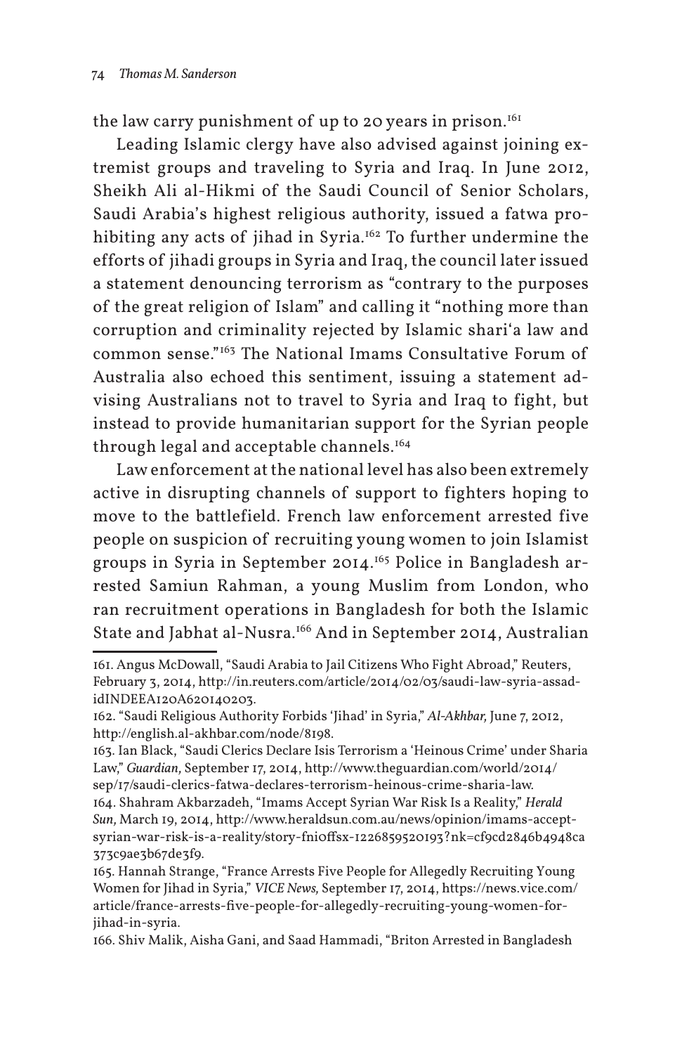the law carry punishment of up to 20 years in prison.[161]

Leading Islamic clergy have also advised against joining extremist groups and traveling to Syria and Iraq. In June 2012, Sheikh Ali al-Hikmi of the Saudi Council of Senior Scholars, Saudi Arabia's highest religious authority, issued a fatwa prohibiting any acts of jihad in Syria.[162] To further undermine the efforts of jihadi groups in Syria and Iraq, the council later issued a statement denouncing terrorism as "contrary to the purposes of the great religion of Islam" and calling it "nothing more than corruption and criminality rejected by Islamic shari'a law and common sense."[163] The National Imams Consultative Forum of Australia also echoed this sentiment, issuing a statement advising Australians not to travel to Syria and Iraq to fight, but instead to provide humanitarian support for the Syrian people through legal and acceptable channels.[164]

Law enforcement at the national level has also been extremely active in disrupting channels of support to fighters hoping to move to the battlefield. French law enforcement arrested five people on suspicion of recruiting young women to join Islamist groups in Syria in September 2014.[165] Police in Bangladesh arrested Samiun Rahman, a young Muslim from London, who ran recruitment operations in Bangladesh for both the Islamic State and Jabhat al-Nusra.[166] And in September 2014, Australian

161. Angus McDowall, "Saudi Arabia to Jail Citizens Who Fight Abroad," Reuters, February 3, 2014, http://in.reuters.com/article/2014/02/03/saudi-law-syria-assad-idINDEEA120A620140203.

162. "Saudi Religious Authority Forbids 'Jihad' in Syria," *Al-Akhbar,* June 7, 2012, http://english.al-akhbar.com/node/8198.

163. Ian Black, "Saudi Clerics Declare Isis Terrorism a 'Heinous Crime' under Sharia Law," *Guardian,* September 17, 2014, http://www.theguardian.com/world/2014/sep/17/saudi-clerics-fatwa-declares-terrorism-heinous-crime-sharia-law.

164. Shahram Akbarzadeh, "Imams Accept Syrian War Risk Is a Reality," *Herald Sun,* March 19, 2014, http://www.heraldsun.com.au/news/opinion/imams-accept-syrian-war-risk-is-a-reality/story-fni0ffsx-1226859520193?nk=cf9cd2846b4948ca373c9ae3b67de3f9.

165. Hannah Strange, "France Arrests Five People for Allegedly Recruiting Young Women for Jihad in Syria," *VICE News,* September 17, 2014, https://news.vice.com/article/france-arrests-five-people-for-allegedly-recruiting-young-women-for-jihad-in-syria.

166. Shiv Malik, Aisha Gani, and Saad Hammadi, "Briton Arrested in Bangladesh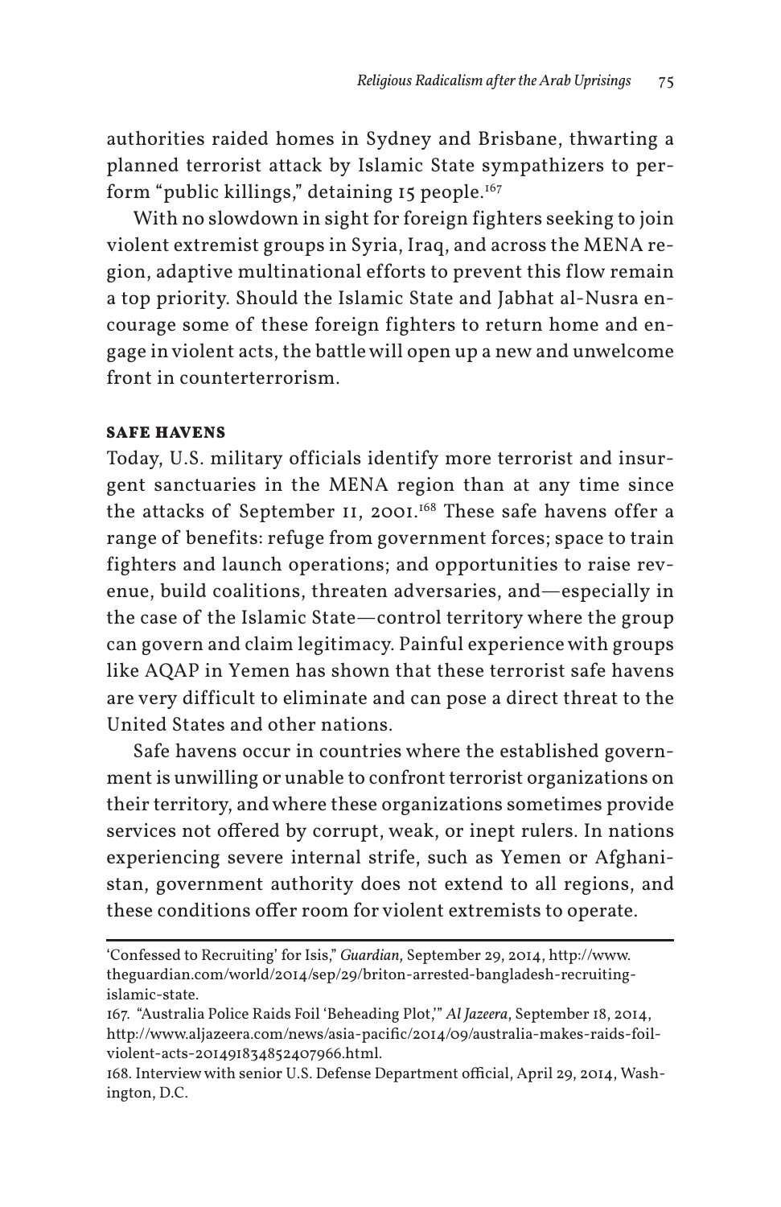authorities raided homes in Sydney and Brisbane, thwarting a planned terrorist attack by Islamic State sympathizers to perform "public killings," detaining 15 people.[167]

With no slowdown in sight for foreign fighters seeking to join violent extremist groups in Syria, Iraq, and across the MENA region, adaptive multinational efforts to prevent this flow remain a top priority. Should the Islamic State and Jabhat al-Nusra encourage some of these foreign fighters to return home and engage in violent acts, the battle will open up a new and unwelcome front in counterterrorism.

**SAFE HAVENS**

Today, U.S. military officials identify more terrorist and insurgent sanctuaries in the MENA region than at any time since the attacks of September 11, 2001.[168] These safe havens offer a range of benefits: refuge from government forces; space to train fighters and launch operations; and opportunities to raise revenue, build coalitions, threaten adversaries, and—especially in the case of the Islamic State—control territory where the group can govern and claim legitimacy. Painful experience with groups like AQAP in Yemen has shown that these terrorist safe havens are very difficult to eliminate and can pose a direct threat to the United States and other nations.

Safe havens occur in countries where the established government is unwilling or unable to confront terrorist organizations on their territory, and where these organizations sometimes provide services not offered by corrupt, weak, or inept rulers. In nations experiencing severe internal strife, such as Yemen or Afghanistan, government authority does not extend to all regions, and these conditions offer room for violent extremists to operate.

---

'Confessed to Recruiting' for Isis," *Guardian,* September 29, 2014, http://www.theguardian.com/world/2014/sep/29/briton-arrested-bangladesh-recruiting-islamic-state.

167. "Australia Police Raids Foil 'Beheading Plot,'" *Al Jazeera*, September 18, 2014, http://www.aljazeera.com/news/asia-pacific/2014/09/australia-makes-raids-foil-violent-acts-201491834852407966.html.

168. Interview with senior U.S. Defense Department official, April 29, 2014, Washington, D.C.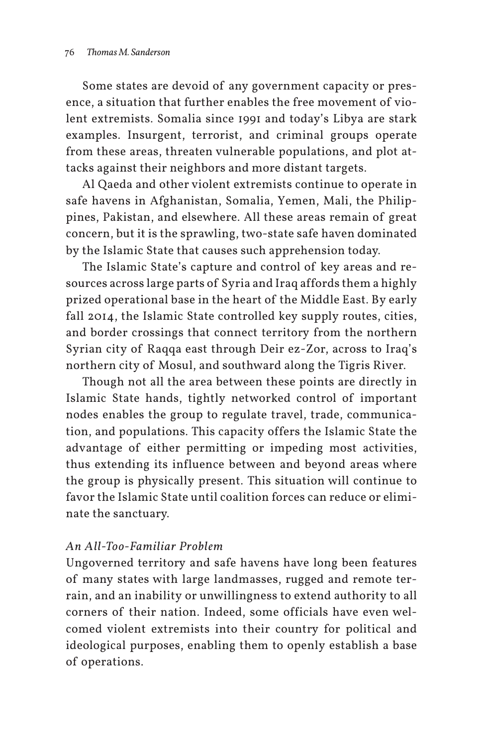Some states are devoid of any government capacity or presence, a situation that further enables the free movement of violent extremists. Somalia since 1991 and today's Libya are stark examples. Insurgent, terrorist, and criminal groups operate from these areas, threaten vulnerable populations, and plot attacks against their neighbors and more distant targets.

Al Qaeda and other violent extremists continue to operate in safe havens in Afghanistan, Somalia, Yemen, Mali, the Philippines, Pakistan, and elsewhere. All these areas remain of great concern, but it is the sprawling, two-state safe haven dominated by the Islamic State that causes such apprehension today.

The Islamic State's capture and control of key areas and resources across large parts of Syria and Iraq affords them a highly prized operational base in the heart of the Middle East. By early fall 2014, the Islamic State controlled key supply routes, cities, and border crossings that connect territory from the northern Syrian city of Raqqa east through Deir ez-Zor, across to Iraq's northern city of Mosul, and southward along the Tigris River.

Though not all the area between these points are directly in Islamic State hands, tightly networked control of important nodes enables the group to regulate travel, trade, communication, and populations. This capacity offers the Islamic State the advantage of either permitting or impeding most activities, thus extending its influence between and beyond areas where the group is physically present. This situation will continue to favor the Islamic State until coalition forces can reduce or eliminate the sanctuary.

### *An All-Too-Familiar Problem*

Ungoverned territory and safe havens have long been features of many states with large landmasses, rugged and remote terrain, and an inability or unwillingness to extend authority to all corners of their nation. Indeed, some officials have even welcomed violent extremists into their country for political and ideological purposes, enabling them to openly establish a base of operations.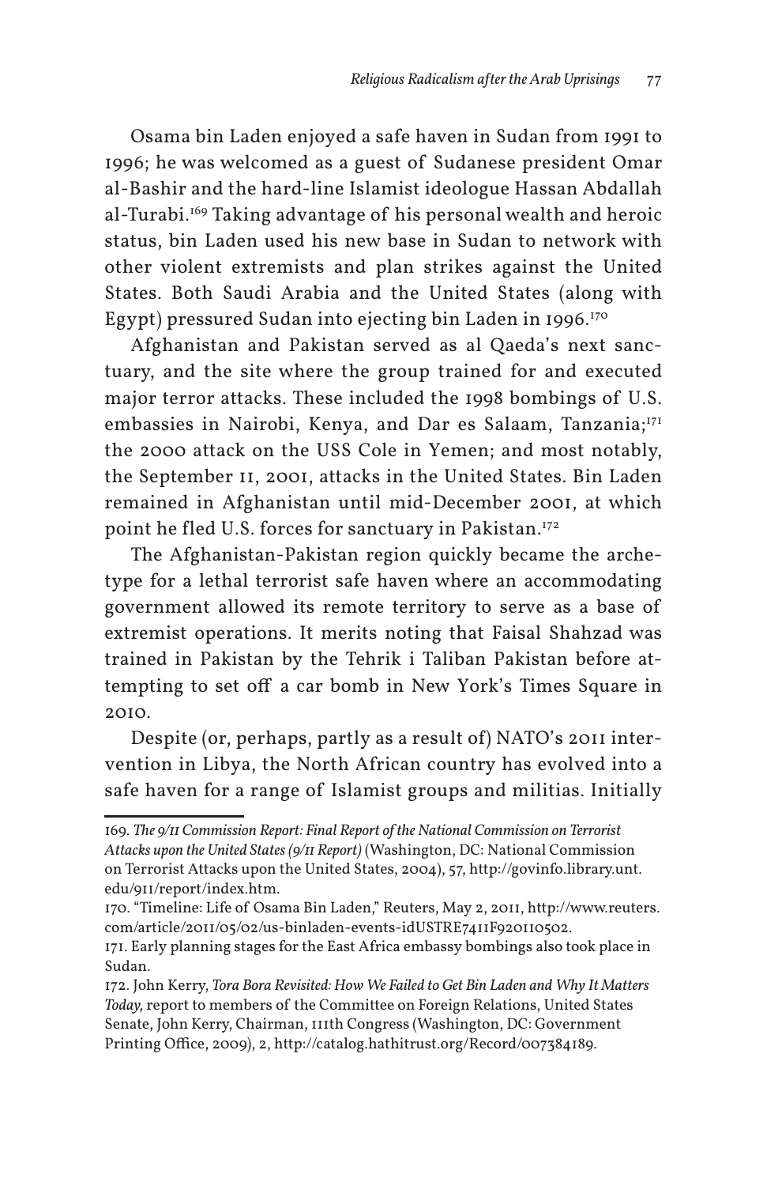Osama bin Laden enjoyed a safe haven in Sudan from 1991 to 1996; he was welcomed as a guest of Sudanese president Omar al-Bashir and the hard-line Islamist ideologue Hassan Abdallah al-Turabi.[169] Taking advantage of his personal wealth and heroic status, bin Laden used his new base in Sudan to network with other violent extremists and plan strikes against the United States. Both Saudi Arabia and the United States (along with Egypt) pressured Sudan into ejecting bin Laden in 1996.[170]

Afghanistan and Pakistan served as al Qaeda's next sanctuary, and the site where the group trained for and executed major terror attacks. These included the 1998 bombings of U.S. embassies in Nairobi, Kenya, and Dar es Salaam, Tanzania;[171] the 2000 attack on the USS Cole in Yemen; and most notably, the September 11, 2001, attacks in the United States. Bin Laden remained in Afghanistan until mid-December 2001, at which point he fled U.S. forces for sanctuary in Pakistan.[172]

The Afghanistan-Pakistan region quickly became the archetype for a lethal terrorist safe haven where an accommodating government allowed its remote territory to serve as a base of extremist operations. It merits noting that Faisal Shahzad was trained in Pakistan by the Tehrik i Taliban Pakistan before attempting to set off a car bomb in New York's Times Square in 2010.

Despite (or, perhaps, partly as a result of) NATO's 2011 intervention in Libya, the North African country has evolved into a safe haven for a range of Islamist groups and militias. Initially

---

169. *The 9/11 Commission Report: Final Report of the National Commission on Terrorist Attacks upon the United States (9/11 Report)* (Washington, DC: National Commission on Terrorist Attacks upon the United States, 2004), 57, http://govinfo.library.unt.edu/911/report/index.htm.

170. "Timeline: Life of Osama Bin Laden," Reuters, May 2, 2011, http://www.reuters.com/article/2011/05/02/us-binladen-events-idUSTRE7411F920110502.

171. Early planning stages for the East Africa embassy bombings also took place in Sudan.

172. John Kerry, *Tora Bora Revisited: How We Failed to Get Bin Laden and Why It Matters Today,* report to members of the Committee on Foreign Relations, United States Senate, John Kerry, Chairman, 111th Congress (Washington, DC: Government Printing Office, 2009), 2, http://catalog.hathitrust.org/Record/007384189.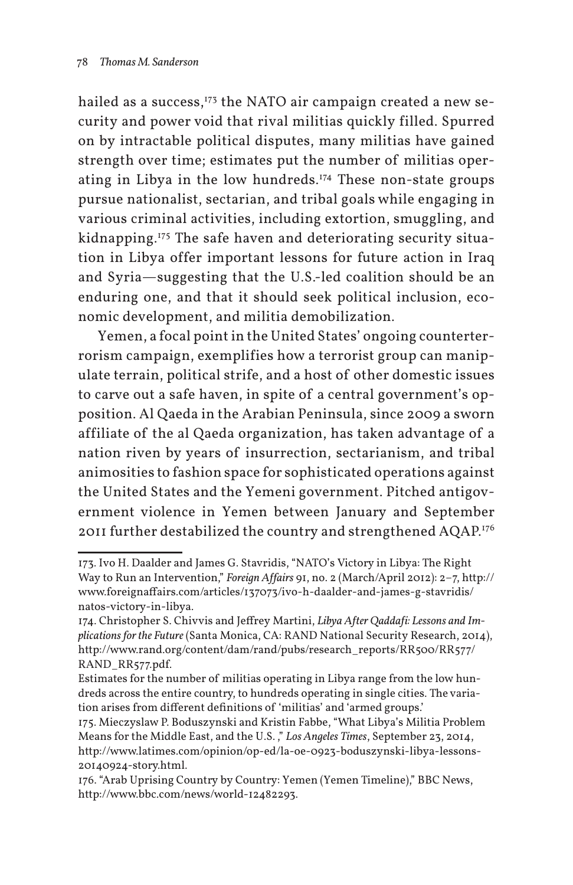hailed as a success,[173] the NATO air campaign created a new security and power void that rival militias quickly filled. Spurred on by intractable political disputes, many militias have gained strength over time; estimates put the number of militias operating in Libya in the low hundreds.[174] These non-state groups pursue nationalist, sectarian, and tribal goals while engaging in various criminal activities, including extortion, smuggling, and kidnapping.[175] The safe haven and deteriorating security situation in Libya offer important lessons for future action in Iraq and Syria—suggesting that the U.S.-led coalition should be an enduring one, and that it should seek political inclusion, economic development, and militia demobilization.

Yemen, a focal point in the United States' ongoing counterterrorism campaign, exemplifies how a terrorist group can manipulate terrain, political strife, and a host of other domestic issues to carve out a safe haven, in spite of a central government's opposition. Al Qaeda in the Arabian Peninsula, since 2009 a sworn affiliate of the al Qaeda organization, has taken advantage of a nation riven by years of insurrection, sectarianism, and tribal animosities to fashion space for sophisticated operations against the United States and the Yemeni government. Pitched antigovernment violence in Yemen between January and September 2011 further destabilized the country and strengthened AQAP.[176]

---

173. Ivo H. Daalder and James G. Stavridis, "NATO's Victory in Libya: The Right Way to Run an Intervention," *Foreign Affairs* 91, no. 2 (March/April 2012): 2–7, http://www.foreignaffairs.com/articles/137073/ivo-h-daalder-and-james-g-stavridis/natos-victory-in-libya.

174. Christopher S. Chivvis and Jeffrey Martini, *Libya After Qaddafi: Lessons and Implications for the Future* (Santa Monica, CA: RAND National Security Research, 2014), http://www.rand.org/content/dam/rand/pubs/research_reports/RR500/RR577/RAND_RR577.pdf.

Estimates for the number of militias operating in Libya range from the low hundreds across the entire country, to hundreds operating in single cities. The variation arises from different definitions of 'militias' and 'armed groups.'

175. Mieczyslaw P. Boduszynski and Kristin Fabbe, "What Libya's Militia Problem Means for the Middle East, and the U.S. ," *Los Angeles Times*, September 23, 2014, http://www.latimes.com/opinion/op-ed/la-oe-0923-boduszynski-libya-lessons-20140924-story.html.

176. "Arab Uprising Country by Country: Yemen (Yemen Timeline)," BBC News, http://www.bbc.com/news/world-12482293.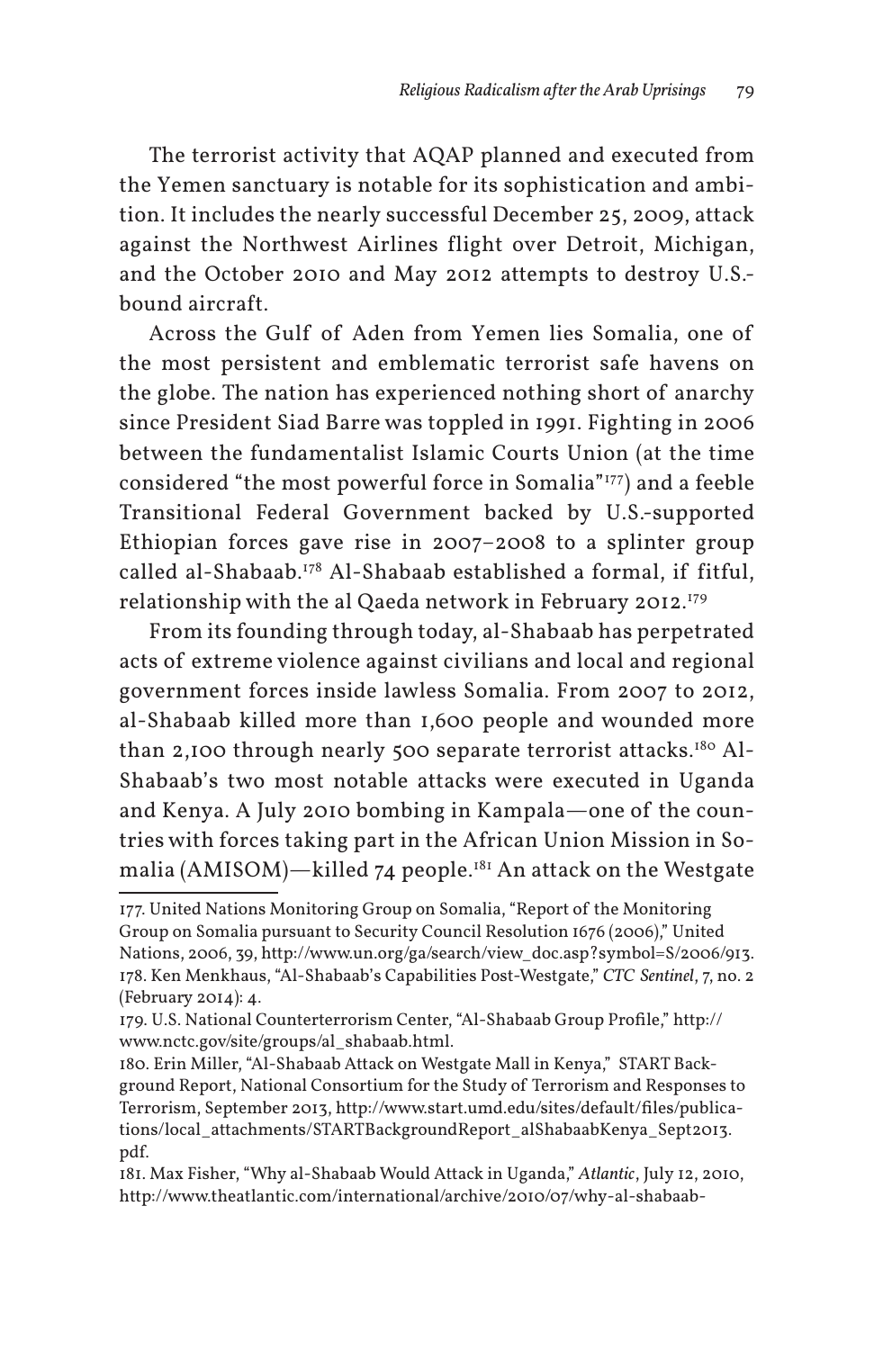The terrorist activity that AQAP planned and executed from the Yemen sanctuary is notable for its sophistication and ambition. It includes the nearly successful December 25, 2009, attack against the Northwest Airlines flight over Detroit, Michigan, and the October 2010 and May 2012 attempts to destroy U.S.-bound aircraft.

Across the Gulf of Aden from Yemen lies Somalia, one of the most persistent and emblematic terrorist safe havens on the globe. The nation has experienced nothing short of anarchy since President Siad Barre was toppled in 1991. Fighting in 2006 between the fundamentalist Islamic Courts Union (at the time considered "the most powerful force in Somalia"[177]) and a feeble Transitional Federal Government backed by U.S.-supported Ethiopian forces gave rise in 2007–2008 to a splinter group called al-Shabaab.[178] Al-Shabaab established a formal, if fitful, relationship with the al Qaeda network in February 2012.[179]

From its founding through today, al-Shabaab has perpetrated acts of extreme violence against civilians and local and regional government forces inside lawless Somalia. From 2007 to 2012, al-Shabaab killed more than 1,600 people and wounded more than 2,100 through nearly 500 separate terrorist attacks.[180] Al-Shabaab's two most notable attacks were executed in Uganda and Kenya. A July 2010 bombing in Kampala—one of the countries with forces taking part in the African Union Mission in Somalia (AMISOM)—killed 74 people.[181] An attack on the Westgate

177. United Nations Monitoring Group on Somalia, "Report of the Monitoring Group on Somalia pursuant to Security Council Resolution 1676 (2006)," United Nations, 2006, 39, http://www.un.org/ga/search/view_doc.asp?symbol=S/2006/913.

178. Ken Menkhaus, "Al-Shabaab's Capabilities Post-Westgate," *CTC Sentinel*, 7, no. 2 (February 2014): 4.

179. U.S. National Counterterrorism Center, "Al-Shabaab Group Profile," http://www.nctc.gov/site/groups/al_shabaab.html.

180. Erin Miller, "Al-Shabaab Attack on Westgate Mall in Kenya," START Background Report, National Consortium for the Study of Terrorism and Responses to Terrorism, September 2013, http://www.start.umd.edu/sites/default/files/publications/local_attachments/STARTBackgroundReport_alShabaabKenya_Sept2013.pdf.

181. Max Fisher, "Why al-Shabaab Would Attack in Uganda," *Atlantic*, July 12, 2010, http://www.theatlantic.com/international/archive/2010/07/why-al-shabaab-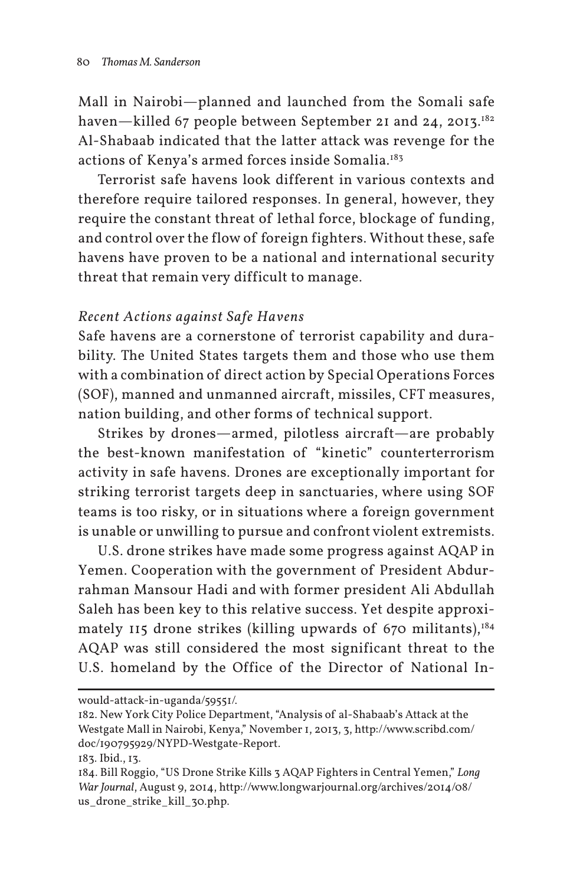Mall in Nairobi—planned and launched from the Somali safe haven—killed 67 people between September 21 and 24, 2013.[182] Al-Shabaab indicated that the latter attack was revenge for the actions of Kenya's armed forces inside Somalia.[183]

Terrorist safe havens look different in various contexts and therefore require tailored responses. In general, however, they require the constant threat of lethal force, blockage of funding, and control over the flow of foreign fighters. Without these, safe havens have proven to be a national and international security threat that remain very difficult to manage.

### *Recent Actions against Safe Havens*

Safe havens are a cornerstone of terrorist capability and durability. The United States targets them and those who use them with a combination of direct action by Special Operations Forces (SOF), manned and unmanned aircraft, missiles, CFT measures, nation building, and other forms of technical support.

Strikes by drones—armed, pilotless aircraft—are probably the best-known manifestation of "kinetic" counterterrorism activity in safe havens. Drones are exceptionally important for striking terrorist targets deep in sanctuaries, where using SOF teams is too risky, or in situations where a foreign government is unable or unwilling to pursue and confront violent extremists.

U.S. drone strikes have made some progress against AQAP in Yemen. Cooperation with the government of President Abdurrahman Mansour Hadi and with former president Ali Abdullah Saleh has been key to this relative success. Yet despite approximately 115 drone strikes (killing upwards of 670 militants),[184] AQAP was still considered the most significant threat to the U.S. homeland by the Office of the Director of National In-

---

would-attack-in-uganda/59551/.

182. New York City Police Department, "Analysis of al-Shabaab's Attack at the Westgate Mall in Nairobi, Kenya," November 1, 2013, 3, http://www.scribd.com/doc/190795929/NYPD-Westgate-Report.

183. Ibid., 13.

184. Bill Roggio, "US Drone Strike Kills 3 AQAP Fighters in Central Yemen," *Long War Journal*, August 9, 2014, http://www.longwarjournal.org/archives/2014/08/us_drone_strike_kill_30.php.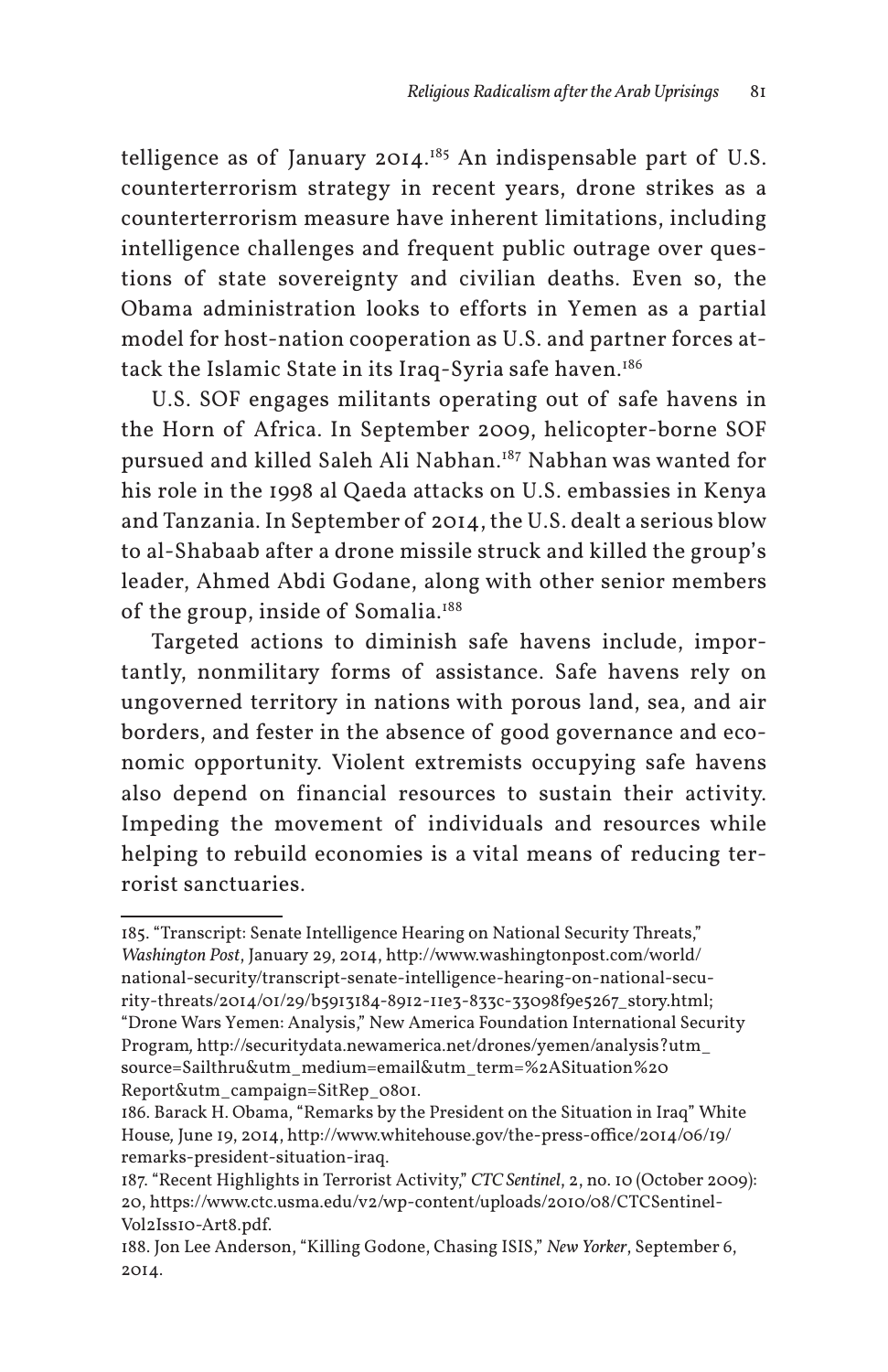telligence as of January 2014.[185] An indispensable part of U.S. counterterrorism strategy in recent years, drone strikes as a counterterrorism measure have inherent limitations, including intelligence challenges and frequent public outrage over questions of state sovereignty and civilian deaths. Even so, the Obama administration looks to efforts in Yemen as a partial model for host-nation cooperation as U.S. and partner forces attack the Islamic State in its Iraq-Syria safe haven.[186]

U.S. SOF engages militants operating out of safe havens in the Horn of Africa. In September 2009, helicopter-borne SOF pursued and killed Saleh Ali Nabhan.[187] Nabhan was wanted for his role in the 1998 al Qaeda attacks on U.S. embassies in Kenya and Tanzania. In September of 2014, the U.S. dealt a serious blow to al-Shabaab after a drone missile struck and killed the group's leader, Ahmed Abdi Godane, along with other senior members of the group, inside of Somalia.[188]

Targeted actions to diminish safe havens include, importantly, nonmilitary forms of assistance. Safe havens rely on ungoverned territory in nations with porous land, sea, and air borders, and fester in the absence of good governance and economic opportunity. Violent extremists occupying safe havens also depend on financial resources to sustain their activity. Impeding the movement of individuals and resources while helping to rebuild economies is a vital means of reducing terrorist sanctuaries.

---

185. "Transcript: Senate Intelligence Hearing on National Security Threats," *Washington Post*, January 29, 2014, http://www.washingtonpost.com/world/national-security/transcript-senate-intelligence-hearing-on-national-security-threats/2014/01/29/b5913184-8912-11e3-833c-33098f9e5267_story.html; "Drone Wars Yemen: Analysis," New America Foundation International Security Program, http://securitydata.newamerica.net/drones/yemen/analysis?utm_source=Sailthru&utm_medium=email&utm_term=%2ASituation%20Report&utm_campaign=SitRep_0801.

186. Barack H. Obama, "Remarks by the President on the Situation in Iraq" White House, June 19, 2014, http://www.whitehouse.gov/the-press-office/2014/06/19/remarks-president-situation-iraq.

187. "Recent Highlights in Terrorist Activity," *CTC Sentinel*, 2, no. 10 (October 2009): 20, https://www.ctc.usma.edu/v2/wp-content/uploads/2010/08/CTCSentinel-Vol2Iss10-Art8.pdf.

188. Jon Lee Anderson, "Killing Godone, Chasing ISIS," *New Yorker*, September 6, 2014.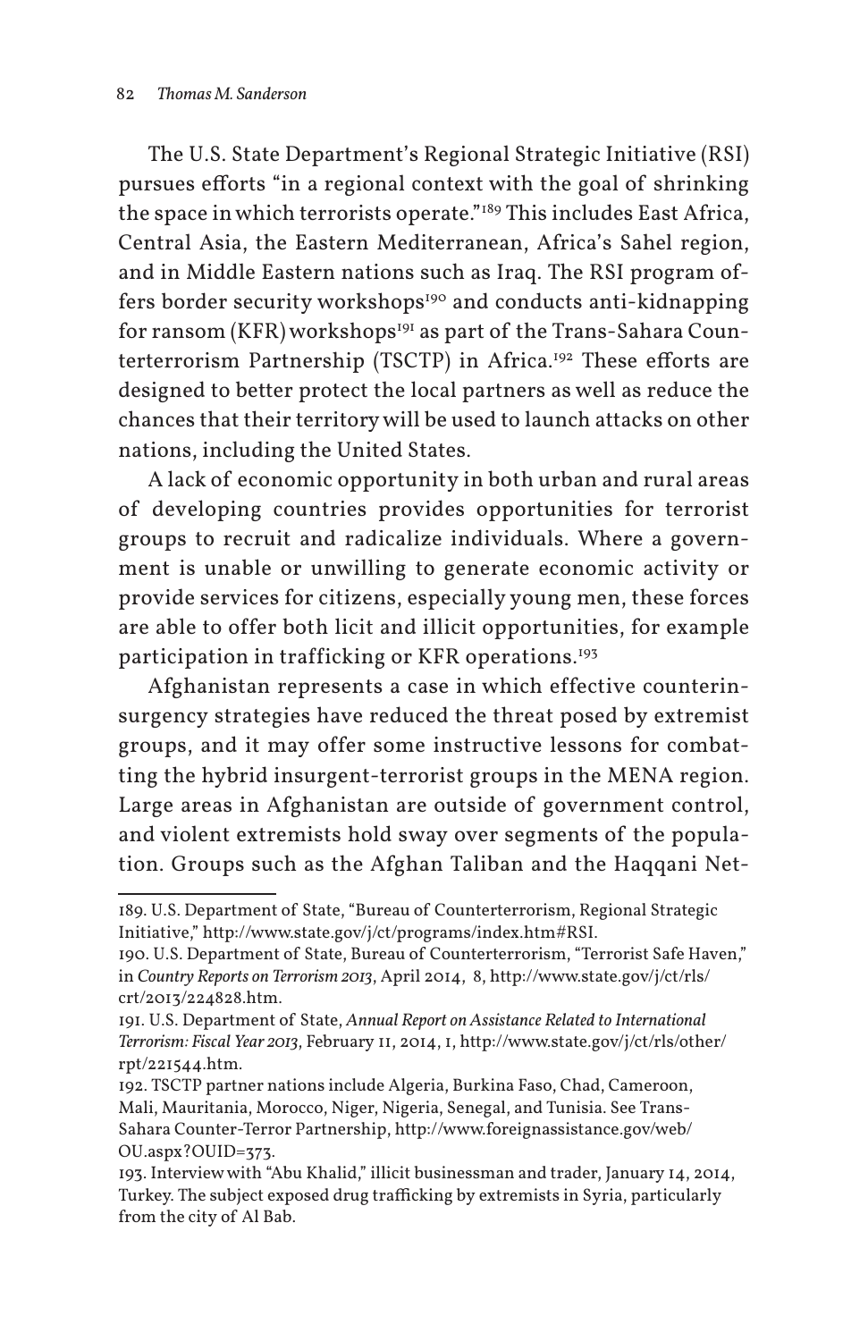The U.S. State Department's Regional Strategic Initiative (RSI) pursues efforts "in a regional context with the goal of shrinking the space in which terrorists operate."[189] This includes East Africa, Central Asia, the Eastern Mediterranean, Africa's Sahel region, and in Middle Eastern nations such as Iraq. The RSI program offers border security workshops[190] and conducts anti-kidnapping for ransom (KFR) workshops[191] as part of the Trans-Sahara Counterterrorism Partnership (TSCTP) in Africa.[192] These efforts are designed to better protect the local partners as well as reduce the chances that their territory will be used to launch attacks on other nations, including the United States.

A lack of economic opportunity in both urban and rural areas of developing countries provides opportunities for terrorist groups to recruit and radicalize individuals. Where a government is unable or unwilling to generate economic activity or provide services for citizens, especially young men, these forces are able to offer both licit and illicit opportunities, for example participation in trafficking or KFR operations.[193]

Afghanistan represents a case in which effective counterinsurgency strategies have reduced the threat posed by extremist groups, and it may offer some instructive lessons for combatting the hybrid insurgent-terrorist groups in the MENA region. Large areas in Afghanistan are outside of government control, and violent extremists hold sway over segments of the population. Groups such as the Afghan Taliban and the Haqqani Net-

---

189. U.S. Department of State, "Bureau of Counterterrorism, Regional Strategic Initiative," http://www.state.gov/j/ct/programs/index.htm#RSI.

190. U.S. Department of State, Bureau of Counterterrorism, "Terrorist Safe Haven," in *Country Reports on Terrorism 2013*, April 2014, 8, http://www.state.gov/j/ct/rls/crt/2013/224828.htm.

191. U.S. Department of State, *Annual Report on Assistance Related to International Terrorism: Fiscal Year 2013*, February 11, 2014, 1, http://www.state.gov/j/ct/rls/other/rpt/221544.htm.

192. TSCTP partner nations include Algeria, Burkina Faso, Chad, Cameroon, Mali, Mauritania, Morocco, Niger, Nigeria, Senegal, and Tunisia. See Trans-Sahara Counter-Terror Partnership, http://www.foreignassistance.gov/web/OU.aspx?OUID=373.

193. Interview with "Abu Khalid," illicit businessman and trader, January 14, 2014, Turkey. The subject exposed drug trafficking by extremists in Syria, particularly from the city of Al Bab.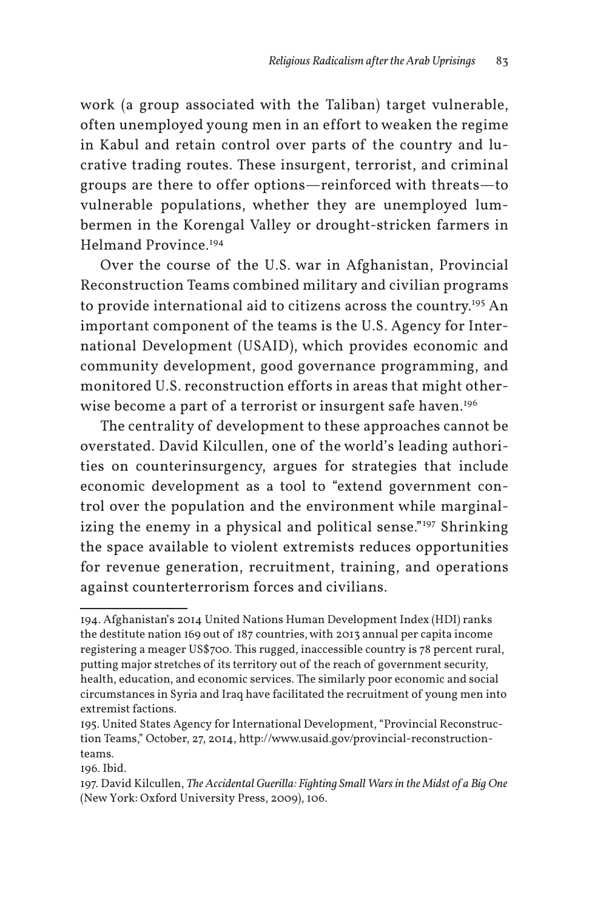work (a group associated with the Taliban) target vulnerable, often unemployed young men in an effort to weaken the regime in Kabul and retain control over parts of the country and lucrative trading routes. These insurgent, terrorist, and criminal groups are there to offer options—reinforced with threats—to vulnerable populations, whether they are unemployed lumbermen in the Korengal Valley or drought-stricken farmers in Helmand Province.[194]

Over the course of the U.S. war in Afghanistan, Provincial Reconstruction Teams combined military and civilian programs to provide international aid to citizens across the country.[195] An important component of the teams is the U.S. Agency for International Development (USAID), which provides economic and community development, good governance programming, and monitored U.S. reconstruction efforts in areas that might otherwise become a part of a terrorist or insurgent safe haven.[196]

The centrality of development to these approaches cannot be overstated. David Kilcullen, one of the world's leading authorities on counterinsurgency, argues for strategies that include economic development as a tool to "extend government control over the population and the environment while marginalizing the enemy in a physical and political sense."[197] Shrinking the space available to violent extremists reduces opportunities for revenue generation, recruitment, training, and operations against counterterrorism forces and civilians.

---

194. Afghanistan's 2014 United Nations Human Development Index (HDI) ranks the destitute nation 169 out of 187 countries, with 2013 annual per capita income registering a meager US$700. This rugged, inaccessible country is 78 percent rural, putting major stretches of its territory out of the reach of government security, health, education, and economic services. The similarly poor economic and social circumstances in Syria and Iraq have facilitated the recruitment of young men into extremist factions.

195. United States Agency for International Development, "Provincial Reconstruction Teams," October, 27, 2014, http://www.usaid.gov/provincial-reconstruction-teams.

196. Ibid.

197. David Kilcullen, *The Accidental Guerilla: Fighting Small Wars in the Midst of a Big One* (New York: Oxford University Press, 2009), 106.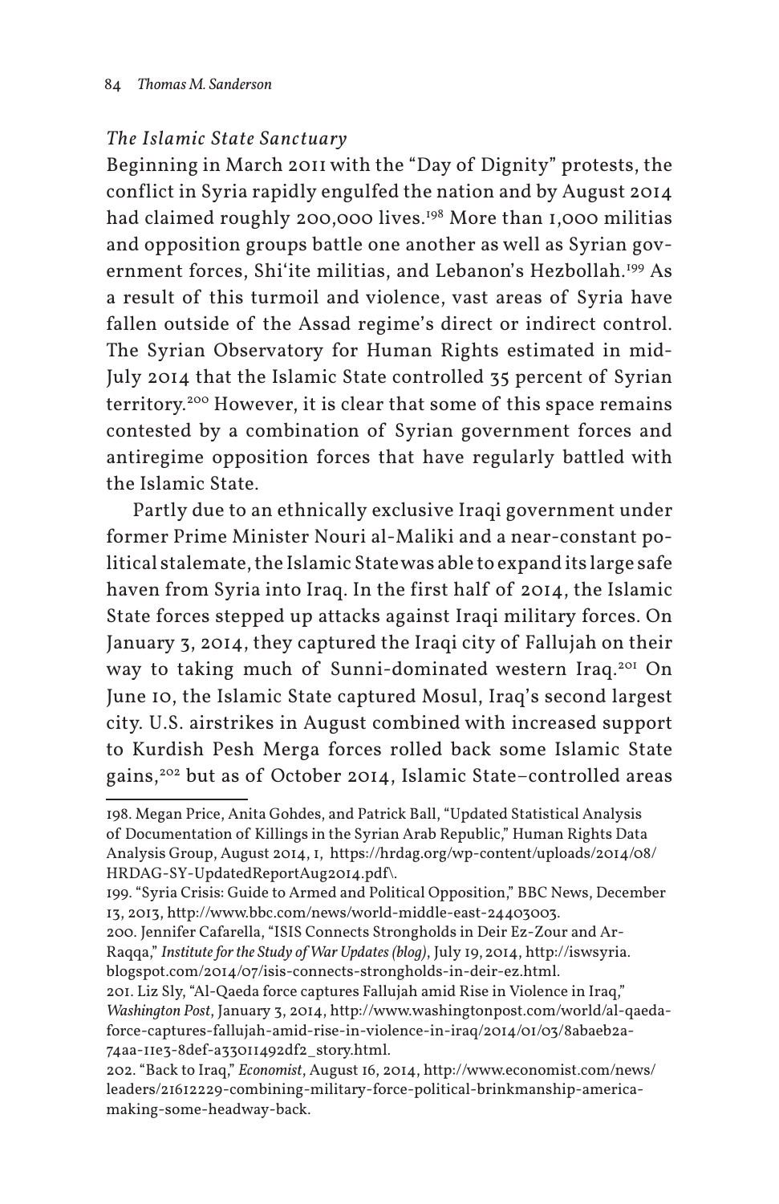### *The Islamic State Sanctuary*

Beginning in March 2011 with the "Day of Dignity" protests, the conflict in Syria rapidly engulfed the nation and by August 2014 had claimed roughly 200,000 lives.[198] More than 1,000 militias and opposition groups battle one another as well as Syrian government forces, Shi'ite militias, and Lebanon's Hezbollah.[199] As a result of this turmoil and violence, vast areas of Syria have fallen outside of the Assad regime's direct or indirect control. The Syrian Observatory for Human Rights estimated in mid-July 2014 that the Islamic State controlled 35 percent of Syrian territory.[200] However, it is clear that some of this space remains contested by a combination of Syrian government forces and antiregime opposition forces that have regularly battled with the Islamic State.

Partly due to an ethnically exclusive Iraqi government under former Prime Minister Nouri al-Maliki and a near-constant political stalemate, the Islamic State was able to expand its large safe haven from Syria into Iraq. In the first half of 2014, the Islamic State forces stepped up attacks against Iraqi military forces. On January 3, 2014, they captured the Iraqi city of Fallujah on their way to taking much of Sunni-dominated western Iraq.[201] On June 10, the Islamic State captured Mosul, Iraq's second largest city. U.S. airstrikes in August combined with increased support to Kurdish Pesh Merga forces rolled back some Islamic State gains,[202] but as of October 2014, Islamic State–controlled areas

---

198. Megan Price, Anita Gohdes, and Patrick Ball, "Updated Statistical Analysis of Documentation of Killings in the Syrian Arab Republic," Human Rights Data Analysis Group, August 2014, 1, https://hrdag.org/wp-content/uploads/2014/08/HRDAG-SY-UpdatedReportAug2014.pdf\.

199. "Syria Crisis: Guide to Armed and Political Opposition," BBC News, December 13, 2013, http://www.bbc.com/news/world-middle-east-24403003.

200. Jennifer Cafarella, "ISIS Connects Strongholds in Deir Ez-Zour and Ar-Raqqa," *Institute for the Study of War Updates (blog)*, July 19, 2014, http://iswsyria.blogspot.com/2014/07/isis-connects-strongholds-in-deir-ez.html.

201. Liz Sly, "Al-Qaeda force captures Fallujah amid Rise in Violence in Iraq," *Washington Post*, January 3, 2014, http://www.washingtonpost.com/world/al-qaeda-force-captures-fallujah-amid-rise-in-violence-in-iraq/2014/01/03/8abaeb2a-74aa-11e3-8def-a33011492df2_story.html.

202. "Back to Iraq," *Economist*, August 16, 2014, http://www.economist.com/news/leaders/21612229-combining-military-force-political-brinkmanship-america-making-some-headway-back.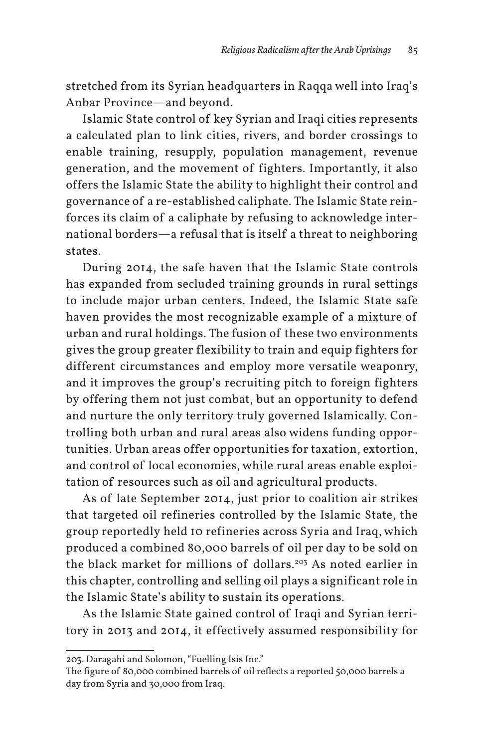stretched from its Syrian headquarters in Raqqa well into Iraq's Anbar Province—and beyond.

Islamic State control of key Syrian and Iraqi cities represents a calculated plan to link cities, rivers, and border crossings to enable training, resupply, population management, revenue generation, and the movement of fighters. Importantly, it also offers the Islamic State the ability to highlight their control and governance of a re-established caliphate. The Islamic State reinforces its claim of a caliphate by refusing to acknowledge international borders—a refusal that is itself a threat to neighboring states.

During 2014, the safe haven that the Islamic State controls has expanded from secluded training grounds in rural settings to include major urban centers. Indeed, the Islamic State safe haven provides the most recognizable example of a mixture of urban and rural holdings. The fusion of these two environments gives the group greater flexibility to train and equip fighters for different circumstances and employ more versatile weaponry, and it improves the group's recruiting pitch to foreign fighters by offering them not just combat, but an opportunity to defend and nurture the only territory truly governed Islamically. Controlling both urban and rural areas also widens funding opportunities. Urban areas offer opportunities for taxation, extortion, and control of local economies, while rural areas enable exploitation of resources such as oil and agricultural products.

As of late September 2014, just prior to coalition air strikes that targeted oil refineries controlled by the Islamic State, the group reportedly held 10 refineries across Syria and Iraq, which produced a combined 80,000 barrels of oil per day to be sold on the black market for millions of dollars.[203] As noted earlier in this chapter, controlling and selling oil plays a significant role in the Islamic State's ability to sustain its operations.

As the Islamic State gained control of Iraqi and Syrian territory in 2013 and 2014, it effectively assumed responsibility for

---

203. Daragahi and Solomon, "Fuelling Isis Inc."

The figure of 80,000 combined barrels of oil reflects a reported 50,000 barrels a day from Syria and 30,000 from Iraq.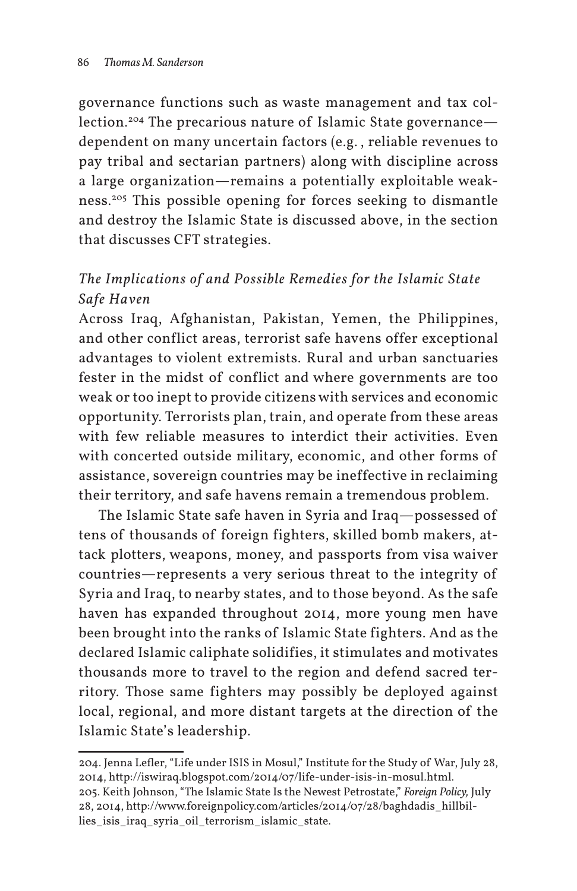governance functions such as waste management and tax collection.[204] The precarious nature of Islamic State governance—dependent on many uncertain factors (e.g. , reliable revenues to pay tribal and sectarian partners) along with discipline across a large organization—remains a potentially exploitable weakness.[205] This possible opening for forces seeking to dismantle and destroy the Islamic State is discussed above, in the section that discusses CFT strategies.

### *The Implications of and Possible Remedies for the Islamic State Safe Haven*

Across Iraq, Afghanistan, Pakistan, Yemen, the Philippines, and other conflict areas, terrorist safe havens offer exceptional advantages to violent extremists. Rural and urban sanctuaries fester in the midst of conflict and where governments are too weak or too inept to provide citizens with services and economic opportunity. Terrorists plan, train, and operate from these areas with few reliable measures to interdict their activities. Even with concerted outside military, economic, and other forms of assistance, sovereign countries may be ineffective in reclaiming their territory, and safe havens remain a tremendous problem.

The Islamic State safe haven in Syria and Iraq—possessed of tens of thousands of foreign fighters, skilled bomb makers, attack plotters, weapons, money, and passports from visa waiver countries—represents a very serious threat to the integrity of Syria and Iraq, to nearby states, and to those beyond. As the safe haven has expanded throughout 2014, more young men have been brought into the ranks of Islamic State fighters. And as the declared Islamic caliphate solidifies, it stimulates and motivates thousands more to travel to the region and defend sacred territory. Those same fighters may possibly be deployed against local, regional, and more distant targets at the direction of the Islamic State's leadership.

---

204. Jenna Lefler, "Life under ISIS in Mosul," Institute for the Study of War, July 28, 2014, http://iswiraq.blogspot.com/2014/07/life-under-isis-in-mosul.html.

205. Keith Johnson, "The Islamic State Is the Newest Petrostate," *Foreign Policy,* July 28, 2014, http://www.foreignpolicy.com/articles/2014/07/28/baghdadis_hillbillies_isis_iraq_syria_oil_terrorism_islamic_state.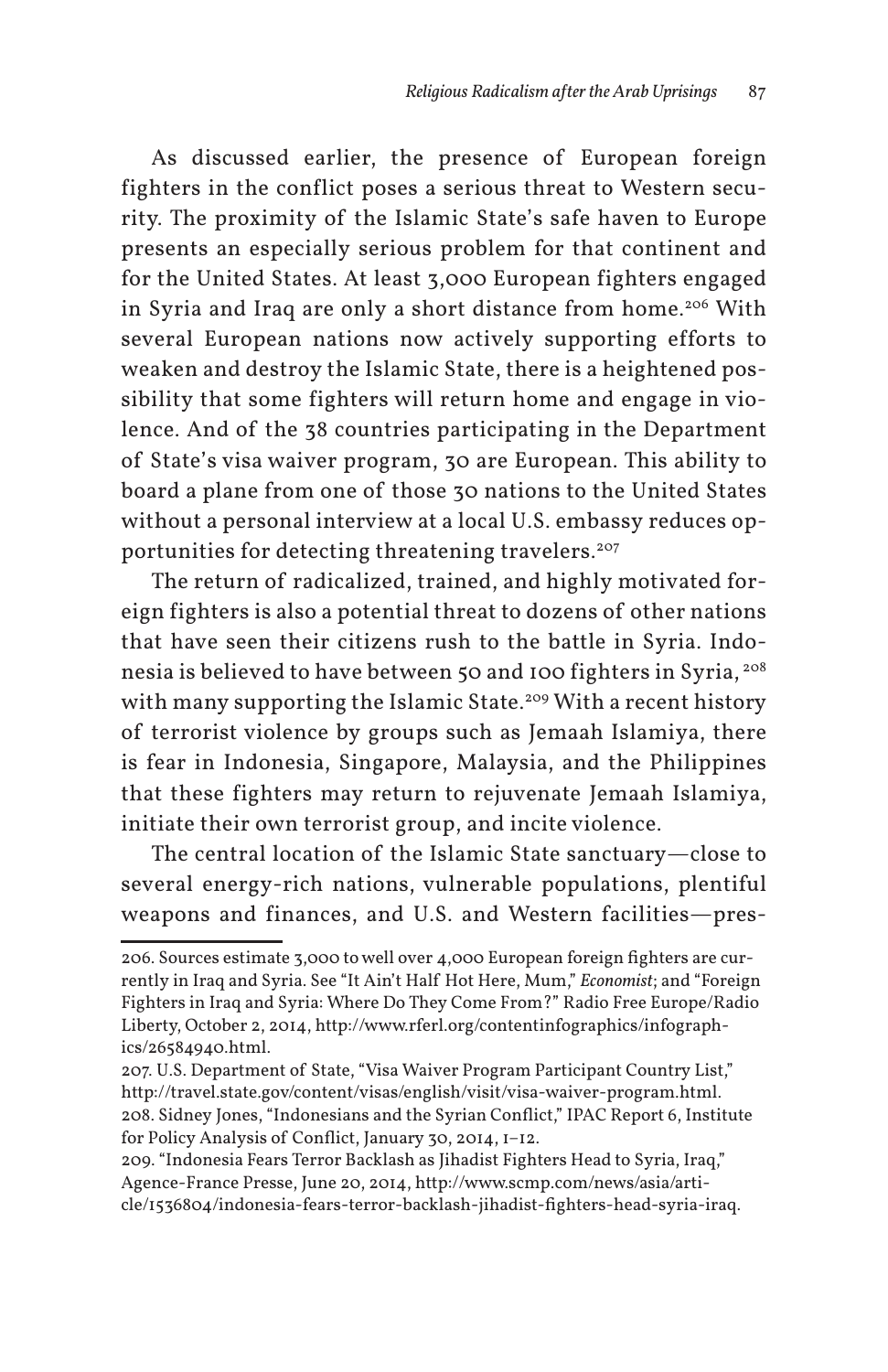As discussed earlier, the presence of European foreign fighters in the conflict poses a serious threat to Western security. The proximity of the Islamic State's safe haven to Europe presents an especially serious problem for that continent and for the United States. At least 3,000 European fighters engaged in Syria and Iraq are only a short distance from home.[206] With several European nations now actively supporting efforts to weaken and destroy the Islamic State, there is a heightened possibility that some fighters will return home and engage in violence. And of the 38 countries participating in the Department of State's visa waiver program, 30 are European. This ability to board a plane from one of those 30 nations to the United States without a personal interview at a local U.S. embassy reduces opportunities for detecting threatening travelers.[207]

The return of radicalized, trained, and highly motivated foreign fighters is also a potential threat to dozens of other nations that have seen their citizens rush to the battle in Syria. Indonesia is believed to have between 50 and 100 fighters in Syria,[208] with many supporting the Islamic State.[209] With a recent history of terrorist violence by groups such as Jemaah Islamiya, there is fear in Indonesia, Singapore, Malaysia, and the Philippines that these fighters may return to rejuvenate Jemaah Islamiya, initiate their own terrorist group, and incite violence.

The central location of the Islamic State sanctuary—close to several energy-rich nations, vulnerable populations, plentiful weapons and finances, and U.S. and Western facilities—pres-

---

206. Sources estimate 3,000 to well over 4,000 European foreign fighters are currently in Iraq and Syria. See "It Ain't Half Hot Here, Mum," *Economist*; and "Foreign Fighters in Iraq and Syria: Where Do They Come From?" Radio Free Europe/Radio Liberty, October 2, 2014, http://www.rferl.org/contentinfographics/infographics/26584940.html.

207. U.S. Department of State, "Visa Waiver Program Participant Country List," http://travel.state.gov/content/visas/english/visit/visa-waiver-program.html.

208. Sidney Jones, "Indonesians and the Syrian Conflict," IPAC Report 6, Institute for Policy Analysis of Conflict, January 30, 2014, 1–12.

209. "Indonesia Fears Terror Backlash as Jihadist Fighters Head to Syria, Iraq," Agence-France Presse, June 20, 2014, http://www.scmp.com/news/asia/article/1536804/indonesia-fears-terror-backlash-jihadist-fighters-head-syria-iraq.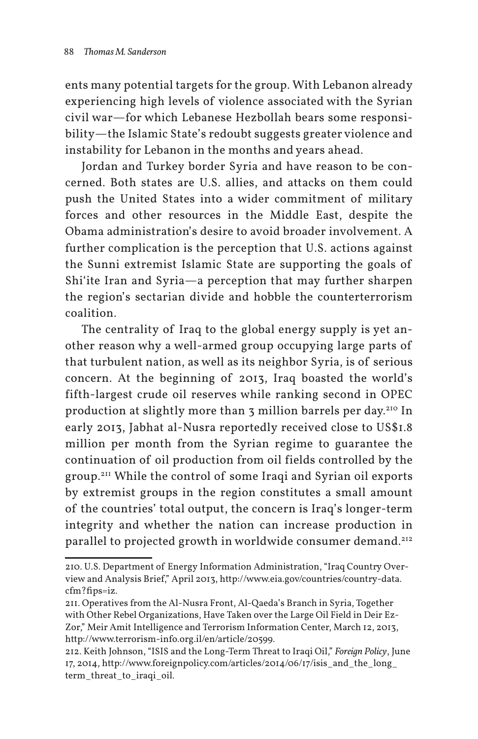ents many potential targets for the group. With Lebanon already experiencing high levels of violence associated with the Syrian civil war—for which Lebanese Hezbollah bears some responsibility—the Islamic State's redoubt suggests greater violence and instability for Lebanon in the months and years ahead.

Jordan and Turkey border Syria and have reason to be concerned. Both states are U.S. allies, and attacks on them could push the United States into a wider commitment of military forces and other resources in the Middle East, despite the Obama administration's desire to avoid broader involvement. A further complication is the perception that U.S. actions against the Sunni extremist Islamic State are supporting the goals of Shi'ite Iran and Syria—a perception that may further sharpen the region's sectarian divide and hobble the counterterrorism coalition.

The centrality of Iraq to the global energy supply is yet another reason why a well-armed group occupying large parts of that turbulent nation, as well as its neighbor Syria, is of serious concern. At the beginning of 2013, Iraq boasted the world's fifth-largest crude oil reserves while ranking second in OPEC production at slightly more than 3 million barrels per day.[210] In early 2013, Jabhat al-Nusra reportedly received close to US$1.8 million per month from the Syrian regime to guarantee the continuation of oil production from oil fields controlled by the group.[211] While the control of some Iraqi and Syrian oil exports by extremist groups in the region constitutes a small amount of the countries' total output, the concern is Iraq's longer-term integrity and whether the nation can increase production in parallel to projected growth in worldwide consumer demand.[212]

---

210. U.S. Department of Energy Information Administration, "Iraq Country Overview and Analysis Brief," April 2013, http://www.eia.gov/countries/country-data.cfm?fips=iz.

211. Operatives from the Al-Nusra Front, Al-Qaeda's Branch in Syria, Together with Other Rebel Organizations, Have Taken over the Large Oil Field in Deir Ez-Zor," Meir Amit Intelligence and Terrorism Information Center, March 12, 2013, http://www.terrorism-info.org.il/en/article/20599.

212. Keith Johnson, "ISIS and the Long-Term Threat to Iraqi Oil," *Foreign Policy*, June 17, 2014, http://www.foreignpolicy.com/articles/2014/06/17/isis_and_the_long_term_threat_to_iraqi_oil.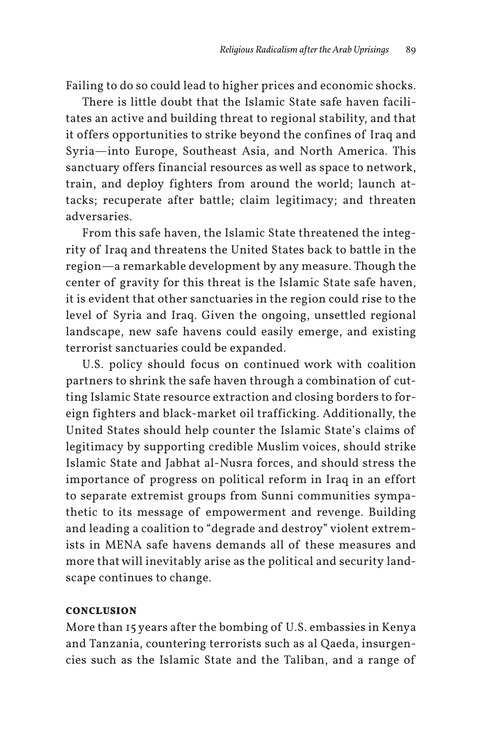Failing to do so could lead to higher prices and economic shocks.

There is little doubt that the Islamic State safe haven facilitates an active and building threat to regional stability, and that it offers opportunities to strike beyond the confines of Iraq and Syria—into Europe, Southeast Asia, and North America. This sanctuary offers financial resources as well as space to network, train, and deploy fighters from around the world; launch attacks; recuperate after battle; claim legitimacy; and threaten adversaries.

From this safe haven, the Islamic State threatened the integrity of Iraq and threatens the United States back to battle in the region—a remarkable development by any measure. Though the center of gravity for this threat is the Islamic State safe haven, it is evident that other sanctuaries in the region could rise to the level of Syria and Iraq. Given the ongoing, unsettled regional landscape, new safe havens could easily emerge, and existing terrorist sanctuaries could be expanded.

U.S. policy should focus on continued work with coalition partners to shrink the safe haven through a combination of cutting Islamic State resource extraction and closing borders to foreign fighters and black-market oil trafficking. Additionally, the United States should help counter the Islamic State's claims of legitimacy by supporting credible Muslim voices, should strike Islamic State and Jabhat al-Nusra forces, and should stress the importance of progress on political reform in Iraq in an effort to separate extremist groups from Sunni communities sympathetic to its message of empowerment and revenge. Building and leading a coalition to "degrade and destroy" violent extremists in MENA safe havens demands all of these measures and more that will inevitably arise as the political and security landscape continues to change.

## CONCLUSION

More than 15 years after the bombing of U.S. embassies in Kenya and Tanzania, countering terrorists such as al Qaeda, insurgencies such as the Islamic State and the Taliban, and a range of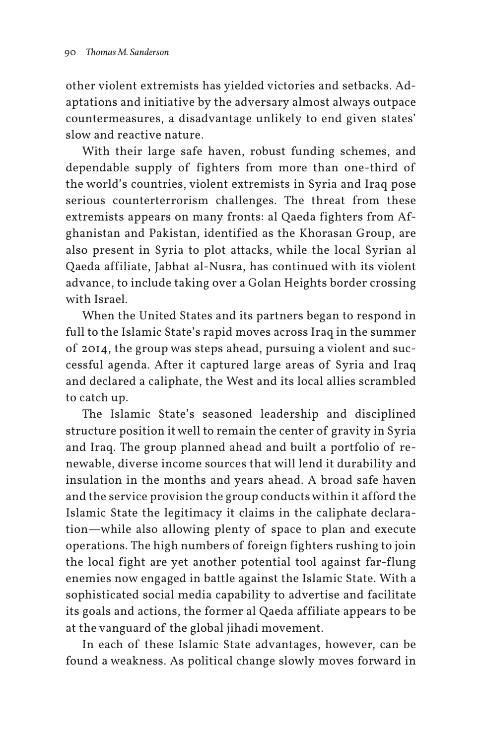other violent extremists has yielded victories and setbacks. Adaptations and initiative by the adversary almost always outpace countermeasures, a disadvantage unlikely to end given states' slow and reactive nature.

With their large safe haven, robust funding schemes, and dependable supply of fighters from more than one-third of the world's countries, violent extremists in Syria and Iraq pose serious counterterrorism challenges. The threat from these extremists appears on many fronts: al Qaeda fighters from Afghanistan and Pakistan, identified as the Khorasan Group, are also present in Syria to plot attacks, while the local Syrian al Qaeda affiliate, Jabhat al-Nusra, has continued with its violent advance, to include taking over a Golan Heights border crossing with Israel.

When the United States and its partners began to respond in full to the Islamic State's rapid moves across Iraq in the summer of 2014, the group was steps ahead, pursuing a violent and successful agenda. After it captured large areas of Syria and Iraq and declared a caliphate, the West and its local allies scrambled to catch up.

The Islamic State's seasoned leadership and disciplined structure position it well to remain the center of gravity in Syria and Iraq. The group planned ahead and built a portfolio of renewable, diverse income sources that will lend it durability and insulation in the months and years ahead. A broad safe haven and the service provision the group conducts within it afford the Islamic State the legitimacy it claims in the caliphate declaration—while also allowing plenty of space to plan and execute operations. The high numbers of foreign fighters rushing to join the local fight are yet another potential tool against far-flung enemies now engaged in battle against the Islamic State. With a sophisticated social media capability to advertise and facilitate its goals and actions, the former al Qaeda affiliate appears to be at the vanguard of the global jihadi movement.

In each of these Islamic State advantages, however, can be found a weakness. As political change slowly moves forward in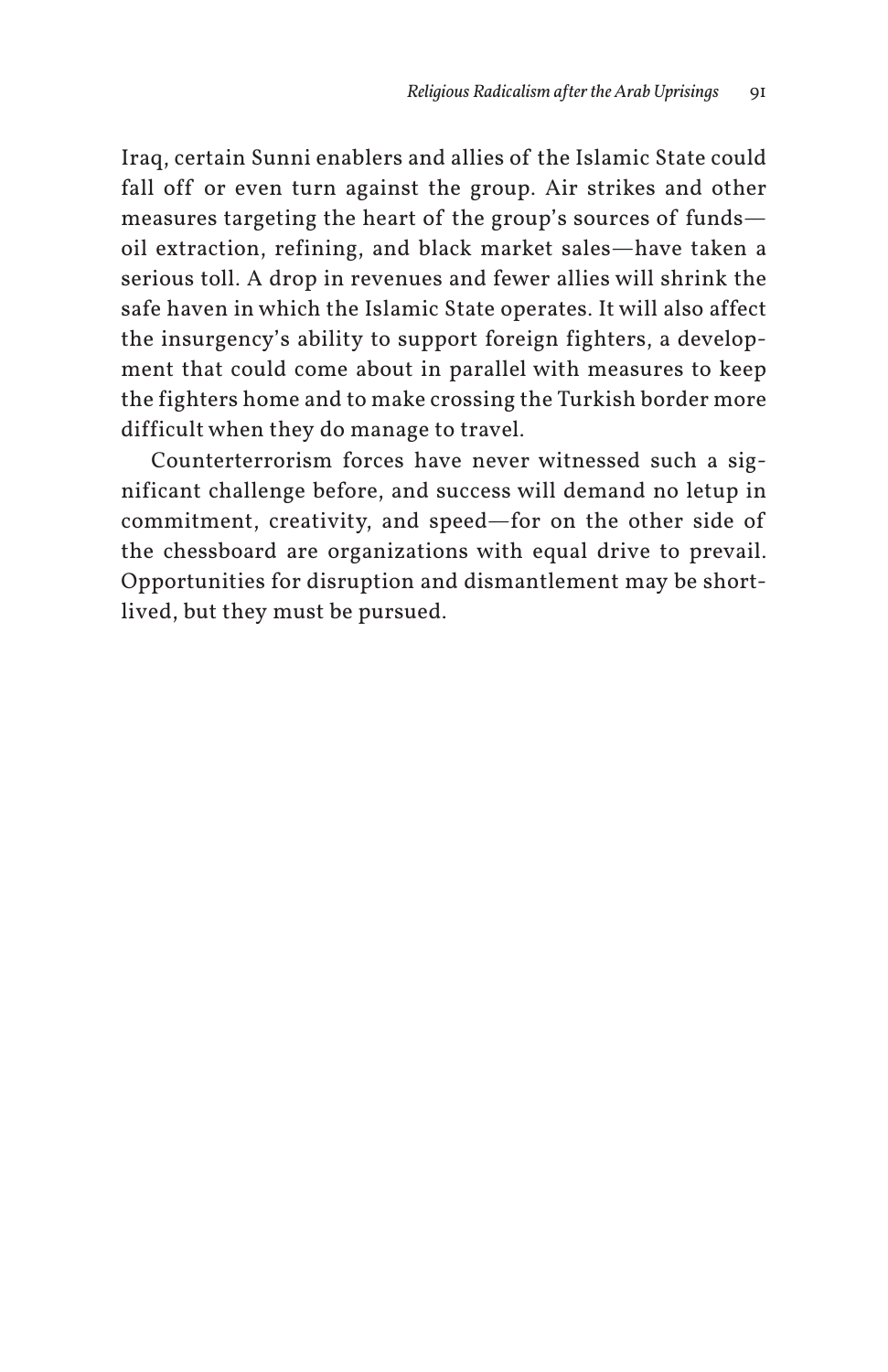Iraq, certain Sunni enablers and allies of the Islamic State could fall off or even turn against the group. Air strikes and other measures targeting the heart of the group's sources of funds—oil extraction, refining, and black market sales—have taken a serious toll. A drop in revenues and fewer allies will shrink the safe haven in which the Islamic State operates. It will also affect the insurgency's ability to support foreign fighters, a development that could come about in parallel with measures to keep the fighters home and to make crossing the Turkish border more difficult when they do manage to travel.

Counterterrorism forces have never witnessed such a significant challenge before, and success will demand no letup in commitment, creativity, and speed—for on the other side of the chessboard are organizations with equal drive to prevail. Opportunities for disruption and dismantlement may be short-lived, but they must be pursued.